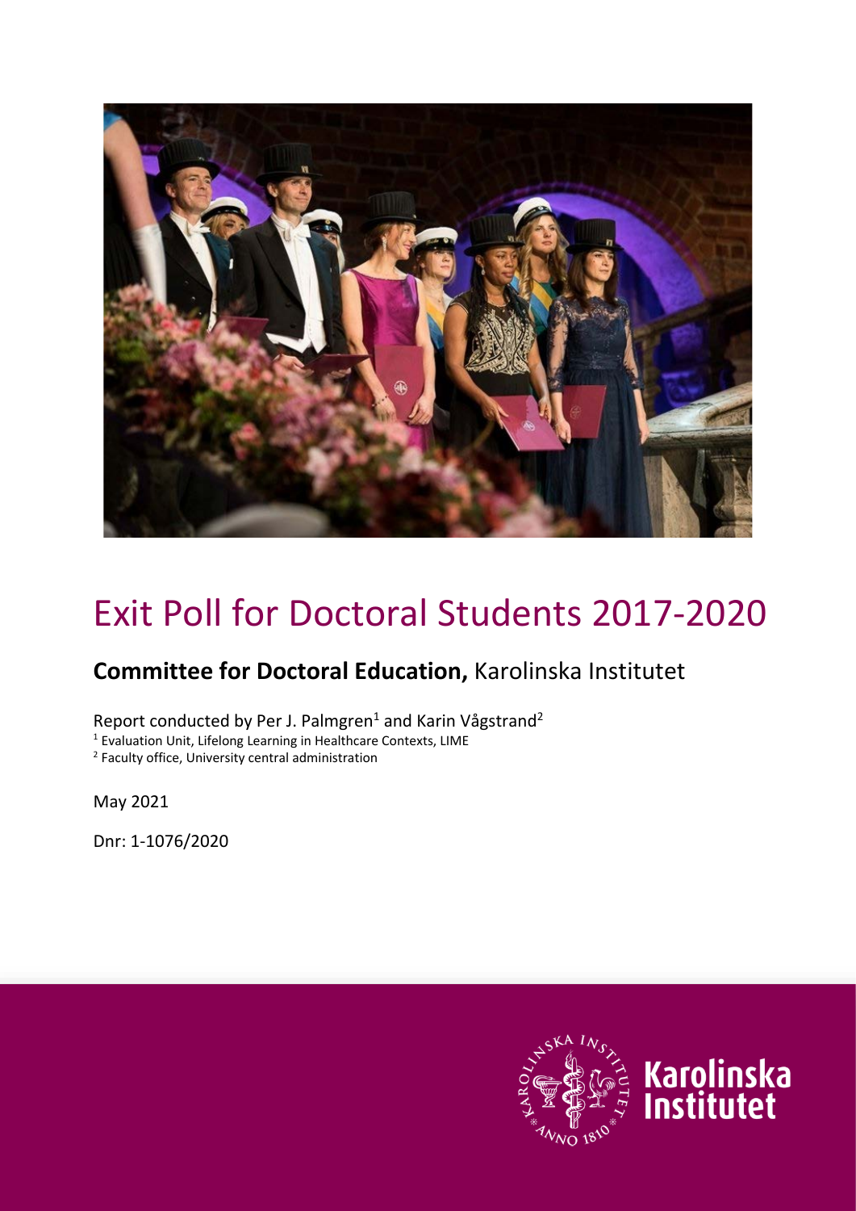# Exit Poll for Doctoral Students 2017-2020

## **Committee for Doctoral Education,** Karolinska Institutet

Report conducted by Per J. Palmgren[1] and Karin Vågstrand[2]

[1] Evaluation Unit, Lifelong Learning in Healthcare Contexts, LIME

[2] Faculty office, University central administration

May 2021

Dnr: 1-1076/2020

Karolinska Institutet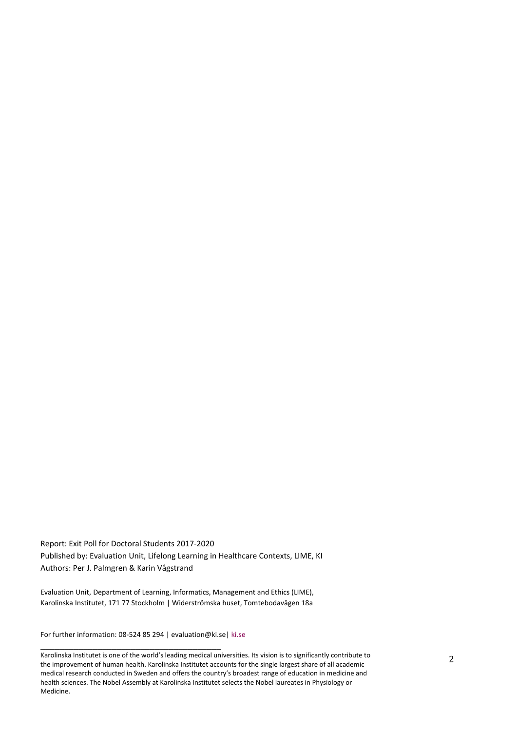Report: Exit Poll for Doctoral Students 2017-2020
Published by: Evaluation Unit, Lifelong Learning in Healthcare Contexts, LIME, KI
Authors: Per J. Palmgren & Karin Vågstrand

Evaluation Unit, Department of Learning, Informatics, Management and Ethics (LIME), Karolinska Institutet, 171 77 Stockholm | Widerströmska huset, Tomtebodavägen 18a

For further information: 08-524 85 294 | evaluation@ki.se| ki.se

---

Karolinska Institutet is one of the world's leading medical universities. Its vision is to significantly contribute to the improvement of human health. Karolinska Institutet accounts for the single largest share of all academic medical research conducted in Sweden and offers the country's broadest range of education in medicine and health sciences. The Nobel Assembly at Karolinska Institutet selects the Nobel laureates in Physiology or Medicine.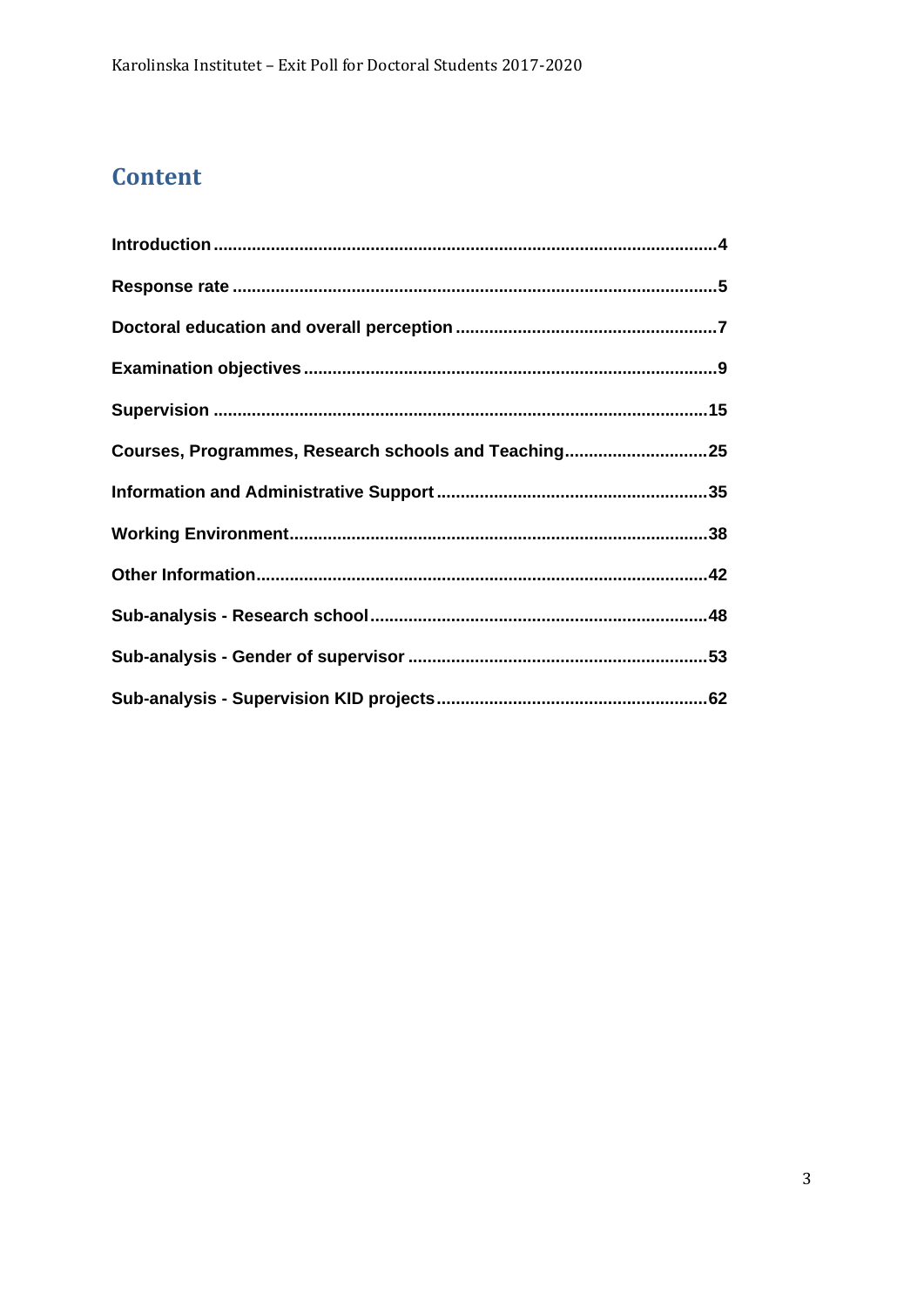# Content

| | |
|---|---|
| **Introduction** | **4** |
| **Response rate** | **5** |
| **Doctoral education and overall perception** | **7** |
| **Examination objectives** | **9** |
| **Supervision** | **15** |
| **Courses, Programmes, Research schools and Teaching** | **25** |
| **Information and Administrative Support** | **35** |
| **Working Environment** | **38** |
| **Other Information** | **42** |
| **Sub-analysis - Research school** | **48** |
| **Sub-analysis - Gender of supervisor** | **53** |
| **Sub-analysis - Supervision KID projects** | **62** |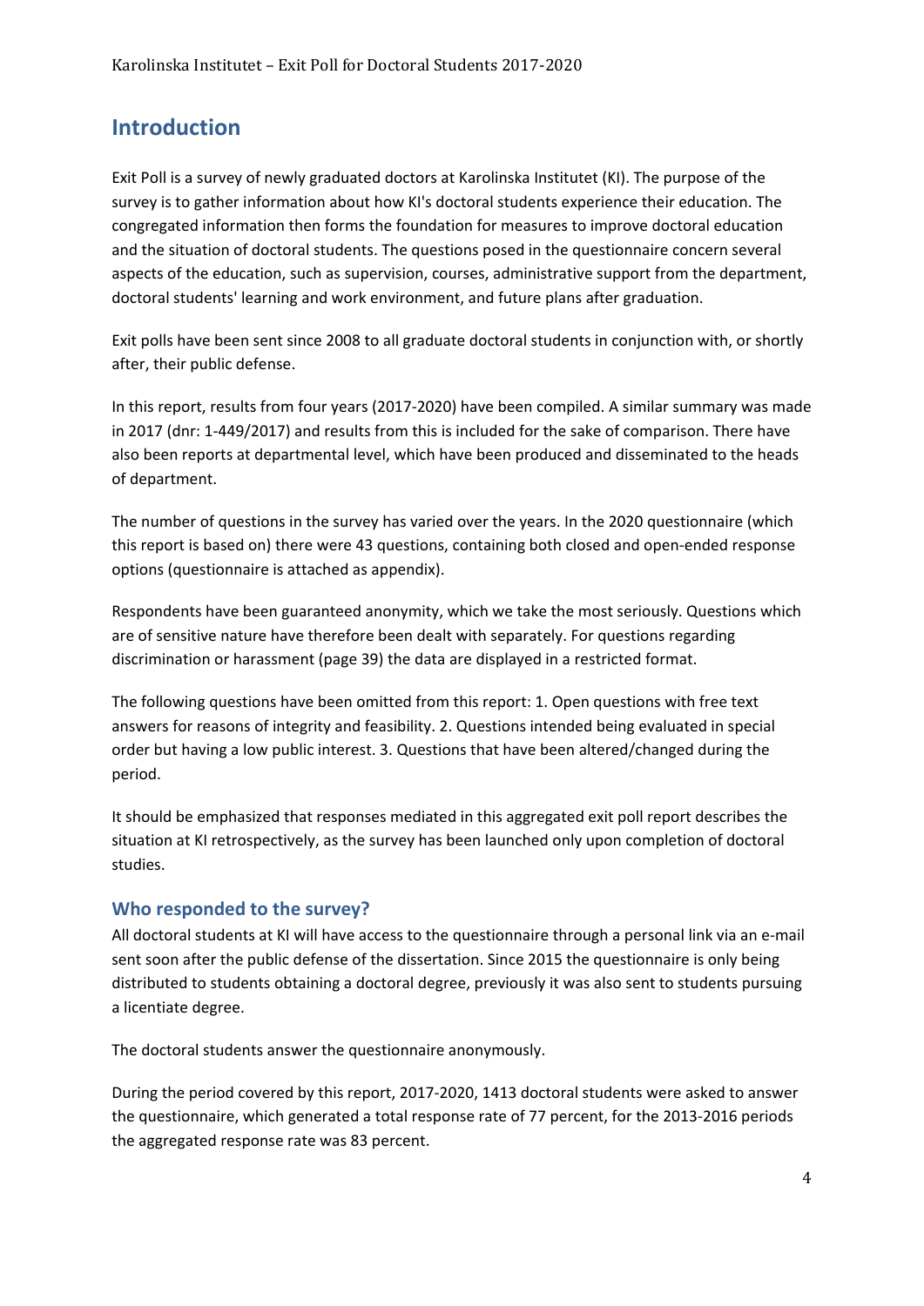# Introduction

Exit Poll is a survey of newly graduated doctors at Karolinska Institutet (KI). The purpose of the survey is to gather information about how KI's doctoral students experience their education. The congregated information then forms the foundation for measures to improve doctoral education and the situation of doctoral students. The questions posed in the questionnaire concern several aspects of the education, such as supervision, courses, administrative support from the department, doctoral students' learning and work environment, and future plans after graduation.

Exit polls have been sent since 2008 to all graduate doctoral students in conjunction with, or shortly after, their public defense.

In this report, results from four years (2017-2020) have been compiled. A similar summary was made in 2017 (dnr: 1-449/2017) and results from this is included for the sake of comparison. There have also been reports at departmental level, which have been produced and disseminated to the heads of department.

The number of questions in the survey has varied over the years. In the 2020 questionnaire (which this report is based on) there were 43 questions, containing both closed and open-ended response options (questionnaire is attached as appendix).

Respondents have been guaranteed anonymity, which we take the most seriously. Questions which are of sensitive nature have therefore been dealt with separately. For questions regarding discrimination or harassment (page 39) the data are displayed in a restricted format.

The following questions have been omitted from this report: 1. Open questions with free text answers for reasons of integrity and feasibility. 2. Questions intended being evaluated in special order but having a low public interest. 3. Questions that have been altered/changed during the period.

It should be emphasized that responses mediated in this aggregated exit poll report describes the situation at KI retrospectively, as the survey has been launched only upon completion of doctoral studies.

## Who responded to the survey?

All doctoral students at KI will have access to the questionnaire through a personal link via an e-mail sent soon after the public defense of the dissertation. Since 2015 the questionnaire is only being distributed to students obtaining a doctoral degree, previously it was also sent to students pursuing a licentiate degree.

The doctoral students answer the questionnaire anonymously.

During the period covered by this report, 2017-2020, 1413 doctoral students were asked to answer the questionnaire, which generated a total response rate of 77 percent, for the 2013-2016 periods the aggregated response rate was 83 percent.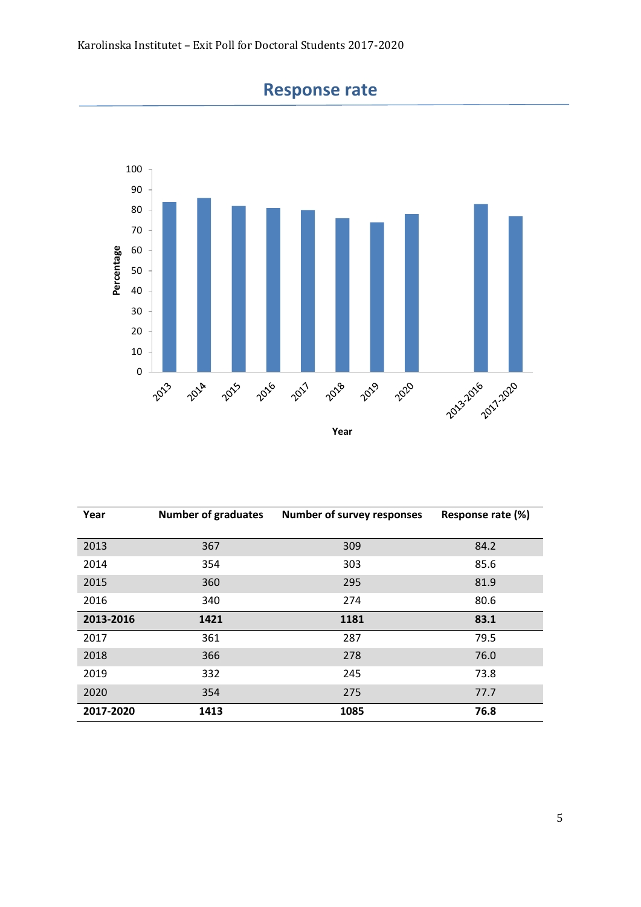# Response rate

| Year | Number of graduates | Number of survey responses | Response rate (%) |
|---|---|---|---|
| 2013 | 367 | 309 | 84.2 |
| 2014 | 354 | 303 | 85.6 |
| 2015 | 360 | 295 | 81.9 |
| 2016 | 340 | 274 | 80.6 |
| **2013-2016** | **1421** | **1181** | **83.1** |
| 2017 | 361 | 287 | 79.5 |
| 2018 | 366 | 278 | 76.0 |
| 2019 | 332 | 245 | 73.8 |
| 2020 | 354 | 275 | 77.7 |
| **2017-2020** | **1413** | **1085** | **76.8** |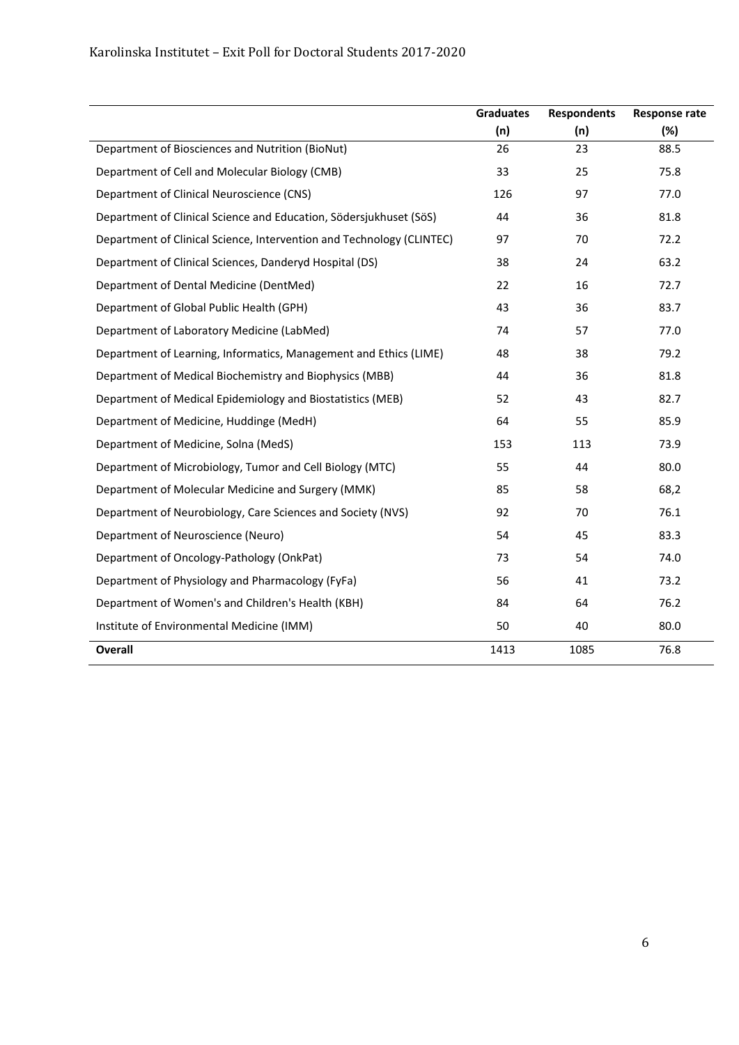| | Graduates (n) | Respondents (n) | Response rate (%) |
|---|---|---|---|
| Department of Biosciences and Nutrition (BioNut) | 26 | 23 | 88.5 |
| Department of Cell and Molecular Biology (CMB) | 33 | 25 | 75.8 |
| Department of Clinical Neuroscience (CNS) | 126 | 97 | 77.0 |
| Department of Clinical Science and Education, Södersjukhuset (SöS) | 44 | 36 | 81.8 |
| Department of Clinical Science, Intervention and Technology (CLINTEC) | 97 | 70 | 72.2 |
| Department of Clinical Sciences, Danderyd Hospital (DS) | 38 | 24 | 63.2 |
| Department of Dental Medicine (DentMed) | 22 | 16 | 72.7 |
| Department of Global Public Health (GPH) | 43 | 36 | 83.7 |
| Department of Laboratory Medicine (LabMed) | 74 | 57 | 77.0 |
| Department of Learning, Informatics, Management and Ethics (LIME) | 48 | 38 | 79.2 |
| Department of Medical Biochemistry and Biophysics (MBB) | 44 | 36 | 81.8 |
| Department of Medical Epidemiology and Biostatistics (MEB) | 52 | 43 | 82.7 |
| Department of Medicine, Huddinge (MedH) | 64 | 55 | 85.9 |
| Department of Medicine, Solna (MedS) | 153 | 113 | 73.9 |
| Department of Microbiology, Tumor and Cell Biology (MTC) | 55 | 44 | 80.0 |
| Department of Molecular Medicine and Surgery (MMK) | 85 | 58 | 68,2 |
| Department of Neurobiology, Care Sciences and Society (NVS) | 92 | 70 | 76.1 |
| Department of Neuroscience (Neuro) | 54 | 45 | 83.3 |
| Department of Oncology-Pathology (OnkPat) | 73 | 54 | 74.0 |
| Department of Physiology and Pharmacology (FyFa) | 56 | 41 | 73.2 |
| Department of Women's and Children's Health (KBH) | 84 | 64 | 76.2 |
| Institute of Environmental Medicine (IMM) | 50 | 40 | 80.0 |
| **Overall** | 1413 | 1085 | 76.8 |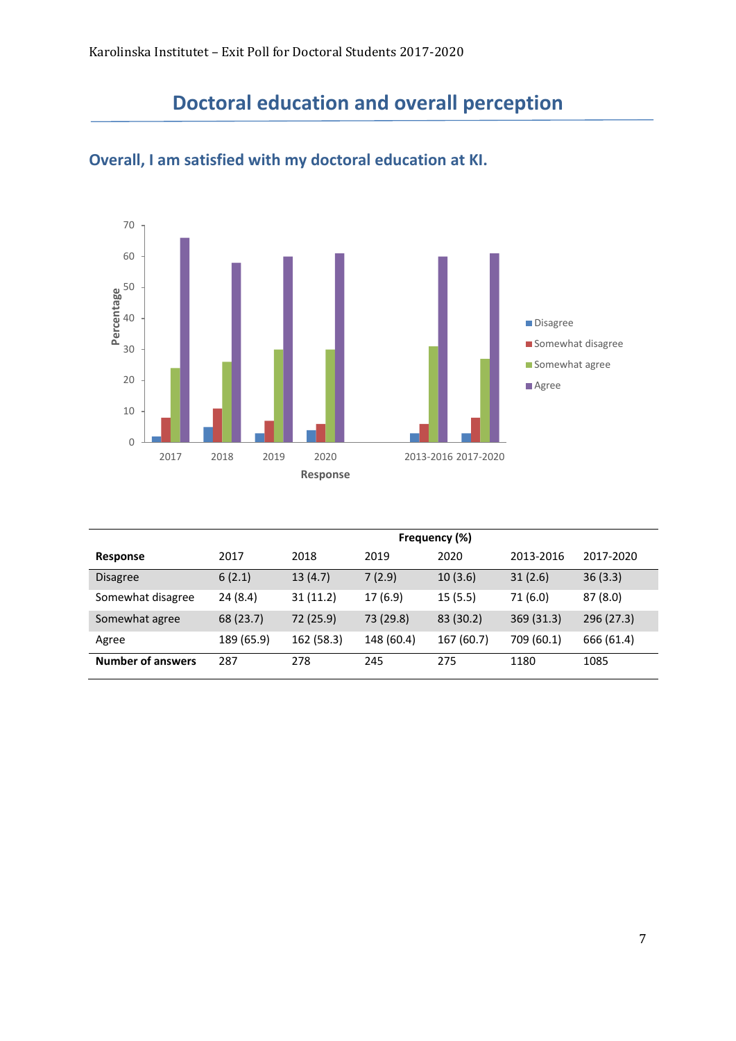# Doctoral education and overall perception

## Overall, I am satisfied with my doctoral education at KI.

| | Frequency (%) | | | | | |
|---|---|---|---|---|---|---|
| **Response** | 2017 | 2018 | 2019 | 2020 | 2013-2016 | 2017-2020 |
| Disagree | 6 (2.1) | 13 (4.7) | 7 (2.9) | 10 (3.6) | 31 (2.6) | 36 (3.3) |
| Somewhat disagree | 24 (8.4) | 31 (11.2) | 17 (6.9) | 15 (5.5) | 71 (6.0) | 87 (8.0) |
| Somewhat agree | 68 (23.7) | 72 (25.9) | 73 (29.8) | 83 (30.2) | 369 (31.3) | 296 (27.3) |
| Agree | 189 (65.9) | 162 (58.3) | 148 (60.4) | 167 (60.7) | 709 (60.1) | 666 (61.4) |
| **Number of answers** | 287 | 278 | 245 | 275 | 1180 | 1085 |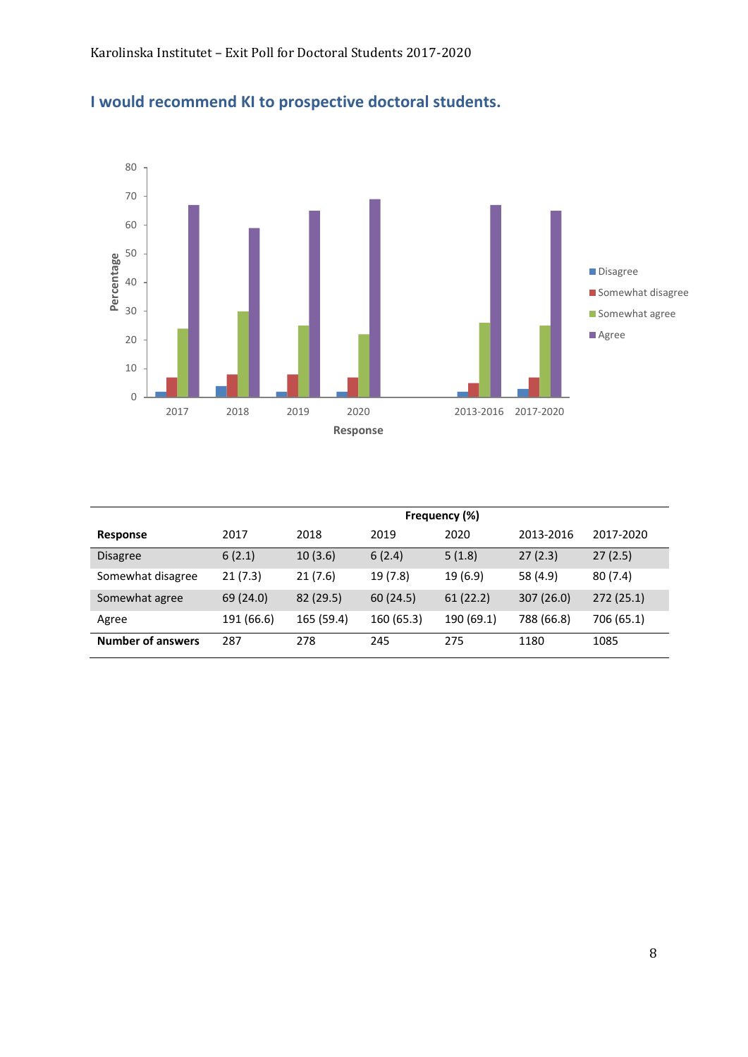## I would recommend KI to prospective doctoral students.

| | Frequency (%) | | | | | |
|---|---|---|---|---|---|---|
| **Response** | 2017 | 2018 | 2019 | 2020 | 2013-2016 | 2017-2020 |
| Disagree | 6 (2.1) | 10 (3.6) | 6 (2.4) | 5 (1.8) | 27 (2.3) | 27 (2.5) |
| Somewhat disagree | 21 (7.3) | 21 (7.6) | 19 (7.8) | 19 (6.9) | 58 (4.9) | 80 (7.4) |
| Somewhat agree | 69 (24.0) | 82 (29.5) | 60 (24.5) | 61 (22.2) | 307 (26.0) | 272 (25.1) |
| Agree | 191 (66.6) | 165 (59.4) | 160 (65.3) | 190 (69.1) | 788 (66.8) | 706 (65.1) |
| **Number of answers** | 287 | 278 | 245 | 275 | 1180 | 1085 |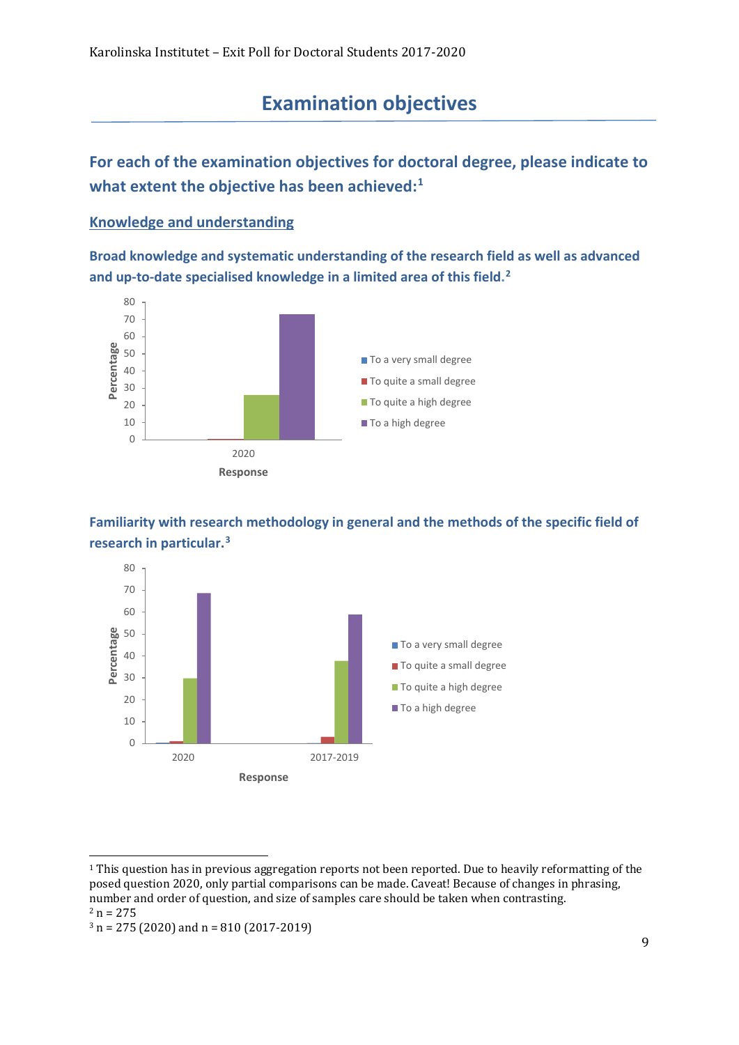# Examination objectives

## For each of the examination objectives for doctoral degree, please indicate to what extent the objective has been achieved:[1]

### Knowledge and understanding

**Broad knowledge and systematic understanding of the research field as well as advanced and up-to-date specialised knowledge in a limited area of this field.[2]**

**Familiarity with research methodology in general and the methods of the specific field of research in particular.[3]**

---

[1] This question has in previous aggregation reports not been reported. Due to heavily reformatting of the posed question 2020, only partial comparisons can be made. Caveat! Because of changes in phrasing, number and order of question, and size of samples care should be taken when contrasting.

[2] n = 275

[3] n = 275 (2020) and n = 810 (2017-2019)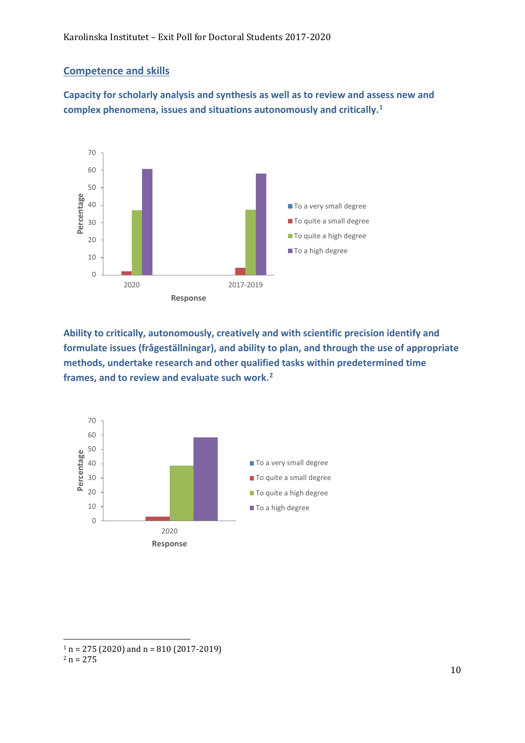## Competence and skills

### Capacity for scholarly analysis and synthesis as well as to review and assess new and complex phenomena, issues and situations autonomously and critically.[1]

### Ability to critically, autonomously, creatively and with scientific precision identify and formulate issues (frågeställningar), and ability to plan, and through the use of appropriate methods, undertake research and other qualified tasks within predetermined time frames, and to review and evaluate such work.[2]

[1] n = 275 (2020) and n = 810 (2017-2019)
[2] n = 275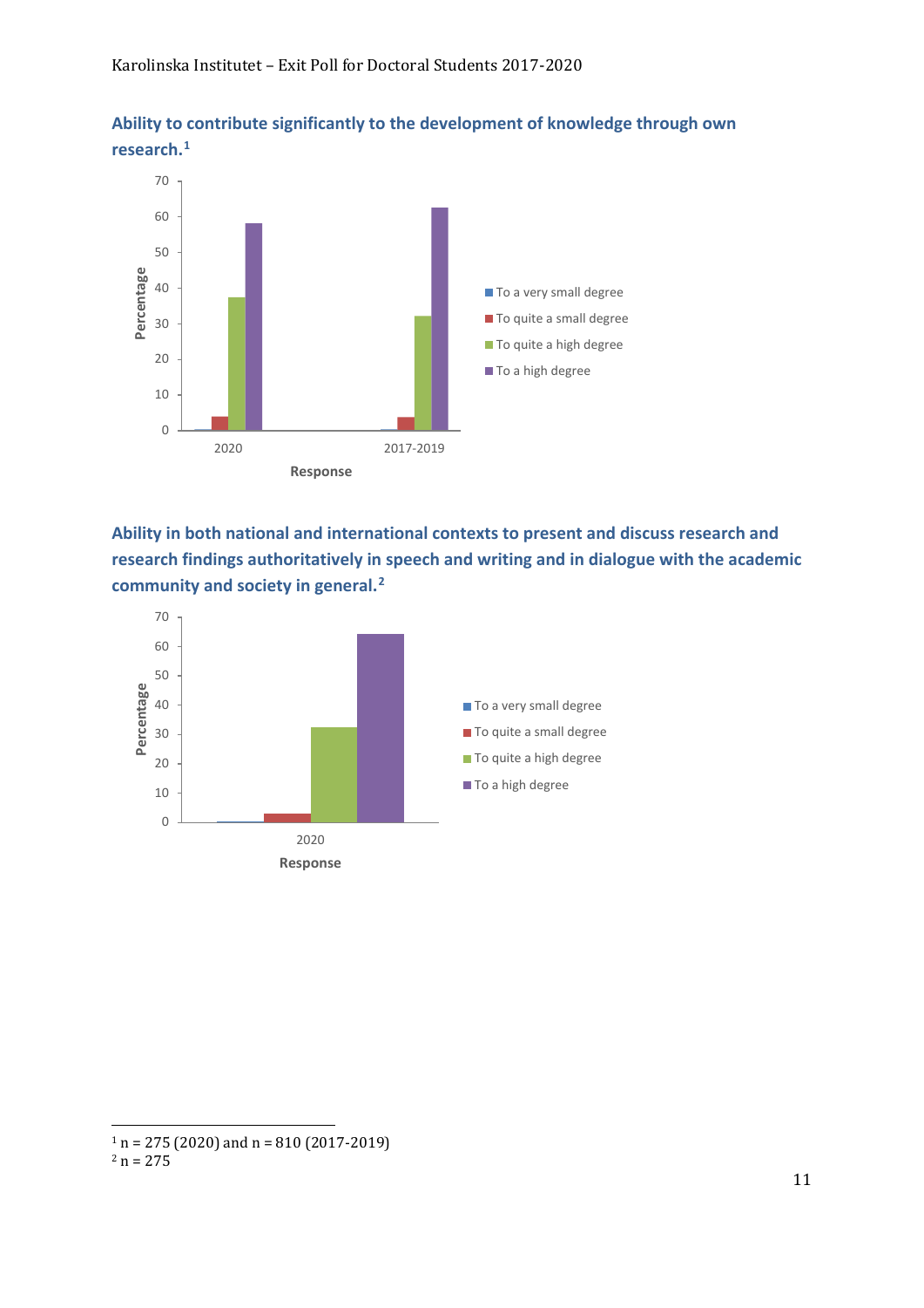### Ability to contribute significantly to the development of knowledge through own research.[1]

### Ability in both national and international contexts to present and discuss research and research findings authoritatively in speech and writing and in dialogue with the academic community and society in general.[2]

---

[1] n = 275 (2020) and n = 810 (2017-2019)

[2] n = 275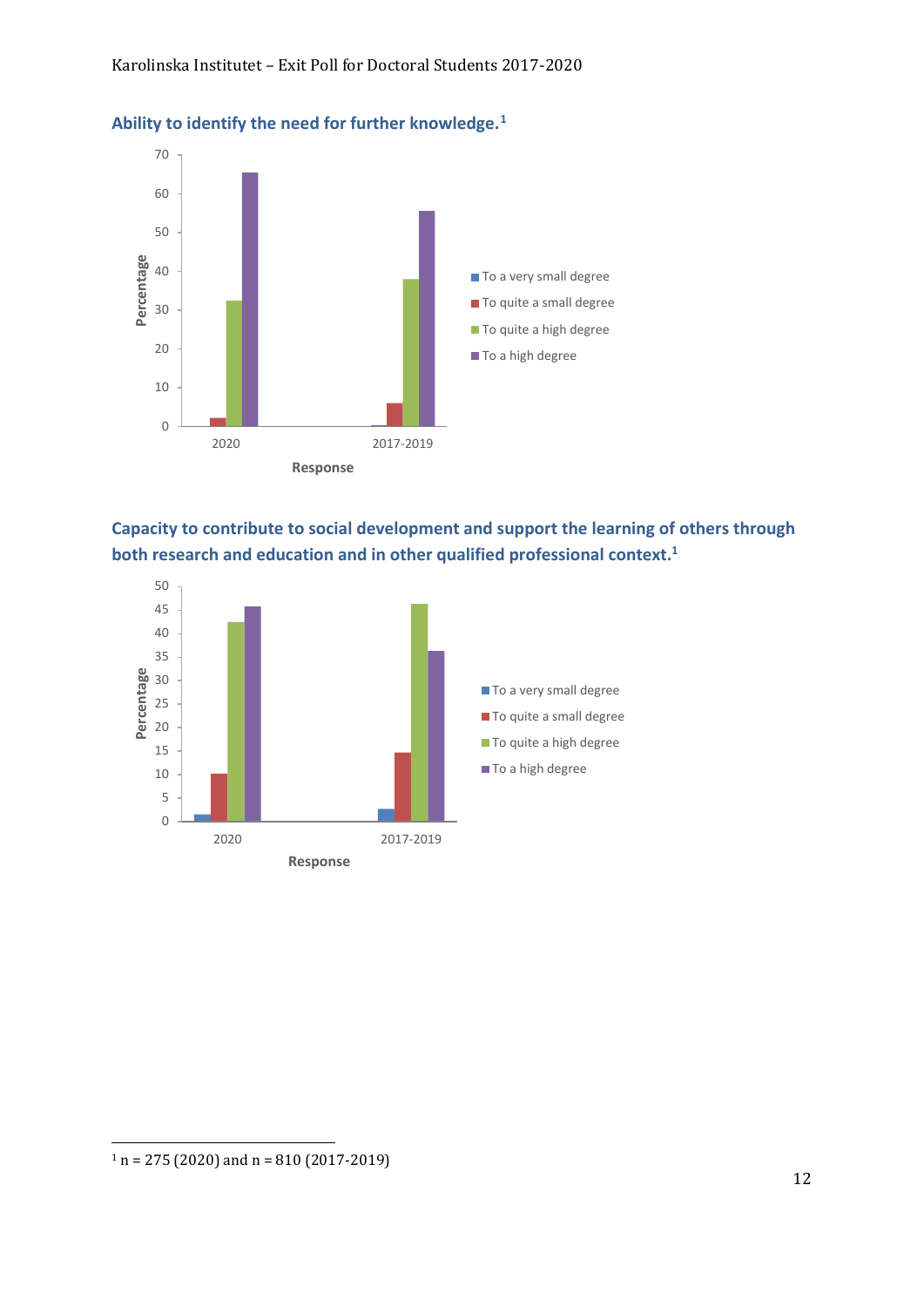### Ability to identify the need for further knowledge.[1]

### Capacity to contribute to social development and support the learning of others through both research and education and in other qualified professional context.[1]

---

[1] n = 275 (2020) and n = 810 (2017-2019)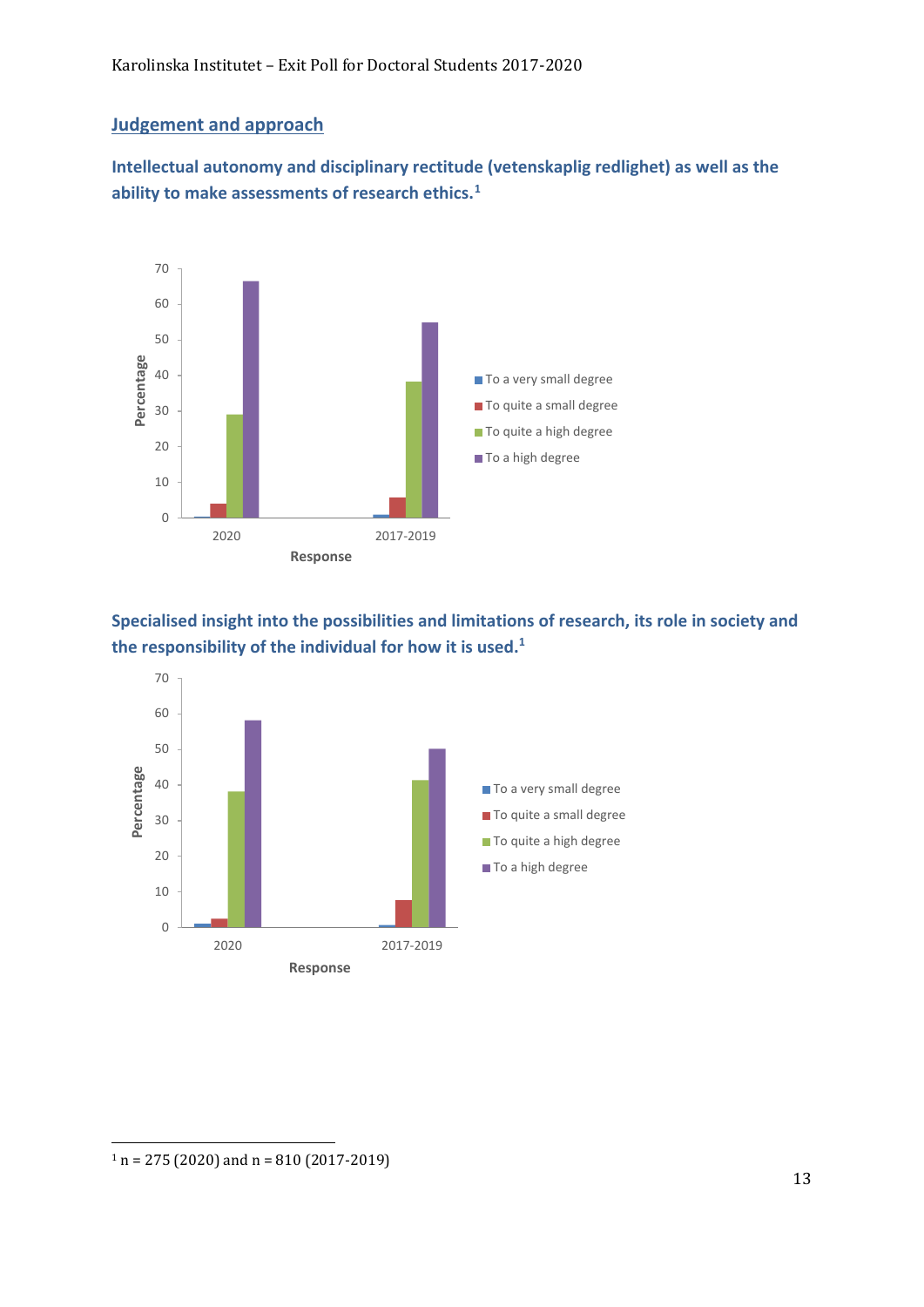## Judgement and approach

### Intellectual autonomy and disciplinary rectitude (vetenskaplig redlighet) as well as the ability to make assessments of research ethics.[1]

### Specialised insight into the possibilities and limitations of research, its role in society and the responsibility of the individual for how it is used.[1]

[1] n = 275 (2020) and n = 810 (2017-2019)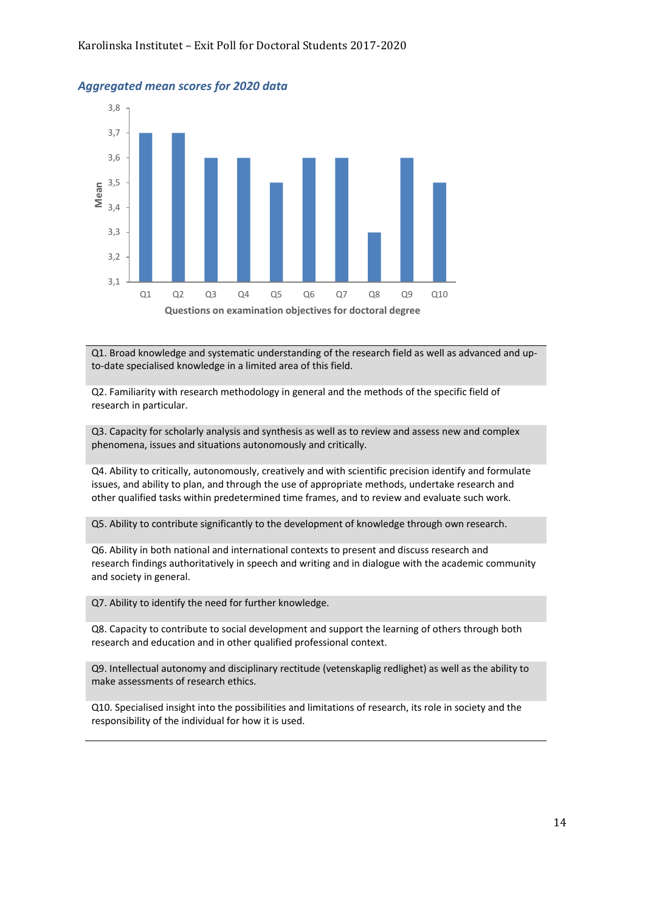### *Aggregated mean scores for 2020 data*

| Q1. Broad knowledge and systematic understanding of the research field as well as advanced and up-to-date specialised knowledge in a limited area of this field. |
|---|
| Q2. Familiarity with research methodology in general and the methods of the specific field of research in particular. |
| Q3. Capacity for scholarly analysis and synthesis as well as to review and assess new and complex phenomena, issues and situations autonomously and critically. |
| Q4. Ability to critically, autonomously, creatively and with scientific precision identify and formulate issues, and ability to plan, and through the use of appropriate methods, undertake research and other qualified tasks within predetermined time frames, and to review and evaluate such work. |
| Q5. Ability to contribute significantly to the development of knowledge through own research. |
| Q6. Ability in both national and international contexts to present and discuss research and research findings authoritatively in speech and writing and in dialogue with the academic community and society in general. |
| Q7. Ability to identify the need for further knowledge. |
| Q8. Capacity to contribute to social development and support the learning of others through both research and education and in other qualified professional context. |
| Q9. Intellectual autonomy and disciplinary rectitude (vetenskaplig redlighet) as well as the ability to make assessments of research ethics. |
| Q10. Specialised insight into the possibilities and limitations of research, its role in society and the responsibility of the individual for how it is used. |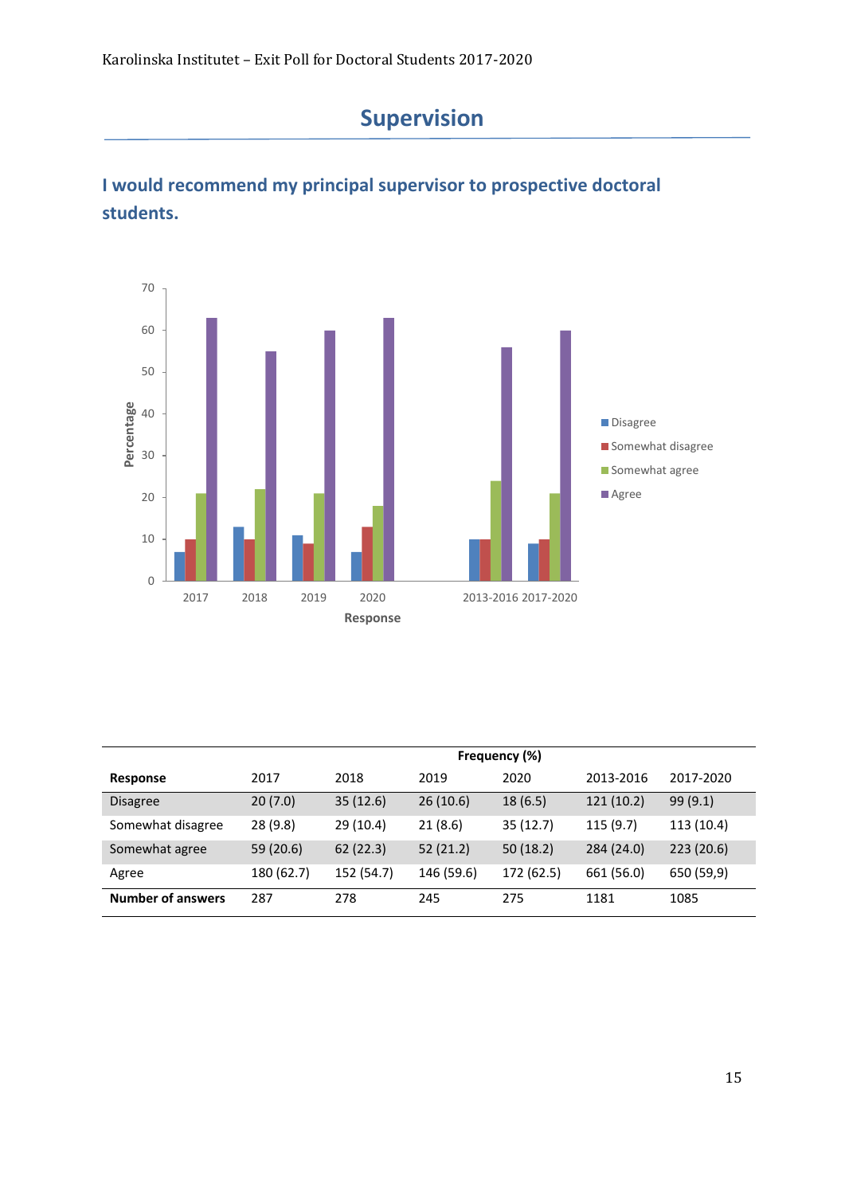# Supervision

## I would recommend my principal supervisor to prospective doctoral students.

| Response | Frequency (%) | | | | | |
|---|---|---|---|---|---|---|
| | 2017 | 2018 | 2019 | 2020 | 2013-2016 | 2017-2020 |
| Disagree | 20 (7.0) | 35 (12.6) | 26 (10.6) | 18 (6.5) | 121 (10.2) | 99 (9.1) |
| Somewhat disagree | 28 (9.8) | 29 (10.4) | 21 (8.6) | 35 (12.7) | 115 (9.7) | 113 (10.4) |
| Somewhat agree | 59 (20.6) | 62 (22.3) | 52 (21.2) | 50 (18.2) | 284 (24.0) | 223 (20.6) |
| Agree | 180 (62.7) | 152 (54.7) | 146 (59.6) | 172 (62.5) | 661 (56.0) | 650 (59,9) |
| **Number of answers** | 287 | 278 | 245 | 275 | 1181 | 1085 |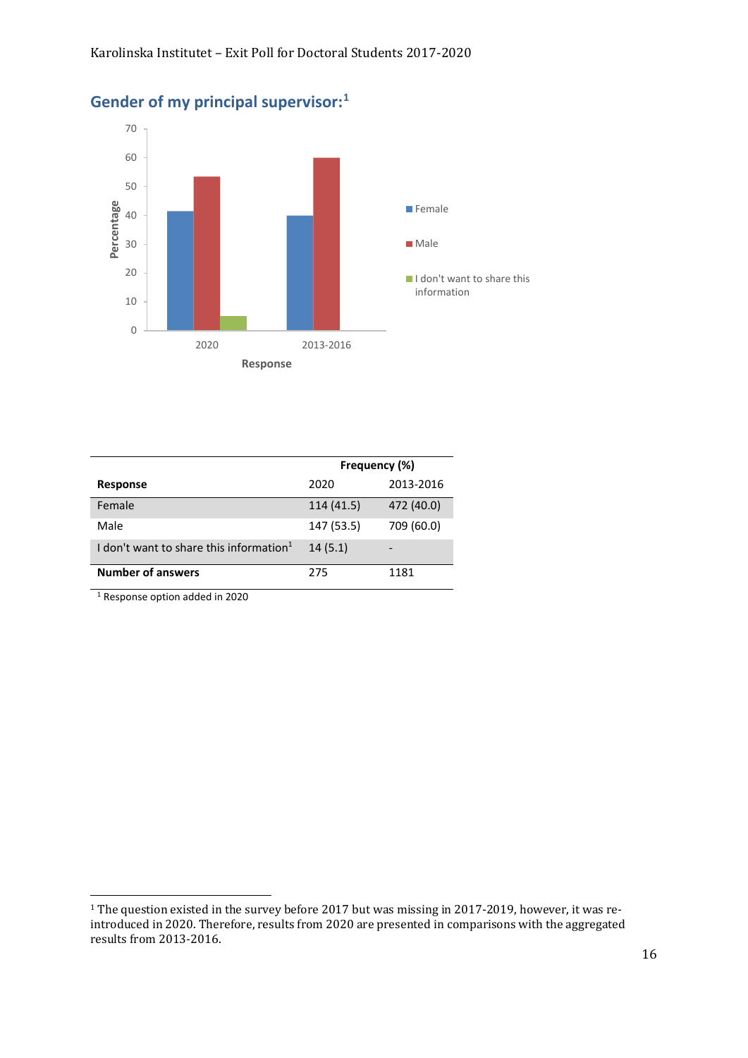## Gender of my principal supervisor:[1]

| Response | Frequency (%) | |
|---|---|---|
| | 2020 | 2013-2016 |
| Female | 114 (41.5) | 472 (40.0) |
| Male | 147 (53.5) | 709 (60.0) |
| I don't want to share this information[1] | 14 (5.1) | - |
| **Number of answers** | 275 | 1181 |

[1] Response option added in 2020

[1] The question existed in the survey before 2017 but was missing in 2017-2019, however, it was re-introduced in 2020. Therefore, results from 2020 are presented in comparisons with the aggregated results from 2013-2016.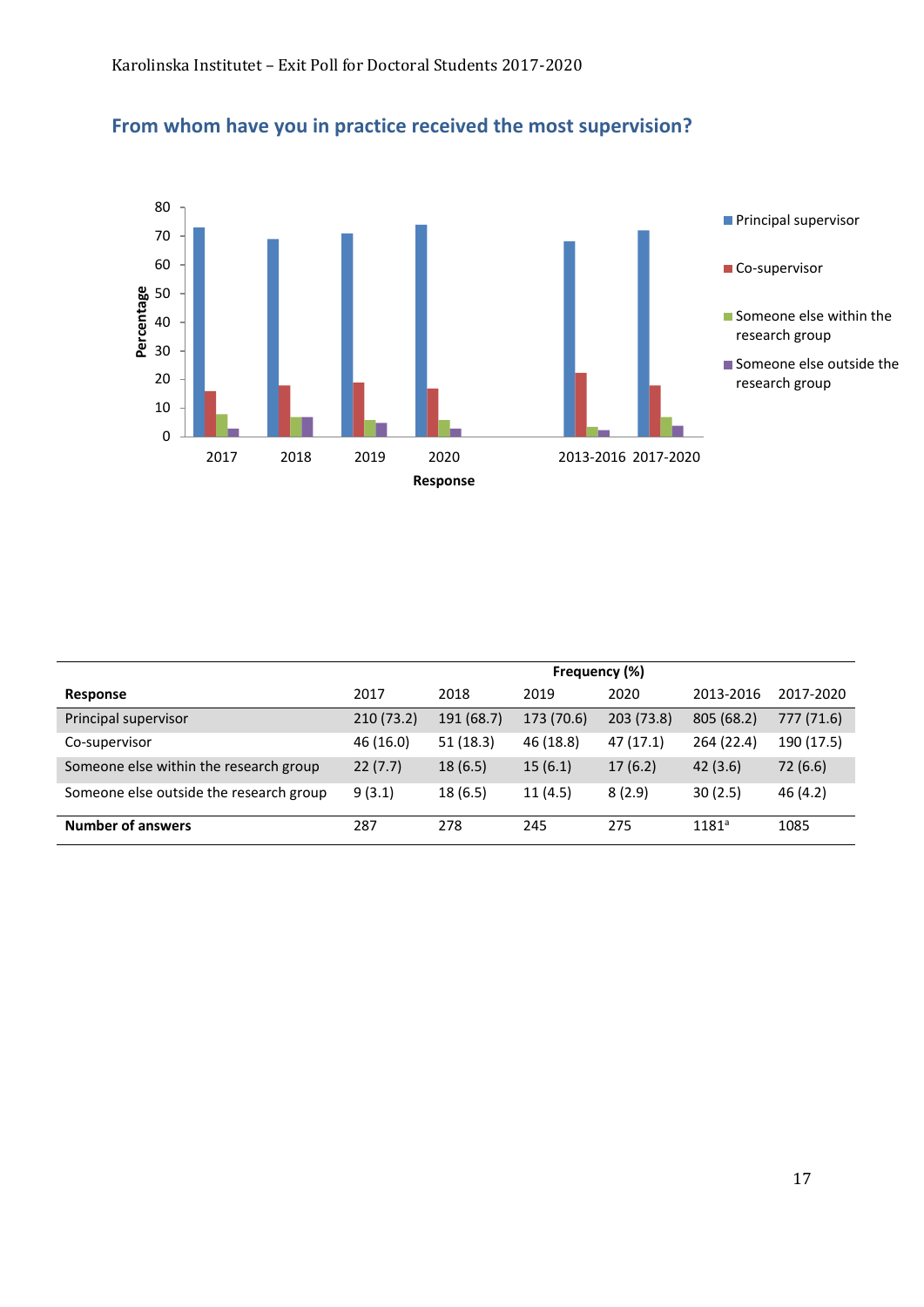## From whom have you in practice received the most supervision?

| Response | Frequency (%) | | | | | |
|---|---|---|---|---|---|---|
| | 2017 | 2018 | 2019 | 2020 | 2013-2016 | 2017-2020 |
| Principal supervisor | 210 (73.2) | 191 (68.7) | 173 (70.6) | 203 (73.8) | 805 (68.2) | 777 (71.6) |
| Co-supervisor | 46 (16.0) | 51 (18.3) | 46 (18.8) | 47 (17.1) | 264 (22.4) | 190 (17.5) |
| Someone else within the research group | 22 (7.7) | 18 (6.5) | 15 (6.1) | 17 (6.2) | 42 (3.6) | 72 (6.6) |
| Someone else outside the research group | 9 (3.1) | 18 (6.5) | 11 (4.5) | 8 (2.9) | 30 (2.5) | 46 (4.2) |
| **Number of answers** | 287 | 278 | 245 | 275 | 1181[a] | 1085 |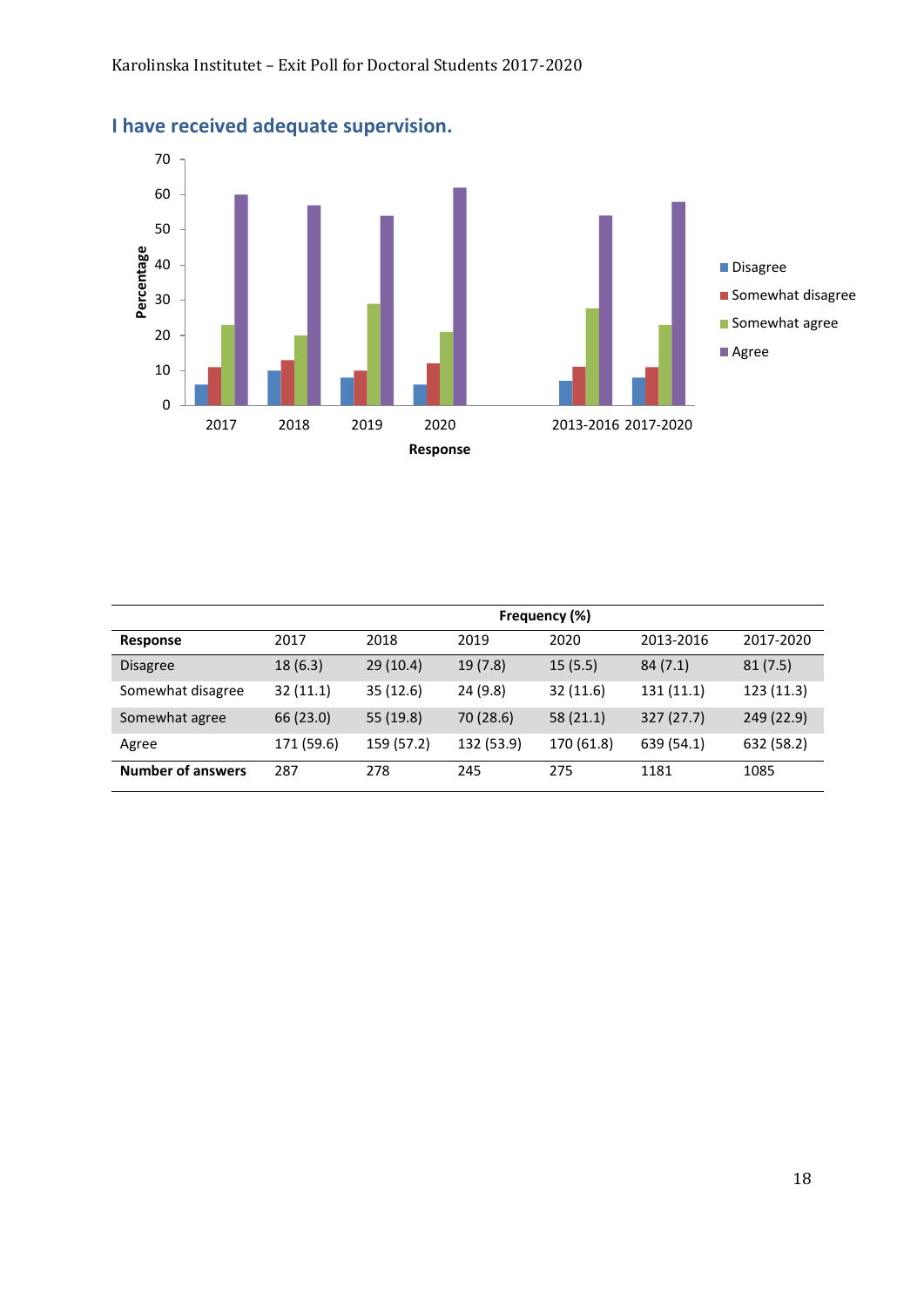## I have received adequate supervision.

| | Frequency (%) | | | | | |
|---|---|---|---|---|---|---|
| **Response** | 2017 | 2018 | 2019 | 2020 | 2013-2016 | 2017-2020 |
| Disagree | 18 (6.3) | 29 (10.4) | 19 (7.8) | 15 (5.5) | 84 (7.1) | 81 (7.5) |
| Somewhat disagree | 32 (11.1) | 35 (12.6) | 24 (9.8) | 32 (11.6) | 131 (11.1) | 123 (11.3) |
| Somewhat agree | 66 (23.0) | 55 (19.8) | 70 (28.6) | 58 (21.1) | 327 (27.7) | 249 (22.9) |
| Agree | 171 (59.6) | 159 (57.2) | 132 (53.9) | 170 (61.8) | 639 (54.1) | 632 (58.2) |
| **Number of answers** | 287 | 278 | 245 | 275 | 1181 | 1085 |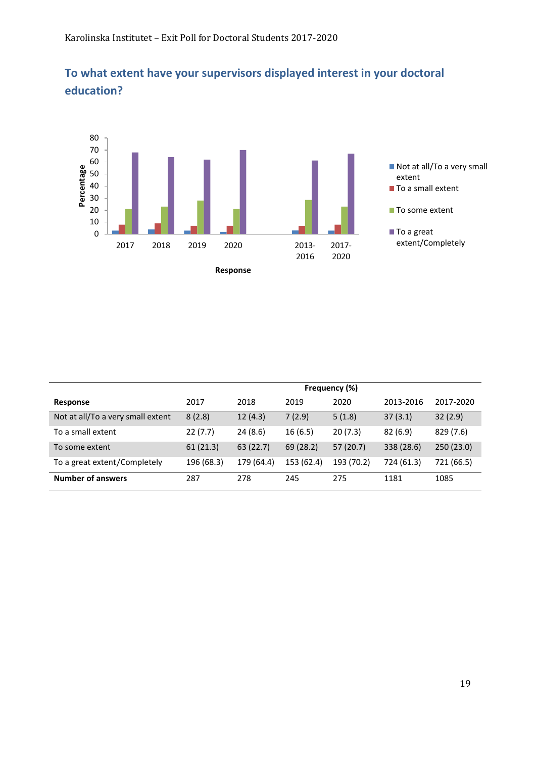## To what extent have your supervisors displayed interest in your doctoral education?

| Response | Frequency (%) | | | | | |
|---|---|---|---|---|---|---|
| | 2017 | 2018 | 2019 | 2020 | 2013-2016 | 2017-2020 |
| Not at all/To a very small extent | 8 (2.8) | 12 (4.3) | 7 (2.9) | 5 (1.8) | 37 (3.1) | 32 (2.9) |
| To a small extent | 22 (7.7) | 24 (8.6) | 16 (6.5) | 20 (7.3) | 82 (6.9) | 829 (7.6) |
| To some extent | 61 (21.3) | 63 (22.7) | 69 (28.2) | 57 (20.7) | 338 (28.6) | 250 (23.0) |
| To a great extent/Completely | 196 (68.3) | 179 (64.4) | 153 (62.4) | 193 (70.2) | 724 (61.3) | 721 (66.5) |
| **Number of answers** | 287 | 278 | 245 | 275 | 1181 | 1085 |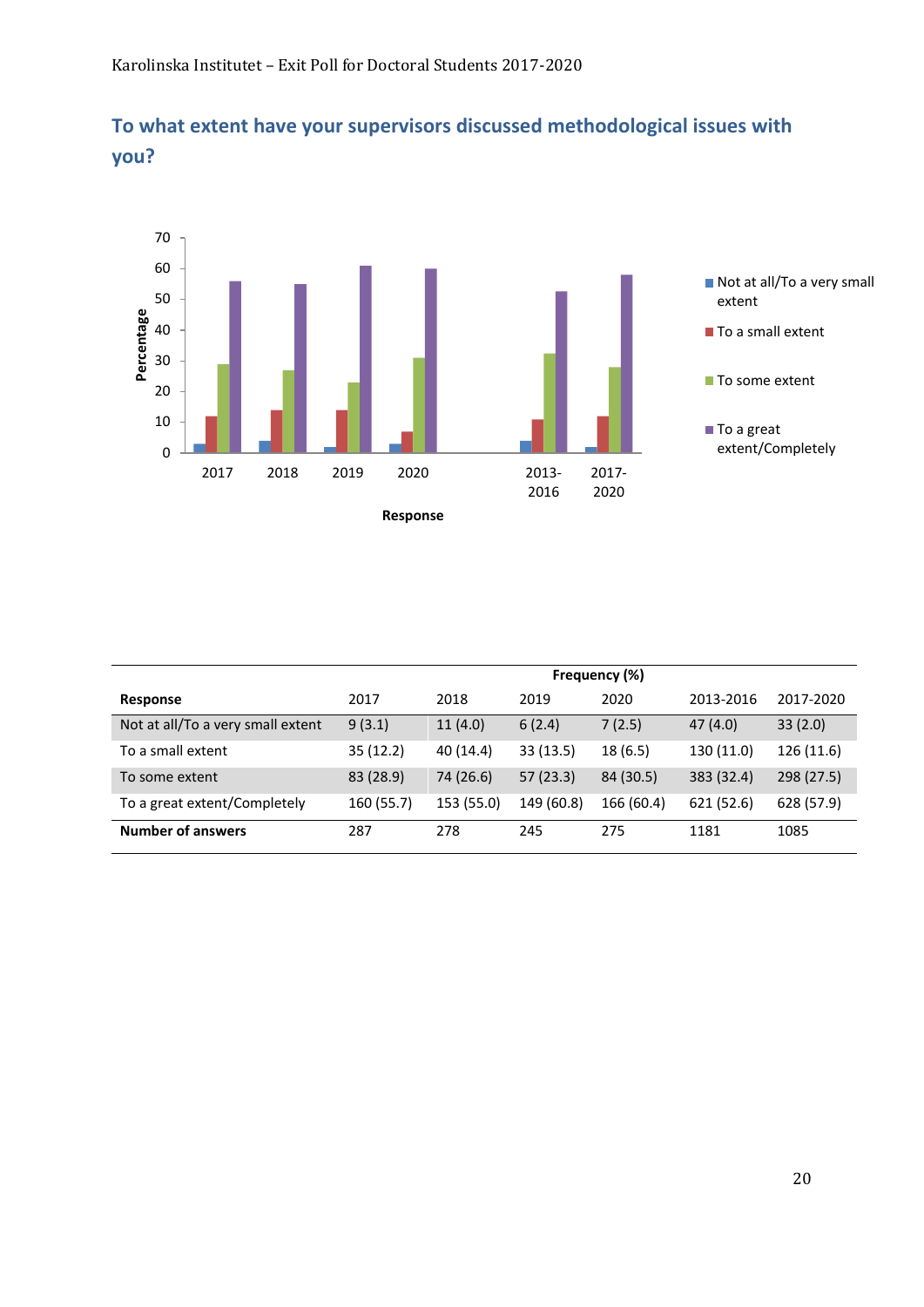## To what extent have your supervisors discussed methodological issues with you?

|  | Frequency (%) | | | | | |
|---|---|---|---|---|---|---|
| **Response** | 2017 | 2018 | 2019 | 2020 | 2013-2016 | 2017-2020 |
| Not at all/To a very small extent | 9 (3.1) | 11 (4.0) | 6 (2.4) | 7 (2.5) | 47 (4.0) | 33 (2.0) |
| To a small extent | 35 (12.2) | 40 (14.4) | 33 (13.5) | 18 (6.5) | 130 (11.0) | 126 (11.6) |
| To some extent | 83 (28.9) | 74 (26.6) | 57 (23.3) | 84 (30.5) | 383 (32.4) | 298 (27.5) |
| To a great extent/Completely | 160 (55.7) | 153 (55.0) | 149 (60.8) | 166 (60.4) | 621 (52.6) | 628 (57.9) |
| **Number of answers** | 287 | 278 | 245 | 275 | 1181 | 1085 |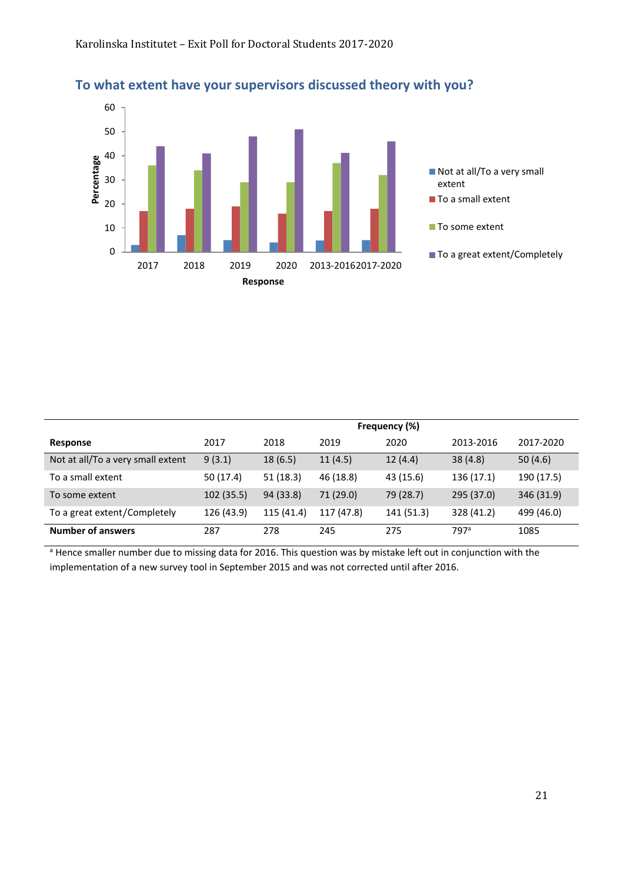## To what extent have your supervisors discussed theory with you?

| Response | Frequency (%) | | | | | |
|---|---|---|---|---|---|---|
| | 2017 | 2018 | 2019 | 2020 | 2013-2016 | 2017-2020 |
| Not at all/To a very small extent | 9 (3.1) | 18 (6.5) | 11 (4.5) | 12 (4.4) | 38 (4.8) | 50 (4.6) |
| To a small extent | 50 (17.4) | 51 (18.3) | 46 (18.8) | 43 (15.6) | 136 (17.1) | 190 (17.5) |
| To some extent | 102 (35.5) | 94 (33.8) | 71 (29.0) | 79 (28.7) | 295 (37.0) | 346 (31.9) |
| To a great extent/Completely | 126 (43.9) | 115 (41.4) | 117 (47.8) | 141 (51.3) | 328 (41.2) | 499 (46.0) |
| **Number of answers** | 287 | 278 | 245 | 275 | 797[a] | 1085 |

[a] Hence smaller number due to missing data for 2016. This question was by mistake left out in conjunction with the implementation of a new survey tool in September 2015 and was not corrected until after 2016.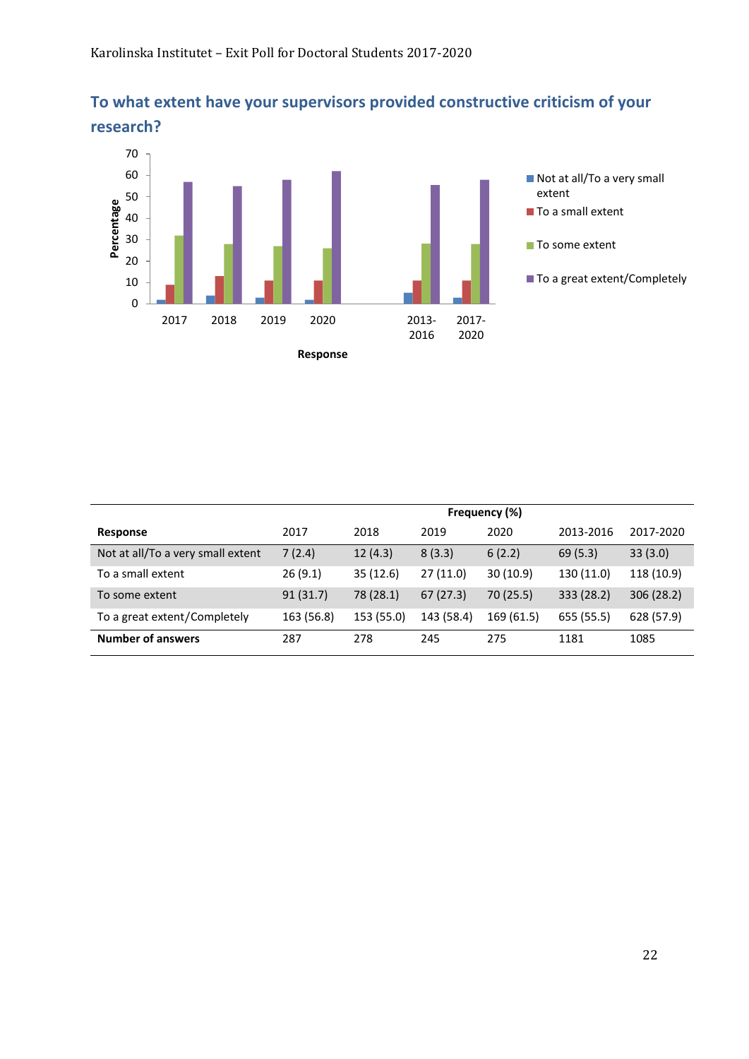## To what extent have your supervisors provided constructive criticism of your research?

| Response | Frequency (%) | | | | | |
|---|---|---|---|---|---|---|
| | 2017 | 2018 | 2019 | 2020 | 2013-2016 | 2017-2020 |
| Not at all/To a very small extent | 7 (2.4) | 12 (4.3) | 8 (3.3) | 6 (2.2) | 69 (5.3) | 33 (3.0) |
| To a small extent | 26 (9.1) | 35 (12.6) | 27 (11.0) | 30 (10.9) | 130 (11.0) | 118 (10.9) |
| To some extent | 91 (31.7) | 78 (28.1) | 67 (27.3) | 70 (25.5) | 333 (28.2) | 306 (28.2) |
| To a great extent/Completely | 163 (56.8) | 153 (55.0) | 143 (58.4) | 169 (61.5) | 655 (55.5) | 628 (57.9) |
| **Number of answers** | 287 | 278 | 245 | 275 | 1181 | 1085 |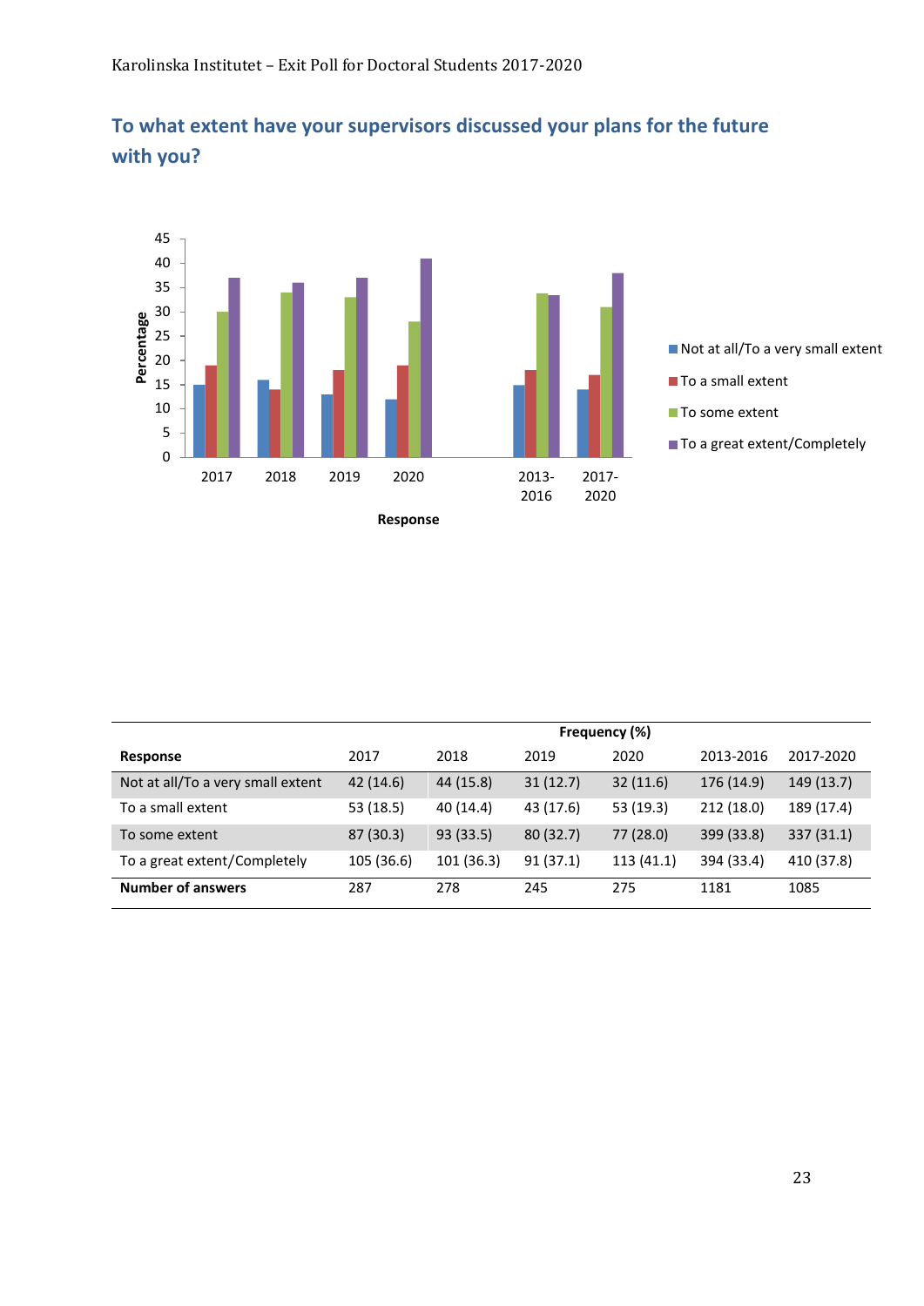## To what extent have your supervisors discussed your plans for the future with you?

| | Frequency (%) | | | | | |
|---|---|---|---|---|---|---|
| **Response** | 2017 | 2018 | 2019 | 2020 | 2013-2016 | 2017-2020 |
| Not at all/To a very small extent | 42 (14.6) | 44 (15.8) | 31 (12.7) | 32 (11.6) | 176 (14.9) | 149 (13.7) |
| To a small extent | 53 (18.5) | 40 (14.4) | 43 (17.6) | 53 (19.3) | 212 (18.0) | 189 (17.4) |
| To some extent | 87 (30.3) | 93 (33.5) | 80 (32.7) | 77 (28.0) | 399 (33.8) | 337 (31.1) |
| To a great extent/Completely | 105 (36.6) | 101 (36.3) | 91 (37.1) | 113 (41.1) | 394 (33.4) | 410 (37.8) |
| **Number of answers** | 287 | 278 | 245 | 275 | 1181 | 1085 |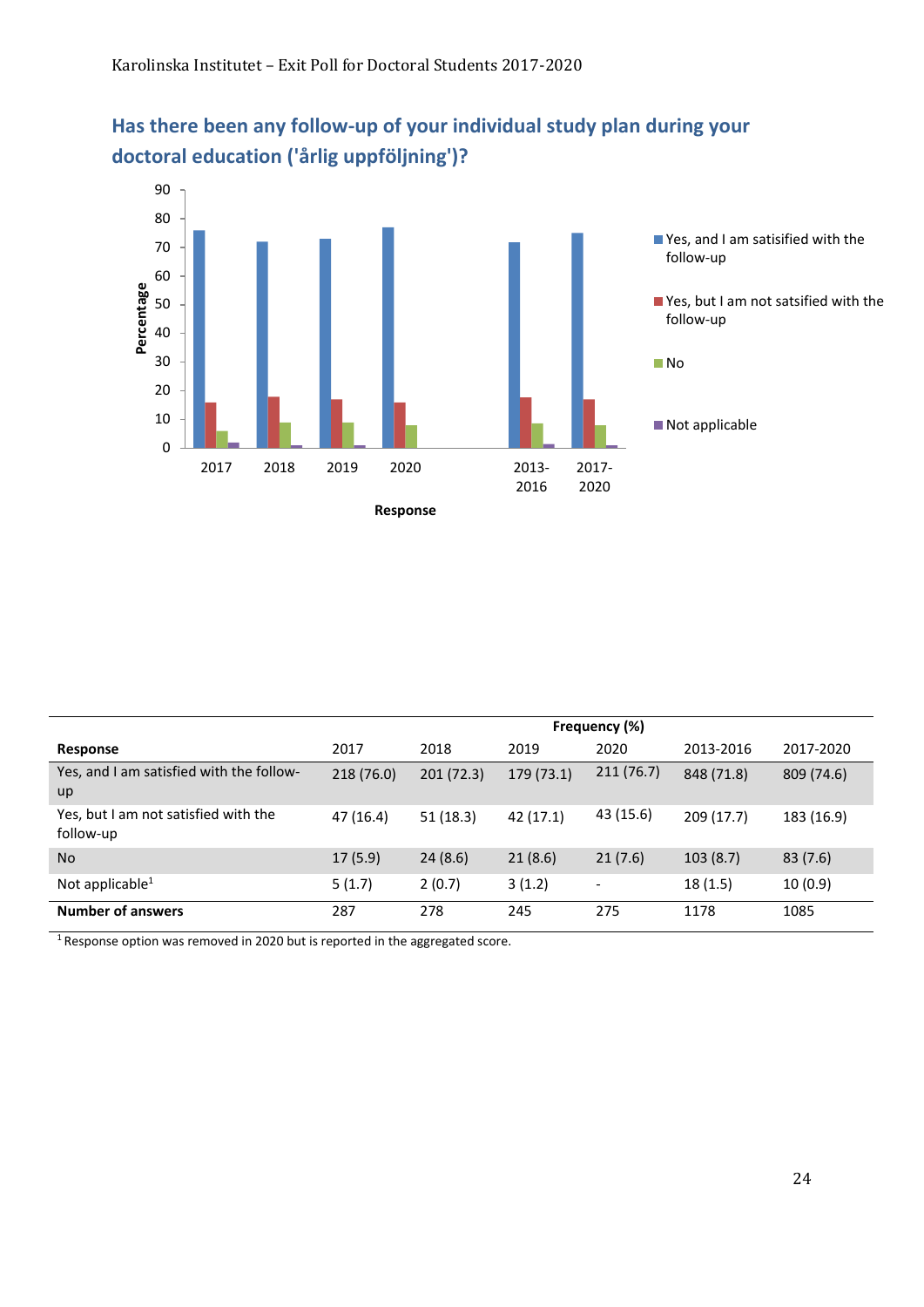## Has there been any follow-up of your individual study plan during your doctoral education ('årlig uppföljning')?

| Response | Frequency (%) | | | | | |
|---|---|---|---|---|---|---|
| | 2017 | 2018 | 2019 | 2020 | 2013-2016 | 2017-2020 |
| Yes, and I am satisfied with the follow-up | 218 (76.0) | 201 (72.3) | 179 (73.1) | 211 (76.7) | 848 (71.8) | 809 (74.6) |
| Yes, but I am not satisfied with the follow-up | 47 (16.4) | 51 (18.3) | 42 (17.1) | 43 (15.6) | 209 (17.7) | 183 (16.9) |
| No | 17 (5.9) | 24 (8.6) | 21 (8.6) | 21 (7.6) | 103 (8.7) | 83 (7.6) |
| Not applicable[1] | 5 (1.7) | 2 (0.7) | 3 (1.2) | - | 18 (1.5) | 10 (0.9) |
| **Number of answers** | 287 | 278 | 245 | 275 | 1178 | 1085 |

[1] Response option was removed in 2020 but is reported in the aggregated score.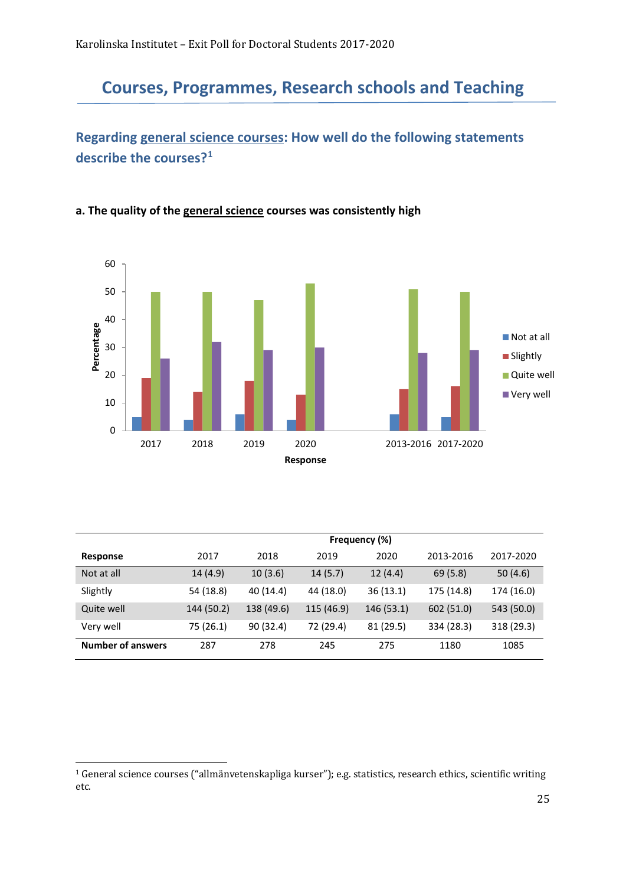## Courses, Programmes, Research schools and Teaching

### Regarding general science courses: How well do the following statements describe the courses?[1]

**a. The quality of the general science courses was consistently high**

| Response | 2017 | 2018 | 2019 | 2020 | 2013-2016 | 2017-2020 |
|---|---|---|---|---|---|---|
| | Frequency (%) | | | | | |
| Not at all | 14 (4.9) | 10 (3.6) | 14 (5.7) | 12 (4.4) | 69 (5.8) | 50 (4.6) |
| Slightly | 54 (18.8) | 40 (14.4) | 44 (18.0) | 36 (13.1) | 175 (14.8) | 174 (16.0) |
| Quite well | 144 (50.2) | 138 (49.6) | 115 (46.9) | 146 (53.1) | 602 (51.0) | 543 (50.0) |
| Very well | 75 (26.1) | 90 (32.4) | 72 (29.4) | 81 (29.5) | 334 (28.3) | 318 (29.3) |
| **Number of answers** | 287 | 278 | 245 | 275 | 1180 | 1085 |

[1] General science courses ("allmänvetenskapliga kurser"); e.g. statistics, research ethics, scientific writing etc.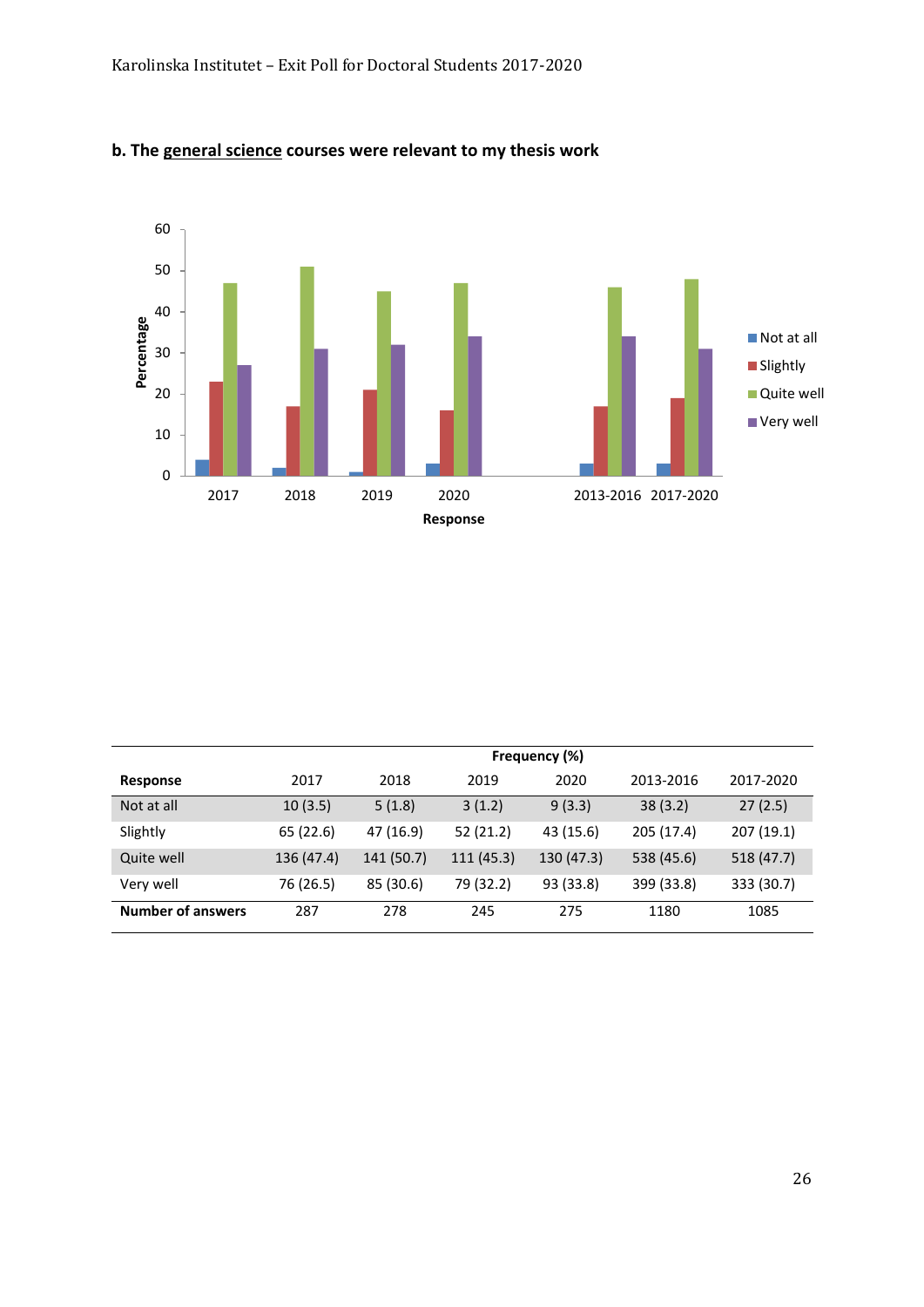### b. The general science courses were relevant to my thesis work

|  | Frequency (%) | | | | | |
|---|---|---|---|---|---|---|
| **Response** | 2017 | 2018 | 2019 | 2020 | 2013-2016 | 2017-2020 |
| Not at all | 10 (3.5) | 5 (1.8) | 3 (1.2) | 9 (3.3) | 38 (3.2) | 27 (2.5) |
| Slightly | 65 (22.6) | 47 (16.9) | 52 (21.2) | 43 (15.6) | 205 (17.4) | 207 (19.1) |
| Quite well | 136 (47.4) | 141 (50.7) | 111 (45.3) | 130 (47.3) | 538 (45.6) | 518 (47.7) |
| Very well | 76 (26.5) | 85 (30.6) | 79 (32.2) | 93 (33.8) | 399 (33.8) | 333 (30.7) |
| **Number of answers** | 287 | 278 | 245 | 275 | 1180 | 1085 |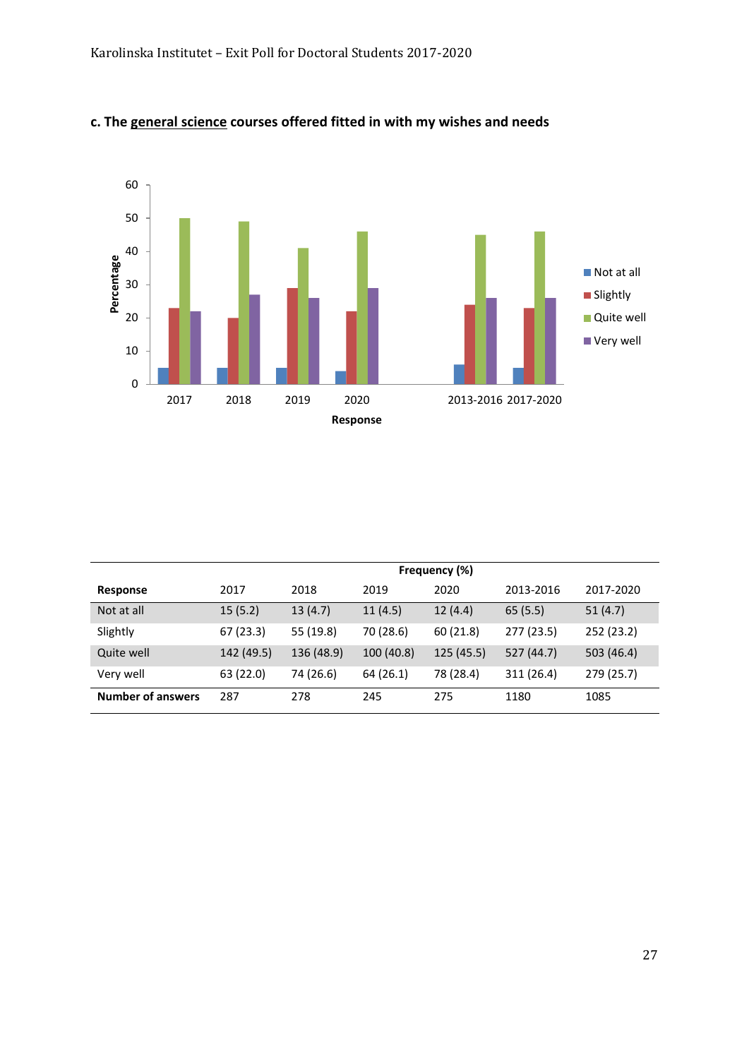### c. The <u>general science</u> courses offered fitted in with my wishes and needs

| Response | Frequency (%) | | | | | |
|---|---|---|---|---|---|---|
| | 2017 | 2018 | 2019 | 2020 | 2013-2016 | 2017-2020 |
| Not at all | 15 (5.2) | 13 (4.7) | 11 (4.5) | 12 (4.4) | 65 (5.5) | 51 (4.7) |
| Slightly | 67 (23.3) | 55 (19.8) | 70 (28.6) | 60 (21.8) | 277 (23.5) | 252 (23.2) |
| Quite well | 142 (49.5) | 136 (48.9) | 100 (40.8) | 125 (45.5) | 527 (44.7) | 503 (46.4) |
| Very well | 63 (22.0) | 74 (26.6) | 64 (26.1) | 78 (28.4) | 311 (26.4) | 279 (25.7) |
| **Number of answers** | 287 | 278 | 245 | 275 | 1180 | 1085 |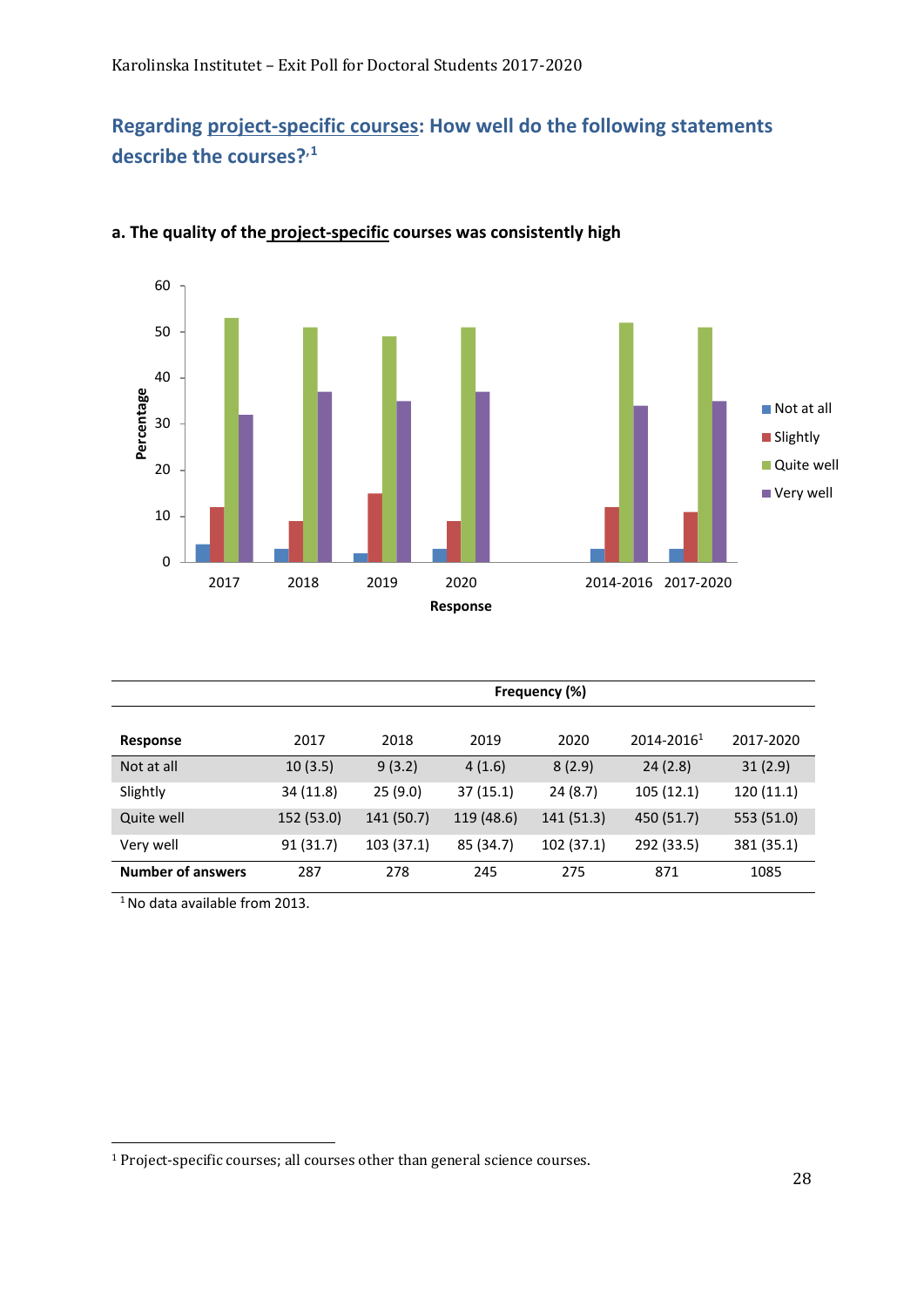## Regarding project-specific courses: How well do the following statements describe the courses?[1]

### a. The quality of the project-specific courses was consistently high

| | Frequency (%) | | | | | |
|---|---|---|---|---|---|---|
| **Response** | 2017 | 2018 | 2019 | 2020 | 2014-2016[1] | 2017-2020 |
| Not at all | 10 (3.5) | 9 (3.2) | 4 (1.6) | 8 (2.9) | 24 (2.8) | 31 (2.9) |
| Slightly | 34 (11.8) | 25 (9.0) | 37 (15.1) | 24 (8.7) | 105 (12.1) | 120 (11.1) |
| Quite well | 152 (53.0) | 141 (50.7) | 119 (48.6) | 141 (51.3) | 450 (51.7) | 553 (51.0) |
| Very well | 91 (31.7) | 103 (37.1) | 85 (34.7) | 102 (37.1) | 292 (33.5) | 381 (35.1) |
| **Number of answers** | 287 | 278 | 245 | 275 | 871 | 1085 |

[1] No data available from 2013.

---

[1] Project-specific courses; all courses other than general science courses.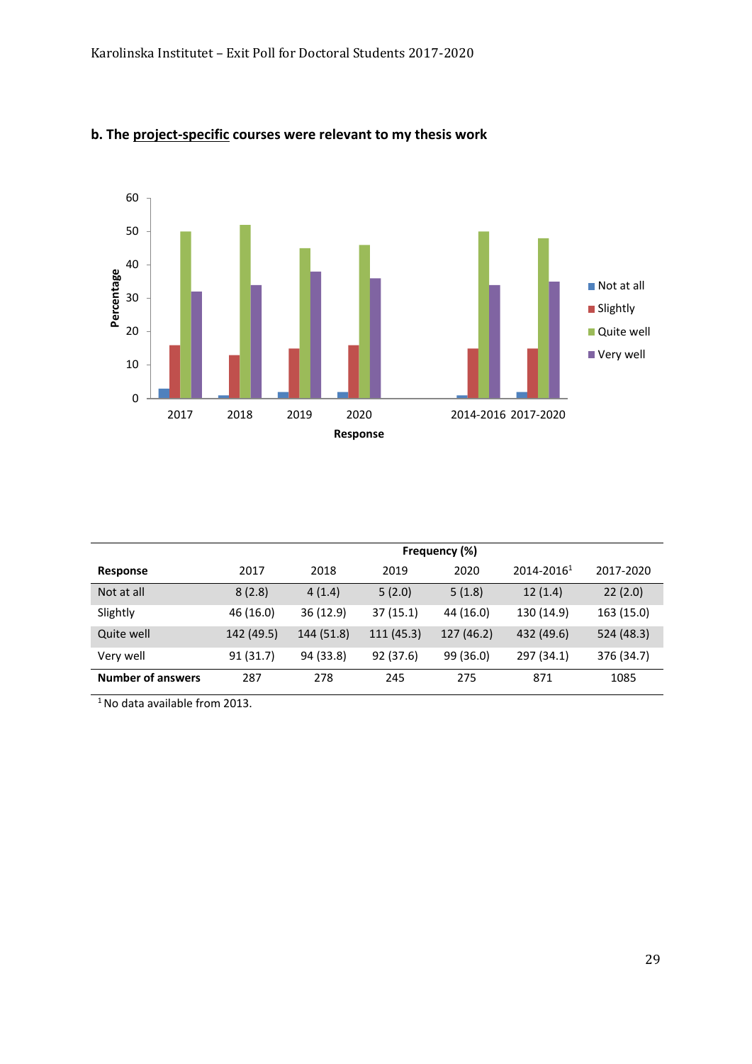**b. The <u>project-specific</u> courses were relevant to my thesis work**

| | Frequency (%) | | | | | |
|---|---|---|---|---|---|---|
| **Response** | 2017 | 2018 | 2019 | 2020 | 2014-2016[1] | 2017-2020 |
| Not at all | 8 (2.8) | 4 (1.4) | 5 (2.0) | 5 (1.8) | 12 (1.4) | 22 (2.0) |
| Slightly | 46 (16.0) | 36 (12.9) | 37 (15.1) | 44 (16.0) | 130 (14.9) | 163 (15.0) |
| Quite well | 142 (49.5) | 144 (51.8) | 111 (45.3) | 127 (46.2) | 432 (49.6) | 524 (48.3) |
| Very well | 91 (31.7) | 94 (33.8) | 92 (37.6) | 99 (36.0) | 297 (34.1) | 376 (34.7) |
| **Number of answers** | 287 | 278 | 245 | 275 | 871 | 1085 |

[1] No data available from 2013.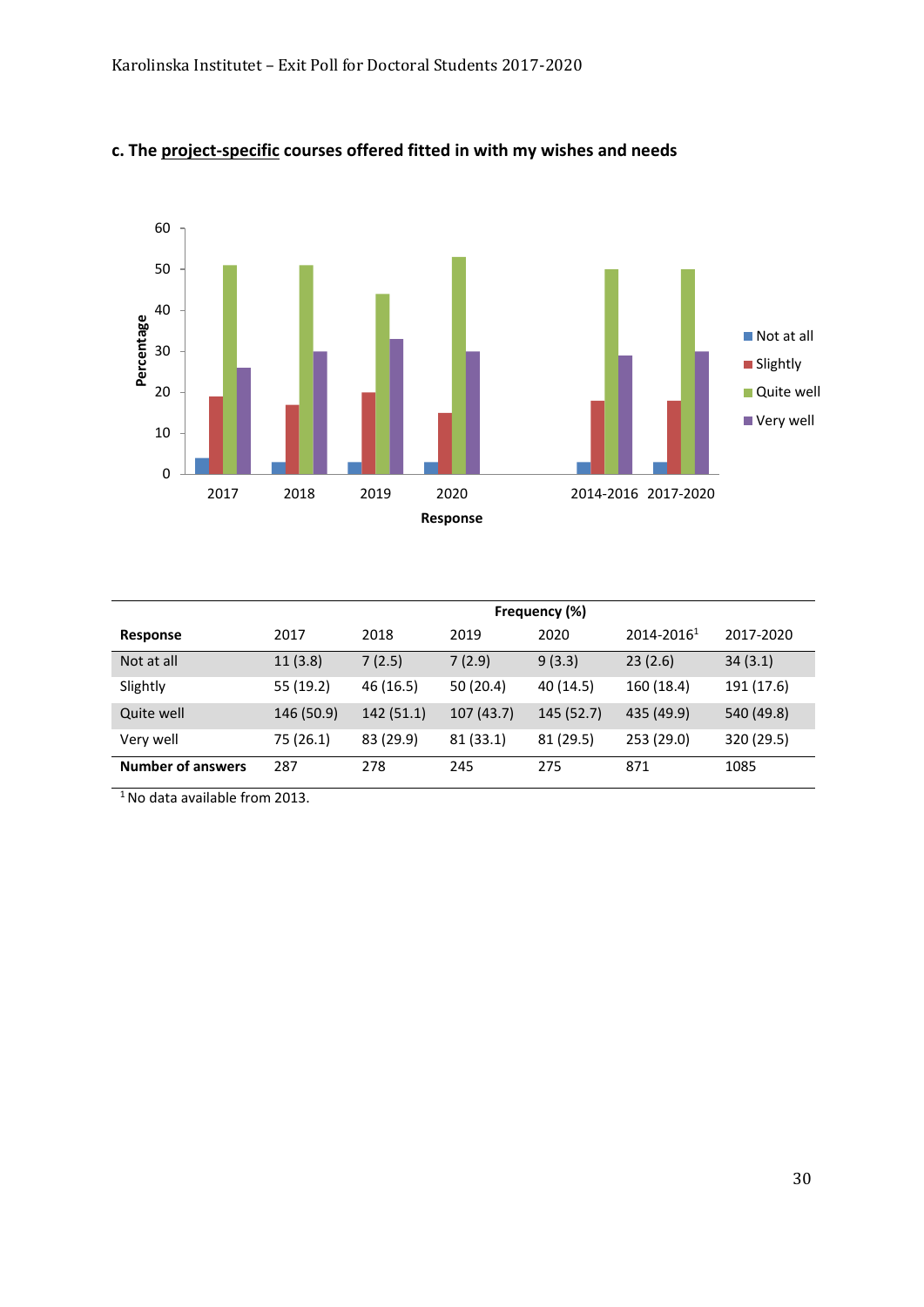### c. The <u>project-specific</u> courses offered fitted in with my wishes and needs

| | Frequency (%) | | | | | |
|---|---|---|---|---|---|---|
| **Response** | 2017 | 2018 | 2019 | 2020 | 2014-2016[1] | 2017-2020 |
| Not at all | 11 (3.8) | 7 (2.5) | 7 (2.9) | 9 (3.3) | 23 (2.6) | 34 (3.1) |
| Slightly | 55 (19.2) | 46 (16.5) | 50 (20.4) | 40 (14.5) | 160 (18.4) | 191 (17.6) |
| Quite well | 146 (50.9) | 142 (51.1) | 107 (43.7) | 145 (52.7) | 435 (49.9) | 540 (49.8) |
| Very well | 75 (26.1) | 83 (29.9) | 81 (33.1) | 81 (29.5) | 253 (29.0) | 320 (29.5) |
| **Number of answers** | 287 | 278 | 245 | 275 | 871 | 1085 |

[1] No data available from 2013.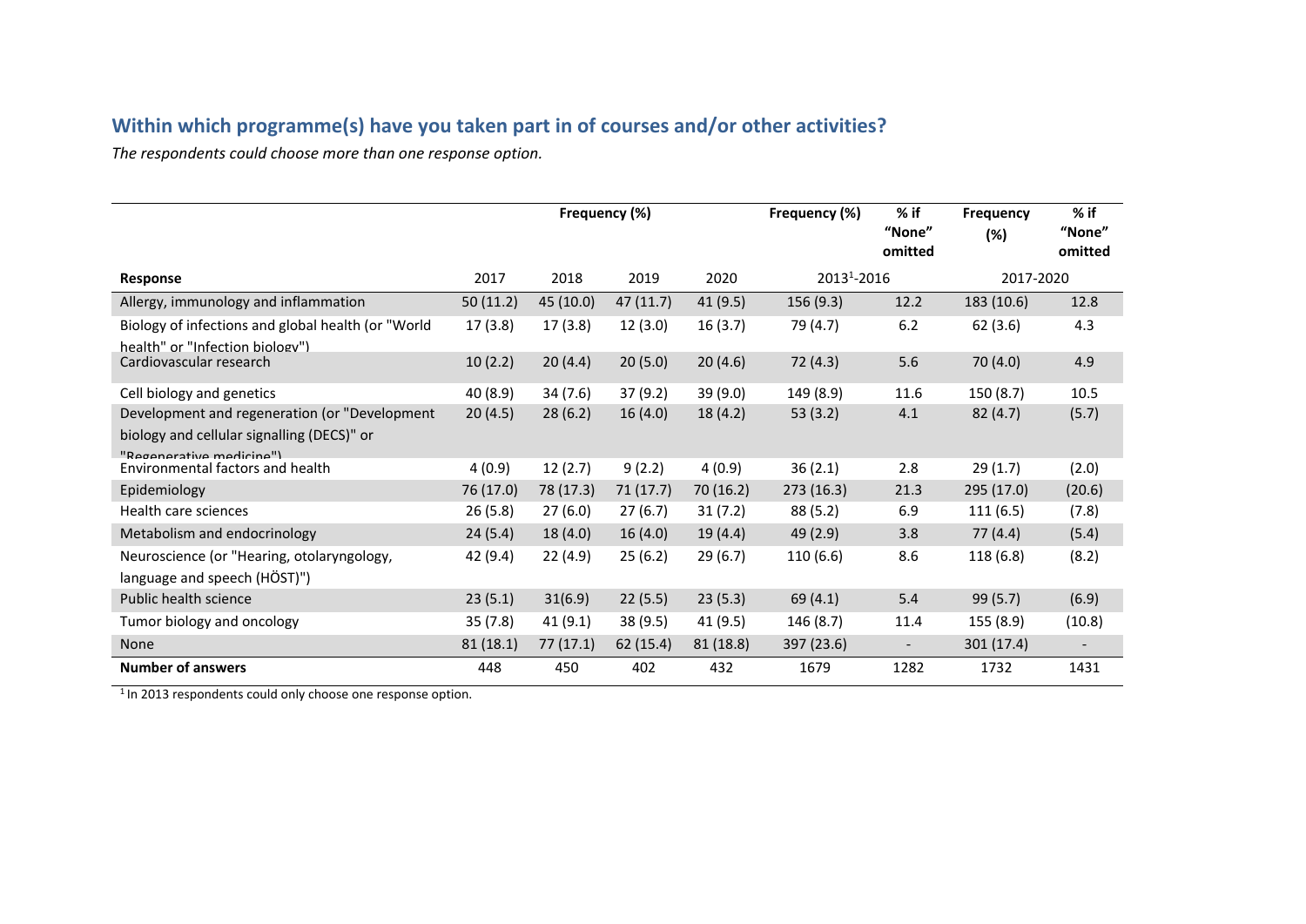## Within which programme(s) have you taken part in of courses and/or other activities?

*The respondents could choose more than one response option.*

| | Frequency (%) | | | | Frequency (%) | % if "None" omitted | Frequency (%) | % if "None" omitted |
|---|---|---|---|---|---|---|---|---|
| **Response** | 2017 | 2018 | 2019 | 2020 | 2013[1]-2016 | | 2017-2020 | |
| Allergy, immunology and inflammation | 50 (11.2) | 45 (10.0) | 47 (11.7) | 41 (9.5) | 156 (9.3) | 12.2 | 183 (10.6) | 12.8 |
| Biology of infections and global health (or "World health" or "Infection biology") | 17 (3.8) | 17 (3.8) | 12 (3.0) | 16 (3.7) | 79 (4.7) | 6.2 | 62 (3.6) | 4.3 |
| Cardiovascular research | 10 (2.2) | 20 (4.4) | 20 (5.0) | 20 (4.6) | 72 (4.3) | 5.6 | 70 (4.0) | 4.9 |
| Cell biology and genetics | 40 (8.9) | 34 (7.6) | 37 (9.2) | 39 (9.0) | 149 (8.9) | 11.6 | 150 (8.7) | 10.5 |
| Development and regeneration (or "Development biology and cellular signalling (DECS)" or "Regenerative medicine") | 20 (4.5) | 28 (6.2) | 16 (4.0) | 18 (4.2) | 53 (3.2) | 4.1 | 82 (4.7) | (5.7) |
| Environmental factors and health | 4 (0.9) | 12 (2.7) | 9 (2.2) | 4 (0.9) | 36 (2.1) | 2.8 | 29 (1.7) | (2.0) |
| Epidemiology | 76 (17.0) | 78 (17.3) | 71 (17.7) | 70 (16.2) | 273 (16.3) | 21.3 | 295 (17.0) | (20.6) |
| Health care sciences | 26 (5.8) | 27 (6.0) | 27 (6.7) | 31 (7.2) | 88 (5.2) | 6.9 | 111 (6.5) | (7.8) |
| Metabolism and endocrinology | 24 (5.4) | 18 (4.0) | 16 (4.0) | 19 (4.4) | 49 (2.9) | 3.8 | 77 (4.4) | (5.4) |
| Neuroscience (or "Hearing, otolaryngology, language and speech (HÖST)") | 42 (9.4) | 22 (4.9) | 25 (6.2) | 29 (6.7) | 110 (6.6) | 8.6 | 118 (6.8) | (8.2) |
| Public health science | 23 (5.1) | 31(6.9) | 22 (5.5) | 23 (5.3) | 69 (4.1) | 5.4 | 99 (5.7) | (6.9) |
| Tumor biology and oncology | 35 (7.8) | 41 (9.1) | 38 (9.5) | 41 (9.5) | 146 (8.7) | 11.4 | 155 (8.9) | (10.8) |
| None | 81 (18.1) | 77 (17.1) | 62 (15.4) | 81 (18.8) | 397 (23.6) | - | 301 (17.4) | - |
| **Number of answers** | 448 | 450 | 402 | 432 | 1679 | 1282 | 1732 | 1431 |

[1] In 2013 respondents could only choose one response option.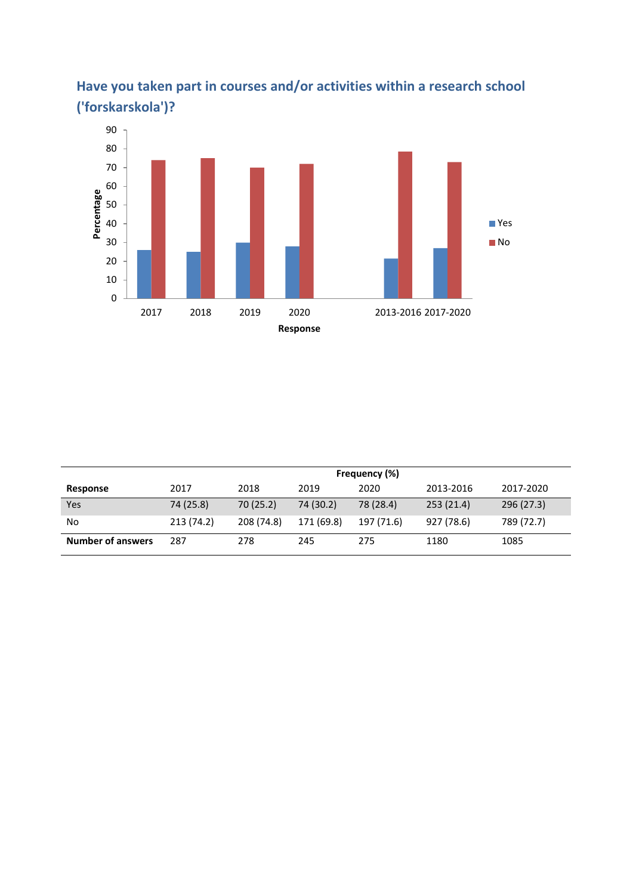## Have you taken part in courses and/or activities within a research school ('forskarskola')?

| | Frequency (%) | | | | | |
|---|---|---|---|---|---|---|
| **Response** | 2017 | 2018 | 2019 | 2020 | 2013-2016 | 2017-2020 |
| Yes | 74 (25.8) | 70 (25.2) | 74 (30.2) | 78 (28.4) | 253 (21.4) | 296 (27.3) |
| No | 213 (74.2) | 208 (74.8) | 171 (69.8) | 197 (71.6) | 927 (78.6) | 789 (72.7) |
| **Number of answers** | 287 | 278 | 245 | 275 | 1180 | 1085 |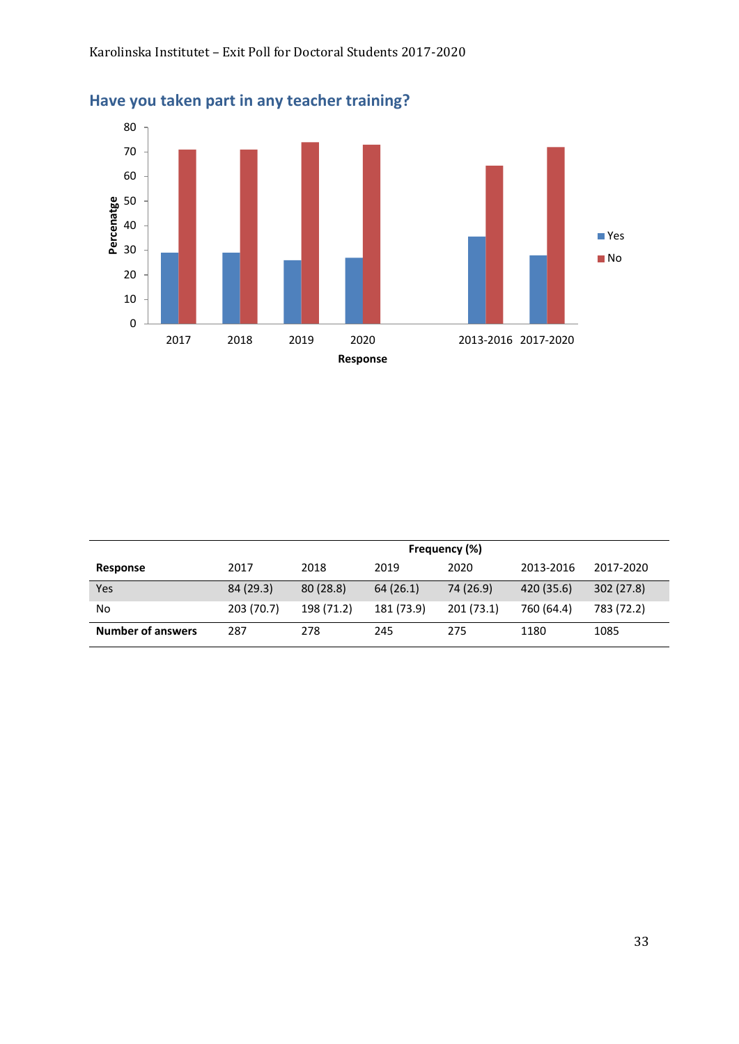## Have you taken part in any teacher training?

| Response | Frequency (%) | | | | | |
|---|---|---|---|---|---|---|
| | 2017 | 2018 | 2019 | 2020 | 2013-2016 | 2017-2020 |
| Yes | 84 (29.3) | 80 (28.8) | 64 (26.1) | 74 (26.9) | 420 (35.6) | 302 (27.8) |
| No | 203 (70.7) | 198 (71.2) | 181 (73.9) | 201 (73.1) | 760 (64.4) | 783 (72.2) |
| **Number of answers** | 287 | 278 | 245 | 275 | 1180 | 1085 |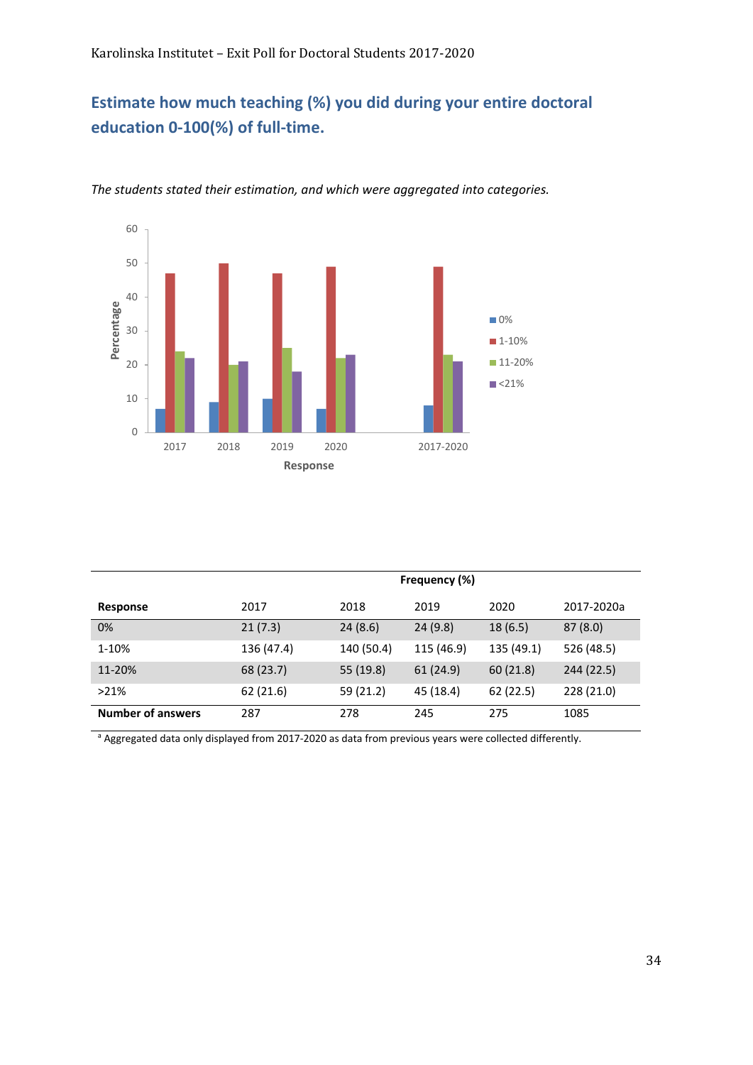## Estimate how much teaching (%) you did during your entire doctoral education 0-100(%) of full-time.

*The students stated their estimation, and which were aggregated into categories.*

| Response | Frequency (%) | | | | |
|---|---|---|---|---|---|
| | 2017 | 2018 | 2019 | 2020 | 2017-2020a |
| 0% | 21 (7.3) | 24 (8.6) | 24 (9.8) | 18 (6.5) | 87 (8.0) |
| 1-10% | 136 (47.4) | 140 (50.4) | 115 (46.9) | 135 (49.1) | 526 (48.5) |
| 11-20% | 68 (23.7) | 55 (19.8) | 61 (24.9) | 60 (21.8) | 244 (22.5) |
| >21% | 62 (21.6) | 59 (21.2) | 45 (18.4) | 62 (22.5) | 228 (21.0) |
| **Number of answers** | 287 | 278 | 245 | 275 | 1085 |

[a] Aggregated data only displayed from 2017-2020 as data from previous years were collected differently.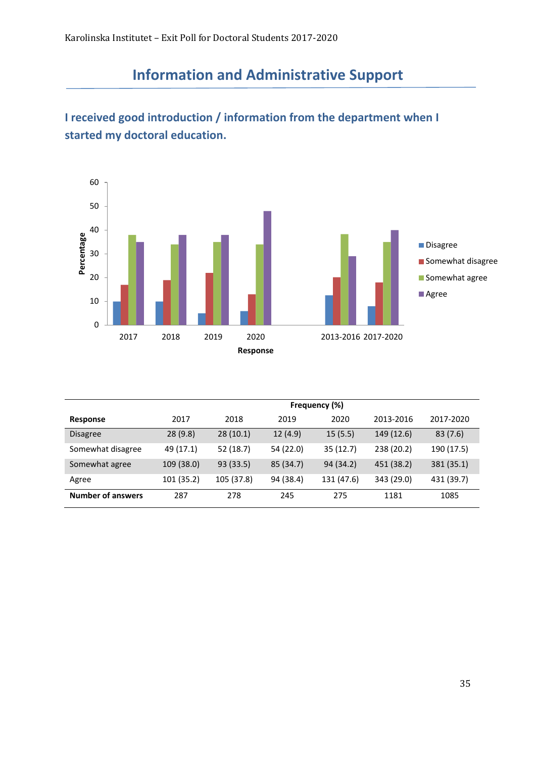# Information and Administrative Support

## I received good introduction / information from the department when I started my doctoral education.

| Response | 2017 | 2018 | 2019 | 2020 | 2013-2016 | 2017-2020 |
|---|---|---|---|---|---|---|
| | Frequency (%) | | | | | |
| Disagree | 28 (9.8) | 28 (10.1) | 12 (4.9) | 15 (5.5) | 149 (12.6) | 83 (7.6) |
| Somewhat disagree | 49 (17.1) | 52 (18.7) | 54 (22.0) | 35 (12.7) | 238 (20.2) | 190 (17.5) |
| Somewhat agree | 109 (38.0) | 93 (33.5) | 85 (34.7) | 94 (34.2) | 451 (38.2) | 381 (35.1) |
| Agree | 101 (35.2) | 105 (37.8) | 94 (38.4) | 131 (47.6) | 343 (29.0) | 431 (39.7) |
| **Number of answers** | 287 | 278 | 245 | 275 | 1181 | 1085 |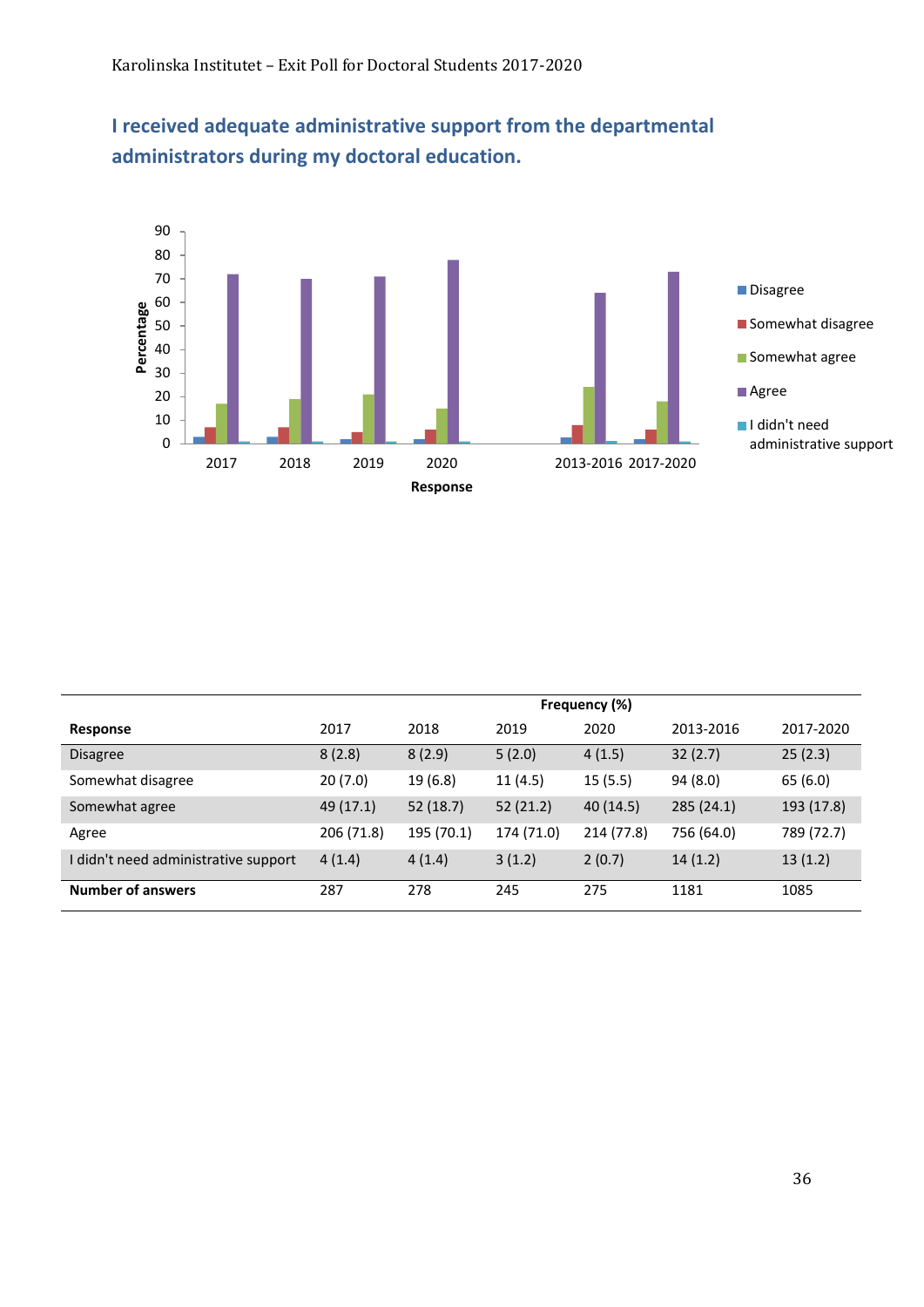## I received adequate administrative support from the departmental administrators during my doctoral education.

| Response | 2017 | 2018 | 2019 | 2020 | 2013-2016 | 2017-2020 |
|---|---|---|---|---|---|---|
| | Frequency (%) | | | | | |
| Disagree | 8 (2.8) | 8 (2.9) | 5 (2.0) | 4 (1.5) | 32 (2.7) | 25 (2.3) |
| Somewhat disagree | 20 (7.0) | 19 (6.8) | 11 (4.5) | 15 (5.5) | 94 (8.0) | 65 (6.0) |
| Somewhat agree | 49 (17.1) | 52 (18.7) | 52 (21.2) | 40 (14.5) | 285 (24.1) | 193 (17.8) |
| Agree | 206 (71.8) | 195 (70.1) | 174 (71.0) | 214 (77.8) | 756 (64.0) | 789 (72.7) |
| I didn't need administrative support | 4 (1.4) | 4 (1.4) | 3 (1.2) | 2 (0.7) | 14 (1.2) | 13 (1.2) |
| **Number of answers** | 287 | 278 | 245 | 275 | 1181 | 1085 |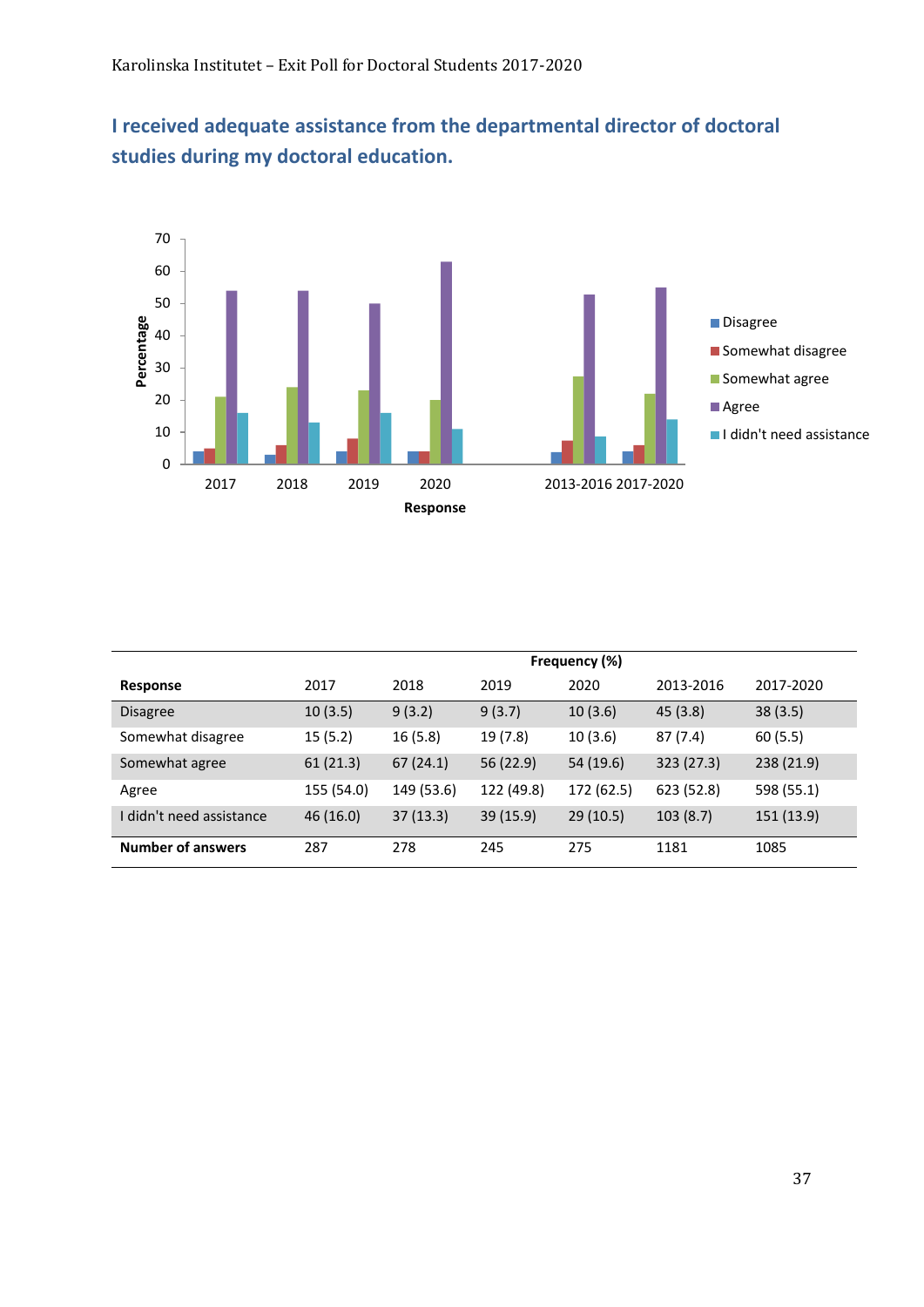## I received adequate assistance from the departmental director of doctoral studies during my doctoral education.

| Response | Frequency (%) | | | | | |
|---|---|---|---|---|---|---|
| | 2017 | 2018 | 2019 | 2020 | 2013-2016 | 2017-2020 |
| Disagree | 10 (3.5) | 9 (3.2) | 9 (3.7) | 10 (3.6) | 45 (3.8) | 38 (3.5) |
| Somewhat disagree | 15 (5.2) | 16 (5.8) | 19 (7.8) | 10 (3.6) | 87 (7.4) | 60 (5.5) |
| Somewhat agree | 61 (21.3) | 67 (24.1) | 56 (22.9) | 54 (19.6) | 323 (27.3) | 238 (21.9) |
| Agree | 155 (54.0) | 149 (53.6) | 122 (49.8) | 172 (62.5) | 623 (52.8) | 598 (55.1) |
| I didn't need assistance | 46 (16.0) | 37 (13.3) | 39 (15.9) | 29 (10.5) | 103 (8.7) | 151 (13.9) |
| **Number of answers** | 287 | 278 | 245 | 275 | 1181 | 1085 |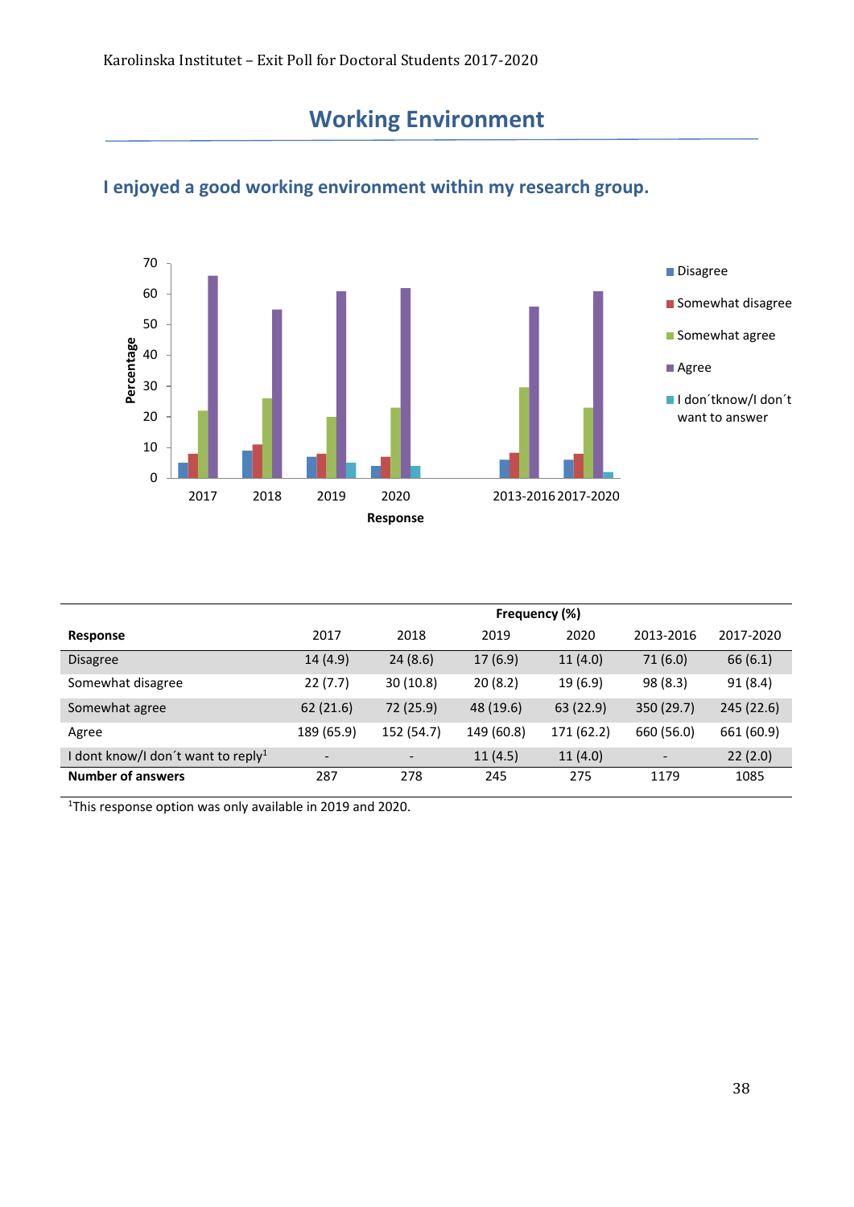# Working Environment

## I enjoyed a good working environment within my research group.

| Response | Frequency (%) | | | | | |
|---|---|---|---|---|---|---|
| | 2017 | 2018 | 2019 | 2020 | 2013-2016 | 2017-2020 |
| Disagree | 14 (4.9) | 24 (8.6) | 17 (6.9) | 11 (4.0) | 71 (6.0) | 66 (6.1) |
| Somewhat disagree | 22 (7.7) | 30 (10.8) | 20 (8.2) | 19 (6.9) | 98 (8.3) | 91 (8.4) |
| Somewhat agree | 62 (21.6) | 72 (25.9) | 48 (19.6) | 63 (22.9) | 350 (29.7) | 245 (22.6) |
| Agree | 189 (65.9) | 152 (54.7) | 149 (60.8) | 171 (62.2) | 660 (56.0) | 661 (60.9) |
| I dont know/I don´t want to reply[1] | - | - | 11 (4.5) | 11 (4.0) | - | 22 (2.0) |
| **Number of answers** | 287 | 278 | 245 | 275 | 1179 | 1085 |

[1]This response option was only available in 2019 and 2020.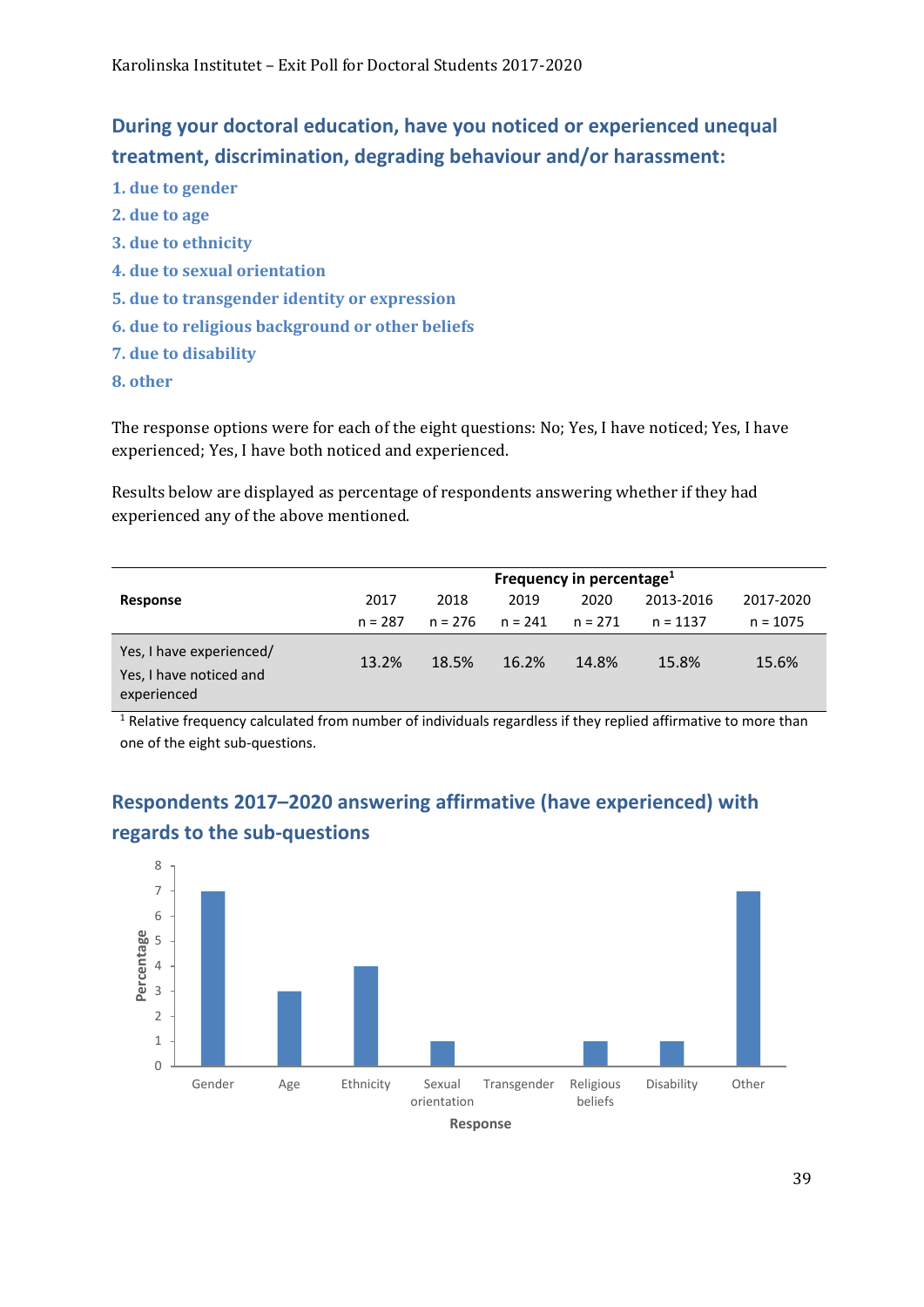## During your doctoral education, have you noticed or experienced unequal treatment, discrimination, degrading behaviour and/or harassment:

1. due to gender
2. due to age
3. due to ethnicity
4. due to sexual orientation
5. due to transgender identity or expression
6. due to religious background or other beliefs
7. due to disability
8. other

The response options were for each of the eight questions: No; Yes, I have noticed; Yes, I have experienced; Yes, I have both noticed and experienced.

Results below are displayed as percentage of respondents answering whether if they had experienced any of the above mentioned.

| Response | Frequency in percentage[1] | | | | | |
|---|---|---|---|---|---|---|
| | 2017<br>n = 287 | 2018<br>n = 276 | 2019<br>n = 241 | 2020<br>n = 271 | 2013-2016<br>n = 1137 | 2017-2020<br>n = 1075 |
| Yes, I have experienced/ Yes, I have noticed and experienced | 13.2% | 18.5% | 16.2% | 14.8% | 15.8% | 15.6% |

[1] Relative frequency calculated from number of individuals regardless if they replied affirmative to more than one of the eight sub-questions.

## Respondents 2017–2020 answering affirmative (have experienced) with regards to the sub-questions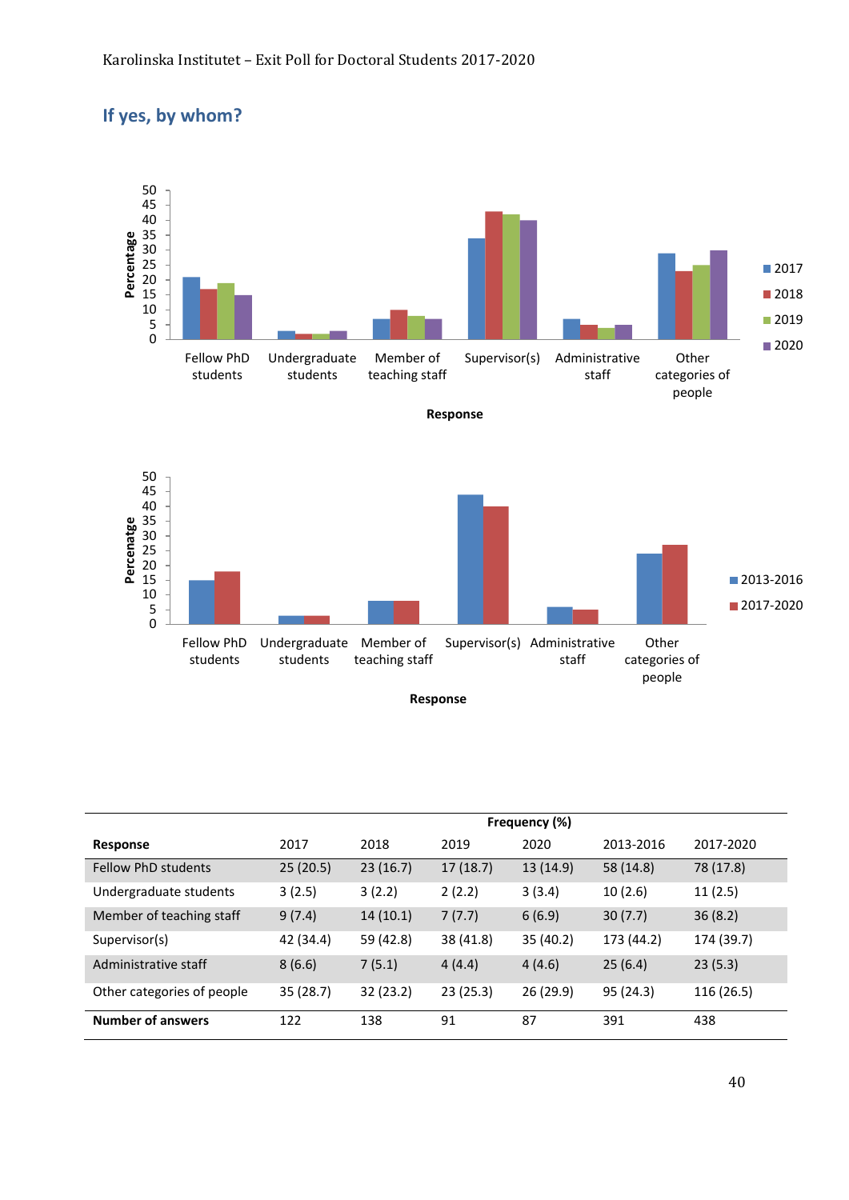## If yes, by whom?

| Response | Frequency (%) | | | | | |
|---|---|---|---|---|---|---|
| | 2017 | 2018 | 2019 | 2020 | 2013-2016 | 2017-2020 |
| Fellow PhD students | 25 (20.5) | 23 (16.7) | 17 (18.7) | 13 (14.9) | 58 (14.8) | 78 (17.8) |
| Undergraduate students | 3 (2.5) | 3 (2.2) | 2 (2.2) | 3 (3.4) | 10 (2.6) | 11 (2.5) |
| Member of teaching staff | 9 (7.4) | 14 (10.1) | 7 (7.7) | 6 (6.9) | 30 (7.7) | 36 (8.2) |
| Supervisor(s) | 42 (34.4) | 59 (42.8) | 38 (41.8) | 35 (40.2) | 173 (44.2) | 174 (39.7) |
| Administrative staff | 8 (6.6) | 7 (5.1) | 4 (4.4) | 4 (4.6) | 25 (6.4) | 23 (5.3) |
| Other categories of people | 35 (28.7) | 32 (23.2) | 23 (25.3) | 26 (29.9) | 95 (24.3) | 116 (26.5) |
| **Number of answers** | 122 | 138 | 91 | 87 | 391 | 438 |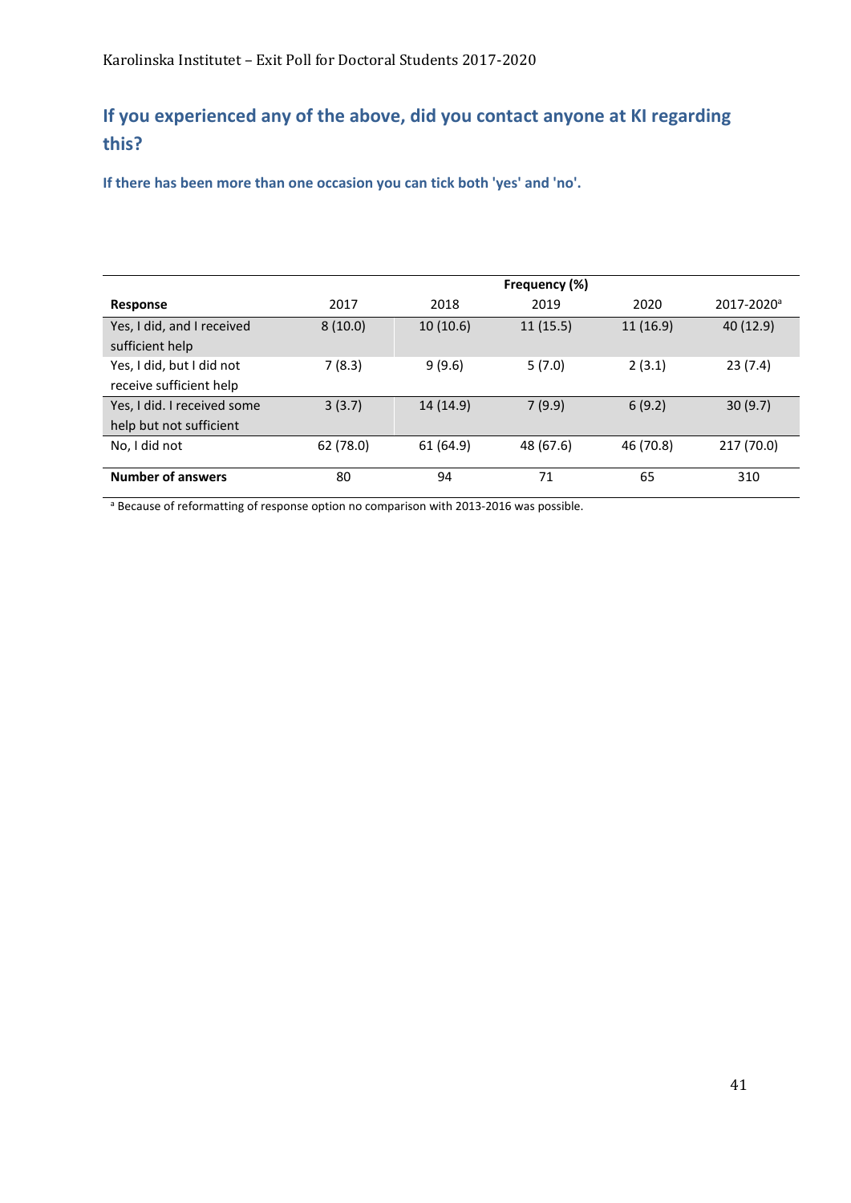## If you experienced any of the above, did you contact anyone at KI regarding this?

**If there has been more than one occasion you can tick both 'yes' and 'no'.**

| | Frequency (%) | | | | |
|---|---|---|---|---|---|
| **Response** | 2017 | 2018 | 2019 | 2020 | 2017-2020[a] |
| Yes, I did, and I received sufficient help | 8 (10.0) | 10 (10.6) | 11 (15.5) | 11 (16.9) | 40 (12.9) |
| Yes, I did, but I did not receive sufficient help | 7 (8.3) | 9 (9.6) | 5 (7.0) | 2 (3.1) | 23 (7.4) |
| Yes, I did. I received some help but not sufficient | 3 (3.7) | 14 (14.9) | 7 (9.9) | 6 (9.2) | 30 (9.7) |
| No, I did not | 62 (78.0) | 61 (64.9) | 48 (67.6) | 46 (70.8) | 217 (70.0) |
| **Number of answers** | 80 | 94 | 71 | 65 | 310 |

[a] Because of reformatting of response option no comparison with 2013-2016 was possible.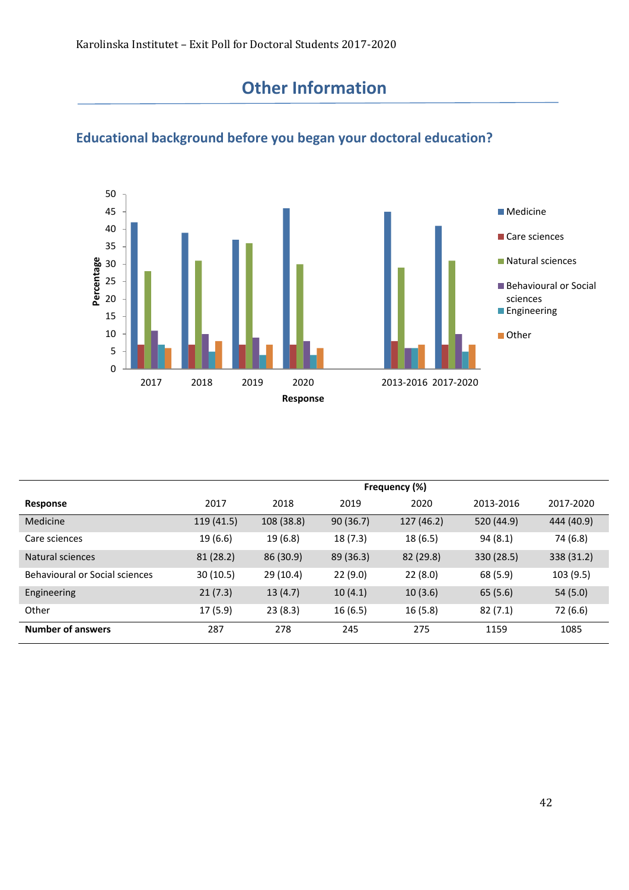# Other Information

## Educational background before you began your doctoral education?

| Response | Frequency (%) 2017 | 2018 | 2019 | 2020 | 2013-2016 | 2017-2020 |
|---|---|---|---|---|---|---|
| Medicine | 119 (41.5) | 108 (38.8) | 90 (36.7) | 127 (46.2) | 520 (44.9) | 444 (40.9) |
| Care sciences | 19 (6.6) | 19 (6.8) | 18 (7.3) | 18 (6.5) | 94 (8.1) | 74 (6.8) |
| Natural sciences | 81 (28.2) | 86 (30.9) | 89 (36.3) | 82 (29.8) | 330 (28.5) | 338 (31.2) |
| Behavioural or Social sciences | 30 (10.5) | 29 (10.4) | 22 (9.0) | 22 (8.0) | 68 (5.9) | 103 (9.5) |
| Engineering | 21 (7.3) | 13 (4.7) | 10 (4.1) | 10 (3.6) | 65 (5.6) | 54 (5.0) |
| Other | 17 (5.9) | 23 (8.3) | 16 (6.5) | 16 (5.8) | 82 (7.1) | 72 (6.6) |
| **Number of answers** | 287 | 278 | 245 | 275 | 1159 | 1085 |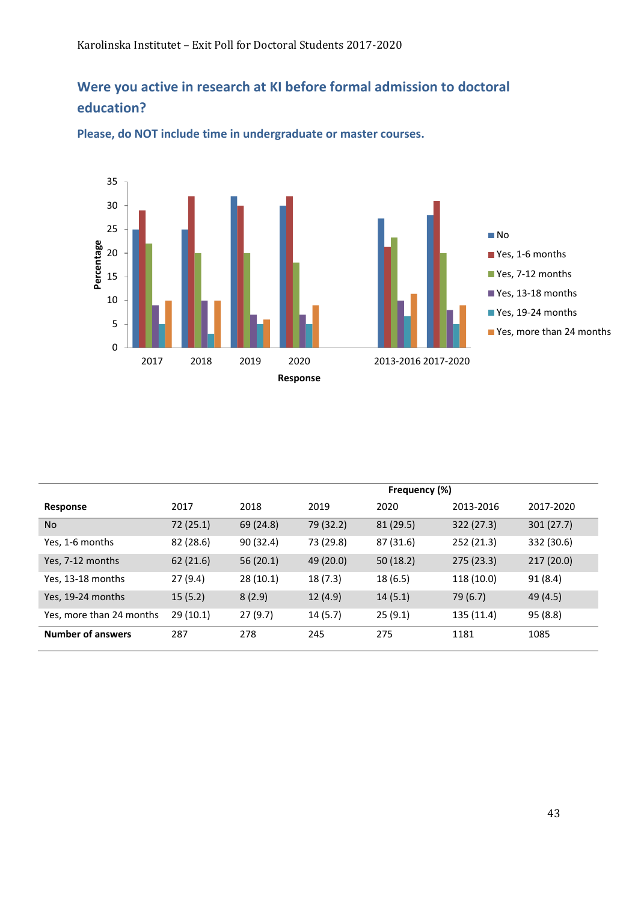## Were you active in research at KI before formal admission to doctoral education?

### Please, do NOT include time in undergraduate or master courses.

| | | | | Frequency (%) | | |
|---|---|---|---|---|---|---|
| **Response** | 2017 | 2018 | 2019 | 2020 | 2013-2016 | 2017-2020 |
| No | 72 (25.1) | 69 (24.8) | 79 (32.2) | 81 (29.5) | 322 (27.3) | 301 (27.7) |
| Yes, 1-6 months | 82 (28.6) | 90 (32.4) | 73 (29.8) | 87 (31.6) | 252 (21.3) | 332 (30.6) |
| Yes, 7-12 months | 62 (21.6) | 56 (20.1) | 49 (20.0) | 50 (18.2) | 275 (23.3) | 217 (20.0) |
| Yes, 13-18 months | 27 (9.4) | 28 (10.1) | 18 (7.3) | 18 (6.5) | 118 (10.0) | 91 (8.4) |
| Yes, 19-24 months | 15 (5.2) | 8 (2.9) | 12 (4.9) | 14 (5.1) | 79 (6.7) | 49 (4.5) |
| Yes, more than 24 months | 29 (10.1) | 27 (9.7) | 14 (5.7) | 25 (9.1) | 135 (11.4) | 95 (8.8) |
| **Number of answers** | 287 | 278 | 245 | 275 | 1181 | 1085 |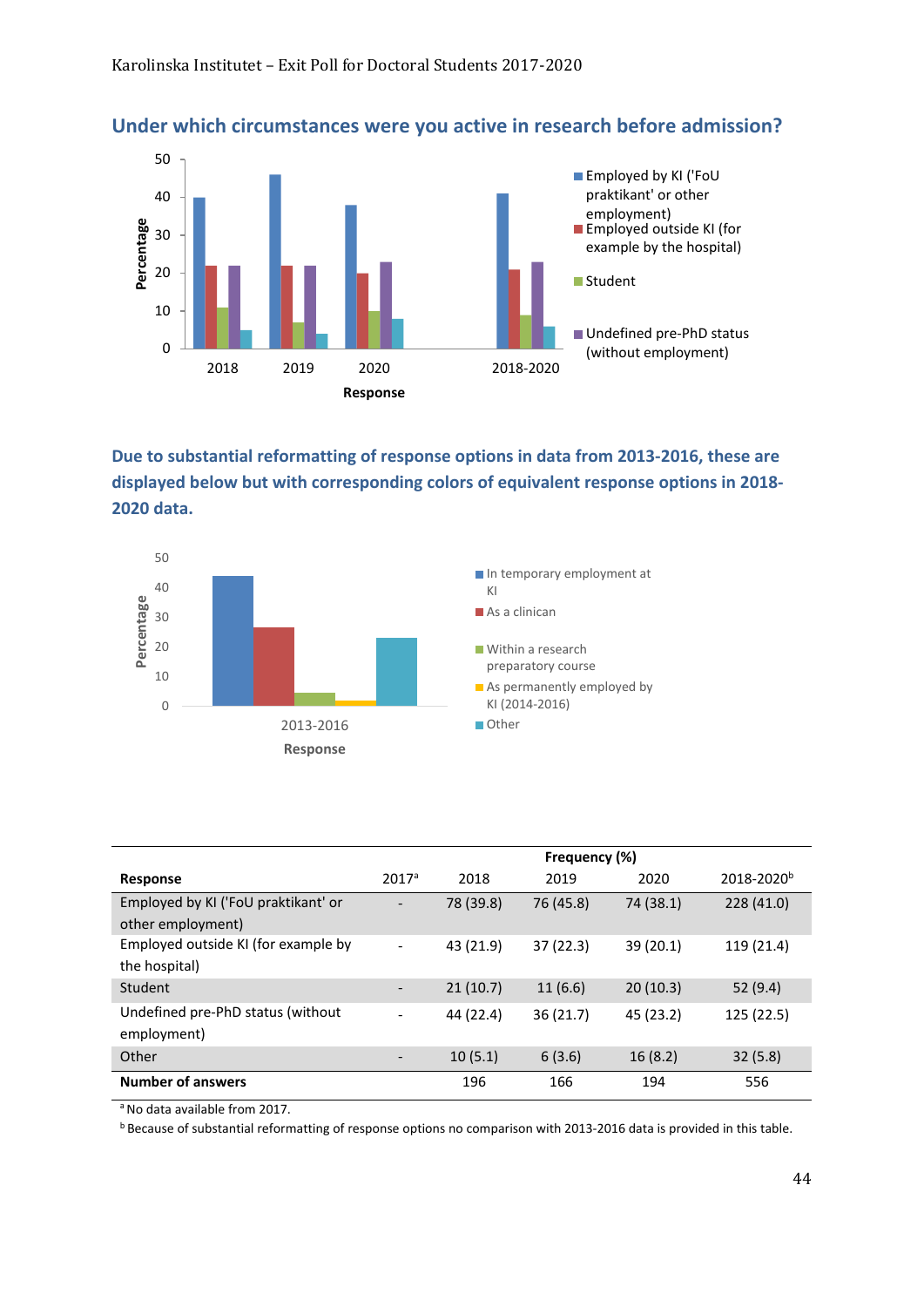## Under which circumstances were you active in research before admission?

## Due to substantial reformatting of response options in data from 2013-2016, these are displayed below but with corresponding colors of equivalent response options in 2018-2020 data.

| Response | Frequency (%) | | | | |
|---|---|---|---|---|---|
| | 2017[a] | 2018 | 2019 | 2020 | 2018-2020[b] |
| Employed by KI ('FoU praktikant' or other employment) | - | 78 (39.8) | 76 (45.8) | 74 (38.1) | 228 (41.0) |
| Employed outside KI (for example by the hospital) | - | 43 (21.9) | 37 (22.3) | 39 (20.1) | 119 (21.4) |
| Student | - | 21 (10.7) | 11 (6.6) | 20 (10.3) | 52 (9.4) |
| Undefined pre-PhD status (without employment) | - | 44 (22.4) | 36 (21.7) | 45 (23.2) | 125 (22.5) |
| Other | - | 10 (5.1) | 6 (3.6) | 16 (8.2) | 32 (5.8) |
| **Number of answers** | | 196 | 166 | 194 | 556 |

[a] No data available from 2017.

[b] Because of substantial reformatting of response options no comparison with 2013-2016 data is provided in this table.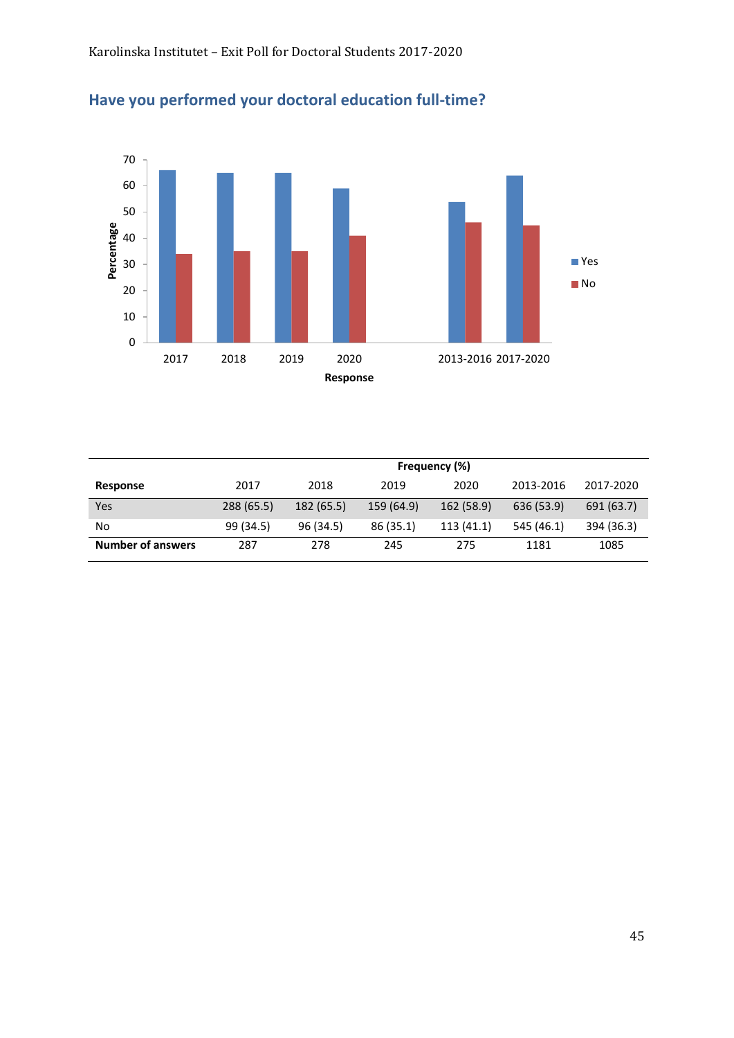## Have you performed your doctoral education full-time?

| Response | Frequency (%) | | | | | |
|---|---|---|---|---|---|---|
| | 2017 | 2018 | 2019 | 2020 | 2013-2016 | 2017-2020 |
| Yes | 288 (65.5) | 182 (65.5) | 159 (64.9) | 162 (58.9) | 636 (53.9) | 691 (63.7) |
| No | 99 (34.5) | 96 (34.5) | 86 (35.1) | 113 (41.1) | 545 (46.1) | 394 (36.3) |
| **Number of answers** | 287 | 278 | 245 | 275 | 1181 | 1085 |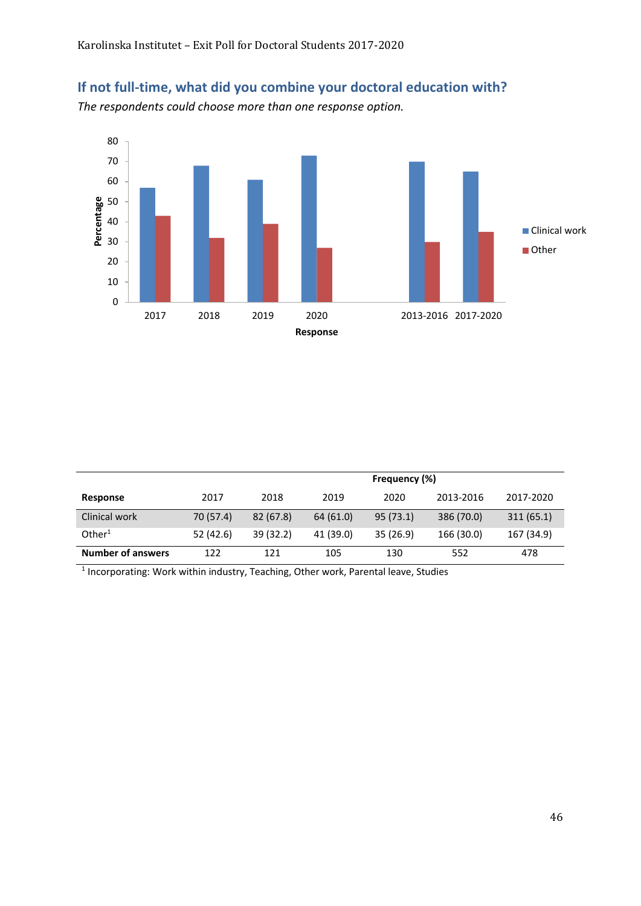## If not full-time, what did you combine your doctoral education with?

*The respondents could choose more than one response option.*

| | Frequency (%) | | | | | |
|---|---|---|---|---|---|---|
| **Response** | 2017 | 2018 | 2019 | 2020 | 2013-2016 | 2017-2020 |
| Clinical work | 70 (57.4) | 82 (67.8) | 64 (61.0) | 95 (73.1) | 386 (70.0) | 311 (65.1) |
| Other[1] | 52 (42.6) | 39 (32.2) | 41 (39.0) | 35 (26.9) | 166 (30.0) | 167 (34.9) |
| **Number of answers** | 122 | 121 | 105 | 130 | 552 | 478 |

[1] Incorporating: Work within industry, Teaching, Other work, Parental leave, Studies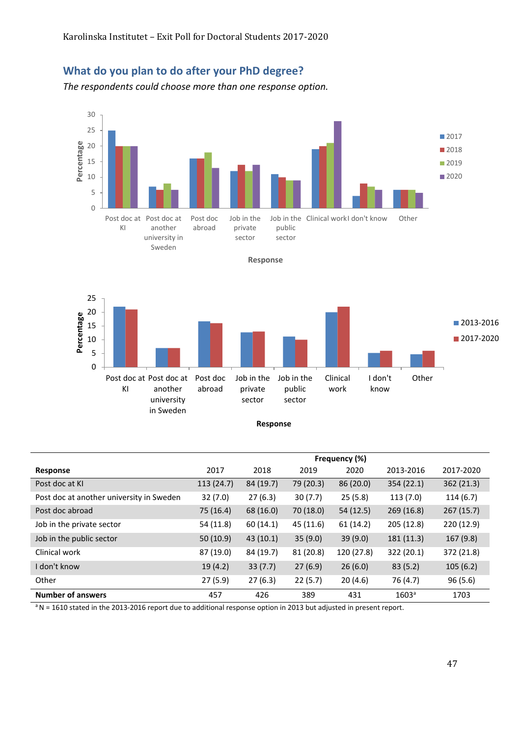## What do you plan to do after your PhD degree?

*The respondents could choose more than one response option.*

| Response | 2017 | 2018 | 2019 | 2020 | 2013-2016 | 2017-2020 |
|---|---|---|---|---|---|---|
| | Frequency (%) | | | | | |
| Post doc at KI | 113 (24.7) | 84 (19.7) | 79 (20.3) | 86 (20.0) | 354 (22.1) | 362 (21.3) |
| Post doc at another university in Sweden | 32 (7.0) | 27 (6.3) | 30 (7.7) | 25 (5.8) | 113 (7.0) | 114 (6.7) |
| Post doc abroad | 75 (16.4) | 68 (16.0) | 70 (18.0) | 54 (12.5) | 269 (16.8) | 267 (15.7) |
| Job in the private sector | 54 (11.8) | 60 (14.1) | 45 (11.6) | 61 (14.2) | 205 (12.8) | 220 (12.9) |
| Job in the public sector | 50 (10.9) | 43 (10.1) | 35 (9.0) | 39 (9.0) | 181 (11.3) | 167 (9.8) |
| Clinical work | 87 (19.0) | 84 (19.7) | 81 (20.8) | 120 (27.8) | 322 (20.1) | 372 (21.8) |
| I don't know | 19 (4.2) | 33 (7.7) | 27 (6.9) | 26 (6.0) | 83 (5.2) | 105 (6.2) |
| Other | 27 (5.9) | 27 (6.3) | 22 (5.7) | 20 (4.6) | 76 (4.7) | 96 (5.6) |
| **Number of answers** | 457 | 426 | 389 | 431 | 1603[a] | 1703 |

[a] N = 1610 stated in the 2013-2016 report due to additional response option in 2013 but adjusted in present report.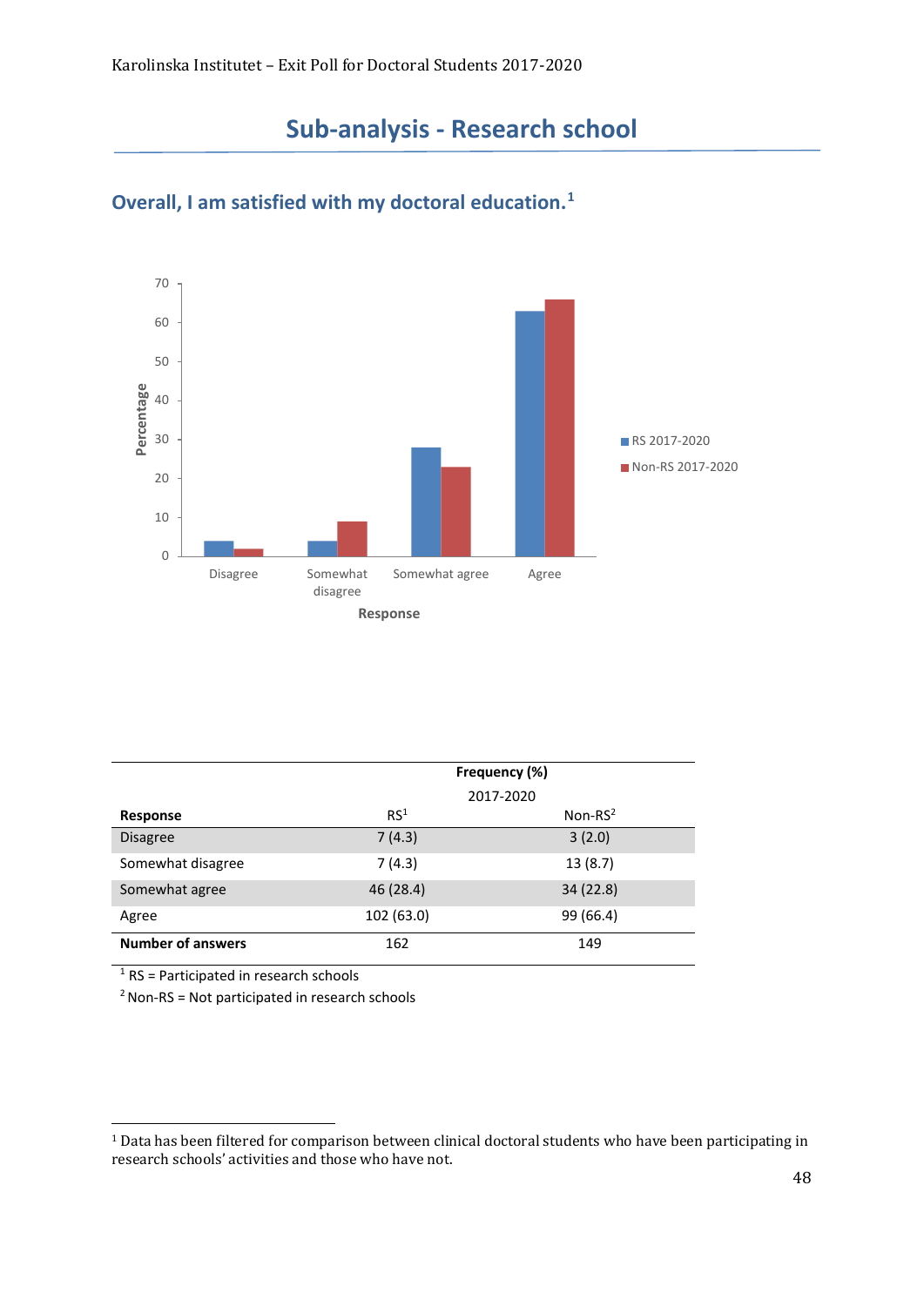## Sub-analysis - Research school

### Overall, I am satisfied with my doctoral education.[1]

| | Frequency (%) | |
|---|---|---|
| | 2017-2020 | |
| **Response** | RS[1] | Non-RS[2] |
| Disagree | 7 (4.3) | 3 (2.0) |
| Somewhat disagree | 7 (4.3) | 13 (8.7) |
| Somewhat agree | 46 (28.4) | 34 (22.8) |
| Agree | 102 (63.0) | 99 (66.4) |
| **Number of answers** | 162 | 149 |

[1] RS = Participated in research schools

[2] Non-RS = Not participated in research schools

[1] Data has been filtered for comparison between clinical doctoral students who have been participating in research schools' activities and those who have not.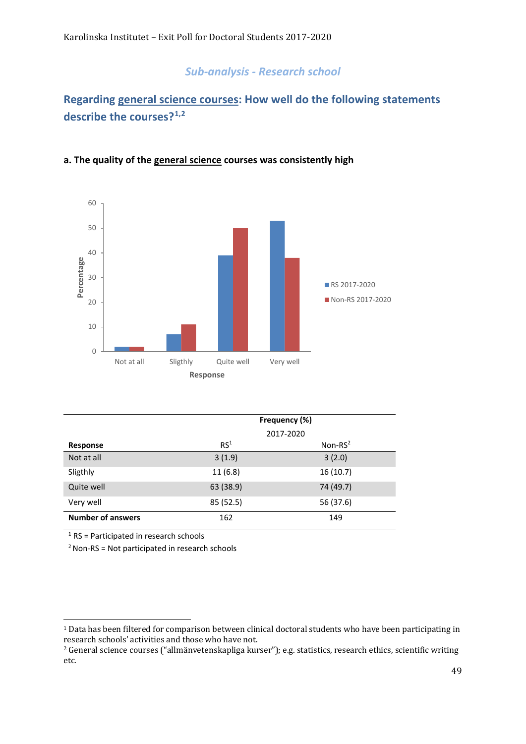*Sub-analysis - Research school*

## Regarding general science courses: How well do the following statements describe the courses?[1,2]

### a. The quality of the general science courses was consistently high

| Response | Frequency (%) 2017-2020 RS[1] | Non-RS[2] |
|---|---|---|
| Not at all | 3 (1.9) | 3 (2.0) |
| Sligthly | 11 (6.8) | 16 (10.7) |
| Quite well | 63 (38.9) | 74 (49.7) |
| Very well | 85 (52.5) | 56 (37.6) |
| **Number of answers** | 162 | 149 |

[1] RS = Participated in research schools

[2] Non-RS = Not participated in research schools

---

[1] Data has been filtered for comparison between clinical doctoral students who have been participating in research schools' activities and those who have not.

[2] General science courses ("allmänvetenskapliga kurser"); e.g. statistics, research ethics, scientific writing etc.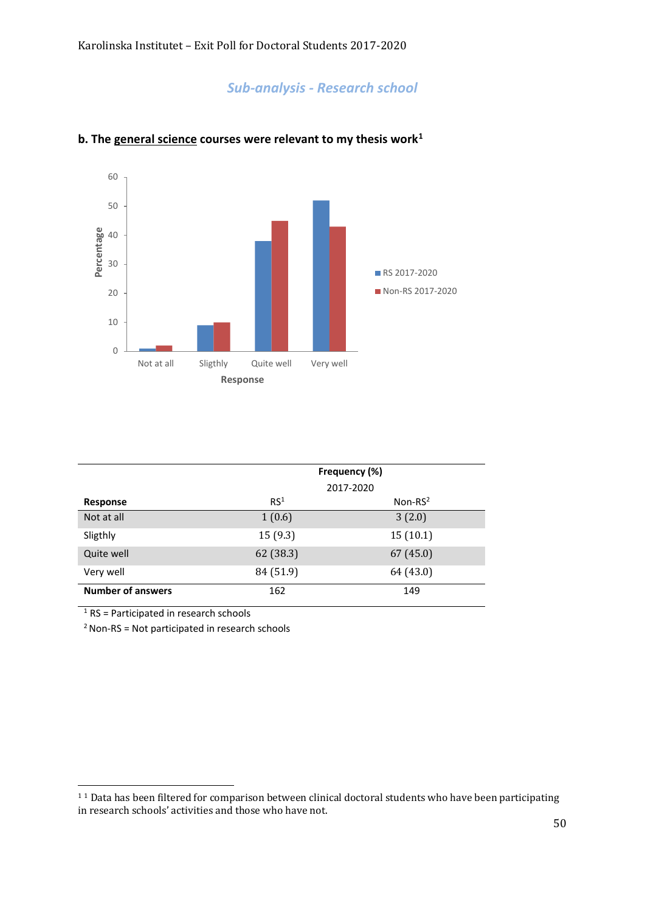## *Sub-analysis - Research school*

### b. The general science courses were relevant to my thesis work[1]

| Response | Frequency (%) 2017-2020 | |
|---|---|---|
| | RS[1] | Non-RS[2] |
| Not at all | 1 (0.6) | 3 (2.0) |
| Sligthly | 15 (9.3) | 15 (10.1) |
| Quite well | 62 (38.3) | 67 (45.0) |
| Very well | 84 (51.9) | 64 (43.0) |
| **Number of answers** | 162 | 149 |

[1] RS = Participated in research schools

[2] Non-RS = Not participated in research schools

---

[1] Data has been filtered for comparison between clinical doctoral students who have been participating in research schools' activities and those who have not.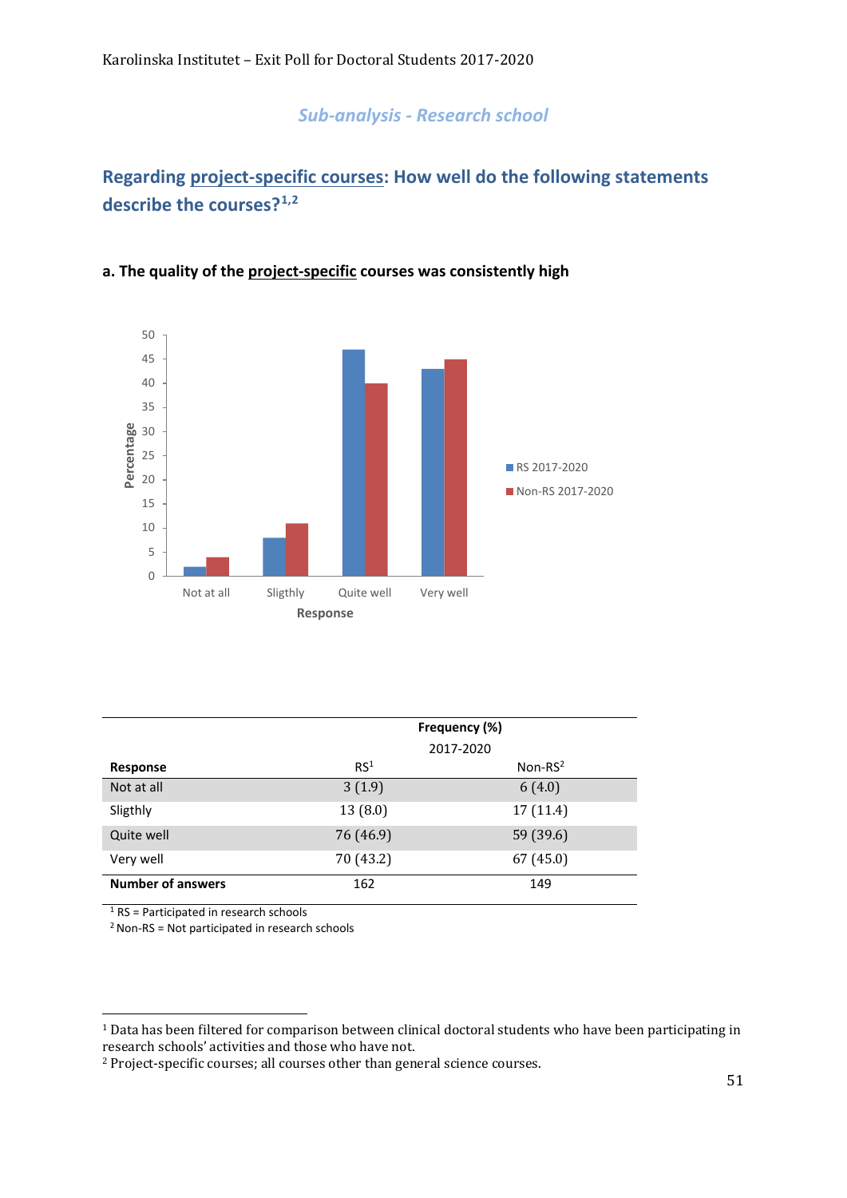*Sub-analysis - Research school*

## Regarding project-specific courses: How well do the following statements describe the courses?[1,2]

### a. The quality of the project-specific courses was consistently high

| Response | Frequency (%) 2017-2020 RS[1] | Non-RS[2] |
|---|---|---|
| Not at all | 3 (1.9) | 6 (4.0) |
| Sligthly | 13 (8.0) | 17 (11.4) |
| Quite well | 76 (46.9) | 59 (39.6) |
| Very well | 70 (43.2) | 67 (45.0) |
| **Number of answers** | 162 | 149 |

[1] RS = Participated in research schools
[2] Non-RS = Not participated in research schools

[1] Data has been filtered for comparison between clinical doctoral students who have been participating in research schools' activities and those who have not.
[2] Project-specific courses; all courses other than general science courses.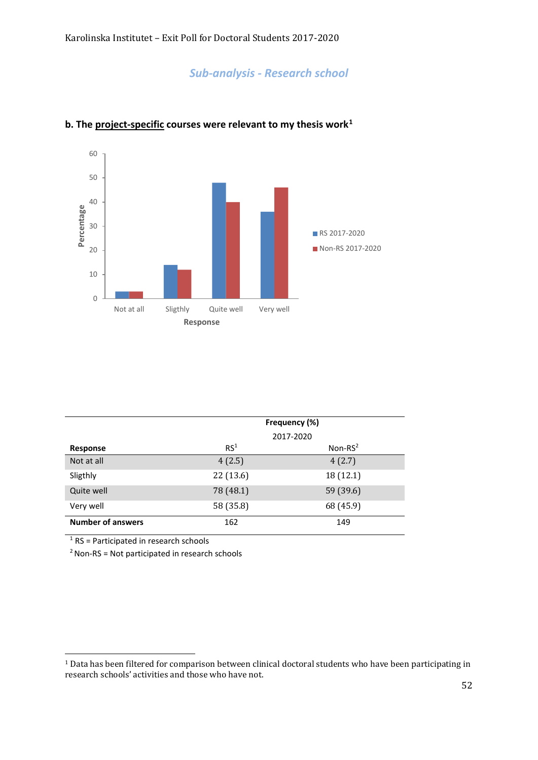## *Sub-analysis - Research school*

### b. The project-specific courses were relevant to my thesis work[1]

| Response | Frequency (%) 2017-2020 RS[1] | Non-RS[2] |
|---|---|---|
| Not at all | 4 (2.5) | 4 (2.7) |
| Sligthly | 22 (13.6) | 18 (12.1) |
| Quite well | 78 (48.1) | 59 (39.6) |
| Very well | 58 (35.8) | 68 (45.9) |
| **Number of answers** | 162 | 149 |

[1] RS = Participated in research schools

[2] Non-RS = Not participated in research schools

---

[1] Data has been filtered for comparison between clinical doctoral students who have been participating in research schools' activities and those who have not.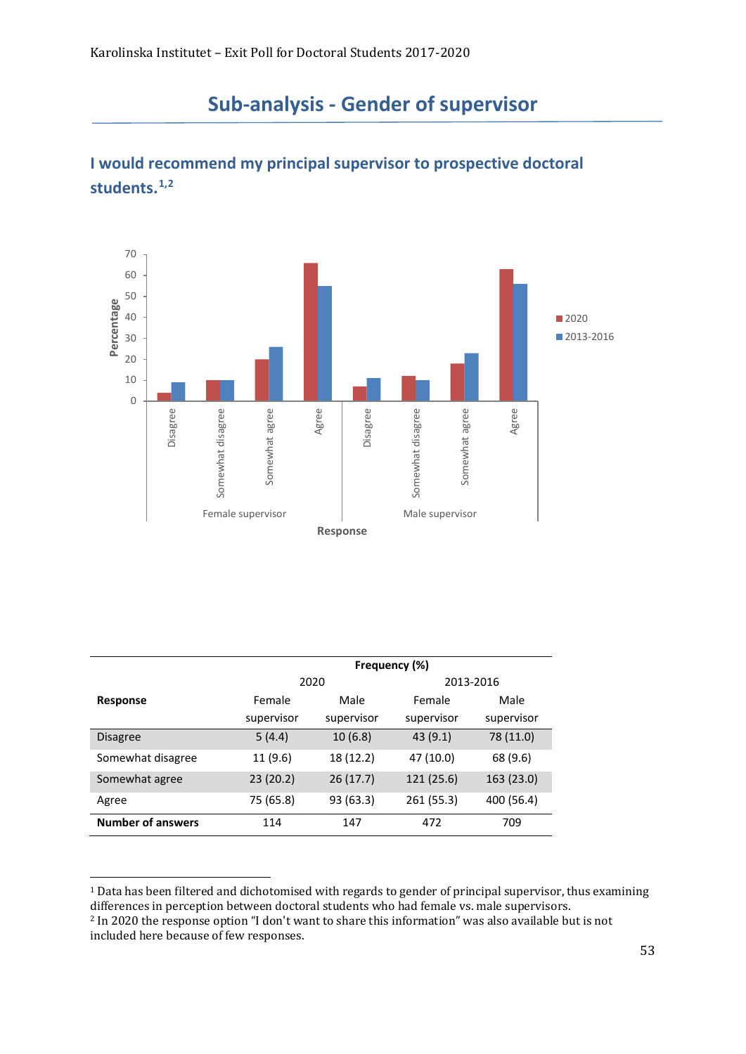# Sub-analysis - Gender of supervisor

## I would recommend my principal supervisor to prospective doctoral students.[1,2]

| Response | Frequency (%) | | | |
|---|---|---|---|---|
| | 2020 | | 2013-2016 | |
| | Female supervisor | Male supervisor | Female supervisor | Male supervisor |
| Disagree | 5 (4.4) | 10 (6.8) | 43 (9.1) | 78 (11.0) |
| Somewhat disagree | 11 (9.6) | 18 (12.2) | 47 (10.0) | 68 (9.6) |
| Somewhat agree | 23 (20.2) | 26 (17.7) | 121 (25.6) | 163 (23.0) |
| Agree | 75 (65.8) | 93 (63.3) | 261 (55.3) | 400 (56.4) |
| **Number of answers** | 114 | 147 | 472 | 709 |

[1] Data has been filtered and dichotomised with regards to gender of principal supervisor, thus examining differences in perception between doctoral students who had female vs. male supervisors.
[2] In 2020 the response option "I don't want to share this information" was also available but is not included here because of few responses.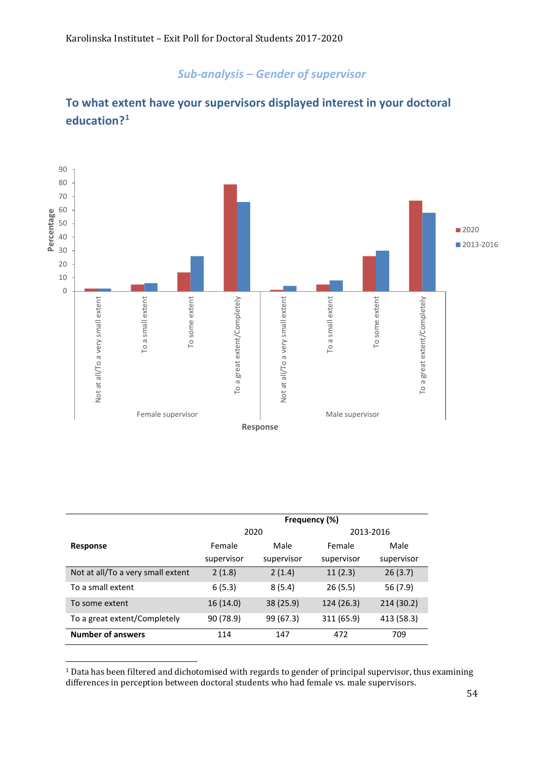## *Sub-analysis – Gender of supervisor*

## To what extent have your supervisors displayed interest in your doctoral education?[1]

| | Frequency (%) | | | |
|---|---|---|---|---|
| | 2020 | | 2013-2016 | |
| **Response** | Female supervisor | Male supervisor | Female supervisor | Male supervisor |
| Not at all/To a very small extent | 2 (1.8) | 2 (1.4) | 11 (2.3) | 26 (3.7) |
| To a small extent | 6 (5.3) | 8 (5.4) | 26 (5.5) | 56 (7.9) |
| To some extent | 16 (14.0) | 38 (25.9) | 124 (26.3) | 214 (30.2) |
| To a great extent/Completely | 90 (78.9) | 99 (67.3) | 311 (65.9) | 413 (58.3) |
| **Number of answers** | 114 | 147 | 472 | 709 |

[1] Data has been filtered and dichotomised with regards to gender of principal supervisor, thus examining differences in perception between doctoral students who had female vs. male supervisors.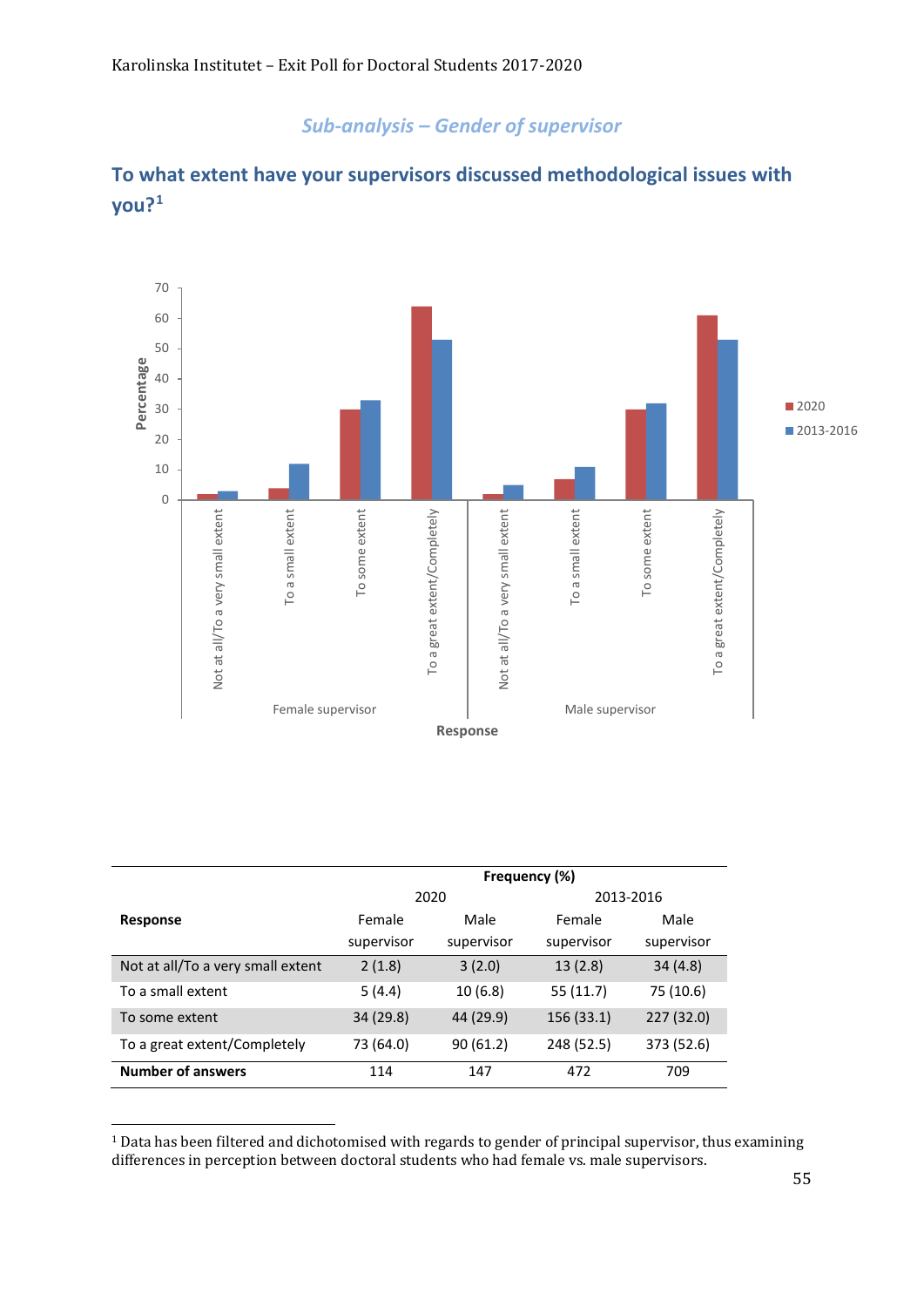*Sub-analysis – Gender of supervisor*

## To what extent have your supervisors discussed methodological issues with you?[1]

| Response | Frequency (%) | | | |
|---|---|---|---|---|
| | 2020 | | 2013-2016 | |
| | Female supervisor | Male supervisor | Female supervisor | Male supervisor |
| Not at all/To a very small extent | 2 (1.8) | 3 (2.0) | 13 (2.8) | 34 (4.8) |
| To a small extent | 5 (4.4) | 10 (6.8) | 55 (11.7) | 75 (10.6) |
| To some extent | 34 (29.8) | 44 (29.9) | 156 (33.1) | 227 (32.0) |
| To a great extent/Completely | 73 (64.0) | 90 (61.2) | 248 (52.5) | 373 (52.6) |
| **Number of answers** | 114 | 147 | 472 | 709 |

[1] Data has been filtered and dichotomised with regards to gender of principal supervisor, thus examining differences in perception between doctoral students who had female vs. male supervisors.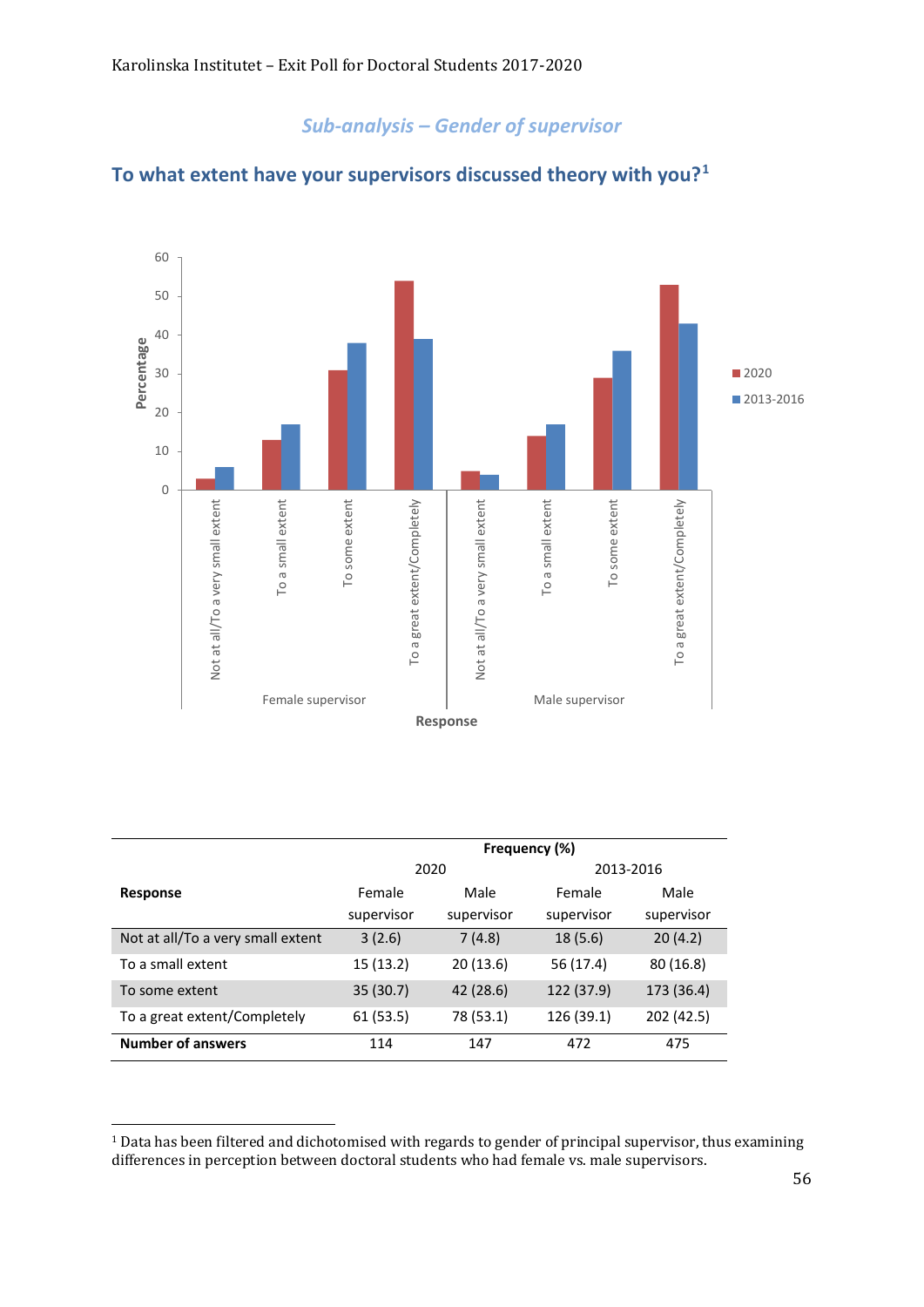## *Sub-analysis – Gender of supervisor*

### To what extent have your supervisors discussed theory with you?[1]

| Response | Frequency (%) | | | |
|---|---|---|---|---|
| | 2020 | | 2013-2016 | |
| | Female supervisor | Male supervisor | Female supervisor | Male supervisor |
| Not at all/To a very small extent | 3 (2.6) | 7 (4.8) | 18 (5.6) | 20 (4.2) |
| To a small extent | 15 (13.2) | 20 (13.6) | 56 (17.4) | 80 (16.8) |
| To some extent | 35 (30.7) | 42 (28.6) | 122 (37.9) | 173 (36.4) |
| To a great extent/Completely | 61 (53.5) | 78 (53.1) | 126 (39.1) | 202 (42.5) |
| **Number of answers** | 114 | 147 | 472 | 475 |

[1] Data has been filtered and dichotomised with regards to gender of principal supervisor, thus examining differences in perception between doctoral students who had female vs. male supervisors.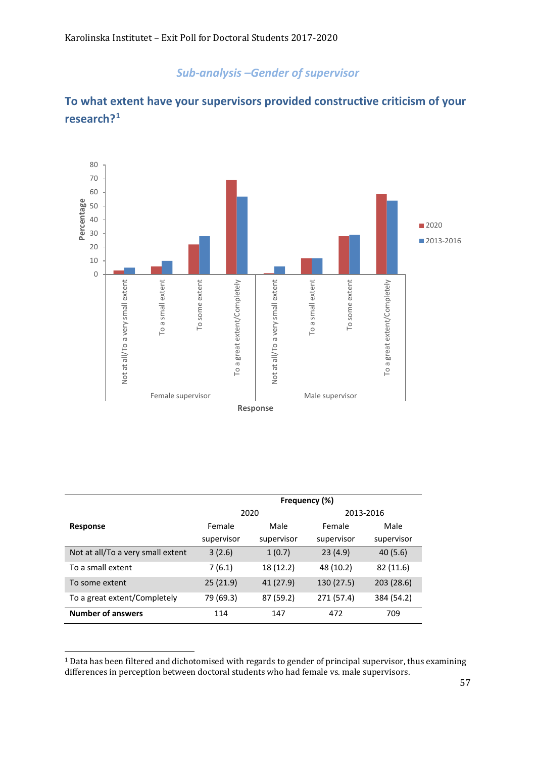## *Sub-analysis –Gender of supervisor*

## To what extent have your supervisors provided constructive criticism of your research?[1]

| | Frequency (%) | | | |
|---|---|---|---|---|
| | 2020 | | 2013-2016 | |
| **Response** | Female supervisor | Male supervisor | Female supervisor | Male supervisor |
| Not at all/To a very small extent | 3 (2.6) | 1 (0.7) | 23 (4.9) | 40 (5.6) |
| To a small extent | 7 (6.1) | 18 (12.2) | 48 (10.2) | 82 (11.6) |
| To some extent | 25 (21.9) | 41 (27.9) | 130 (27.5) | 203 (28.6) |
| To a great extent/Completely | 79 (69.3) | 87 (59.2) | 271 (57.4) | 384 (54.2) |
| **Number of answers** | 114 | 147 | 472 | 709 |

[1] Data has been filtered and dichotomised with regards to gender of principal supervisor, thus examining differences in perception between doctoral students who had female vs. male supervisors.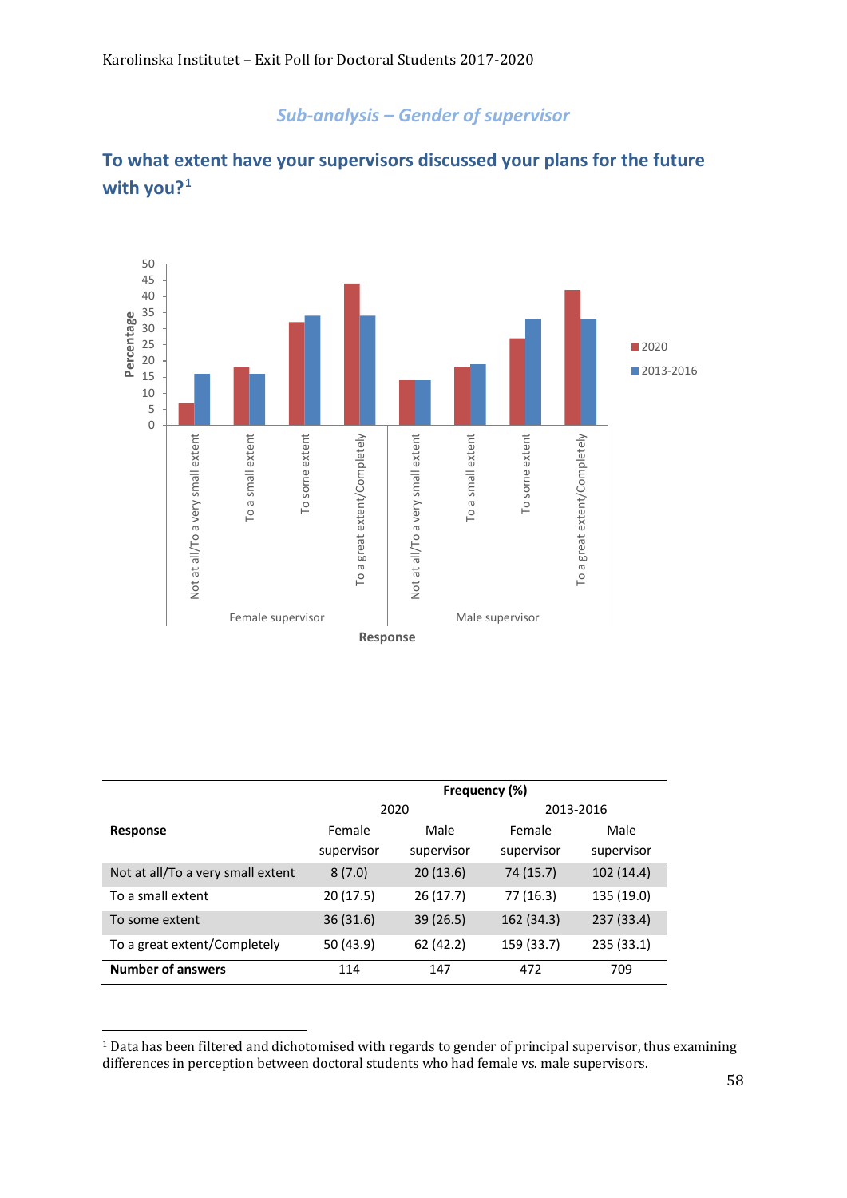*Sub-analysis – Gender of supervisor*

## To what extent have your supervisors discussed your plans for the future with you?[1]

| | Frequency (%) | | | |
|---|---|---|---|---|
| | 2020 | | 2013-2016 | |
| **Response** | Female supervisor | Male supervisor | Female supervisor | Male supervisor |
| Not at all/To a very small extent | 8 (7.0) | 20 (13.6) | 74 (15.7) | 102 (14.4) |
| To a small extent | 20 (17.5) | 26 (17.7) | 77 (16.3) | 135 (19.0) |
| To some extent | 36 (31.6) | 39 (26.5) | 162 (34.3) | 237 (33.4) |
| To a great extent/Completely | 50 (43.9) | 62 (42.2) | 159 (33.7) | 235 (33.1) |
| **Number of answers** | 114 | 147 | 472 | 709 |

[1] Data has been filtered and dichotomised with regards to gender of principal supervisor, thus examining differences in perception between doctoral students who had female vs. male supervisors.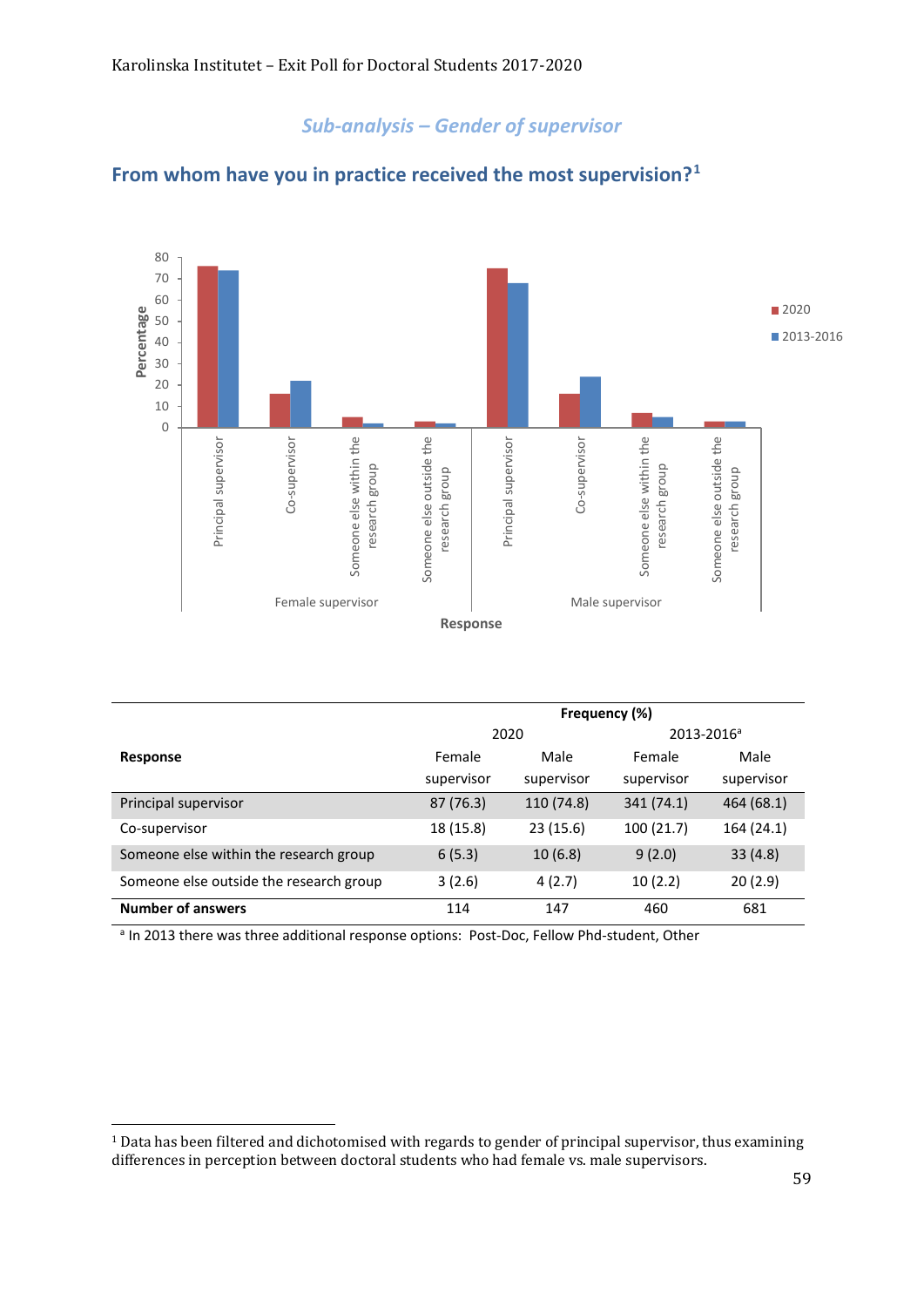## *Sub-analysis – Gender of supervisor*

## From whom have you in practice received the most supervision?[1]

| | Frequency (%) | | | |
|---|---|---|---|---|
| | 2020 | | 2013-2016[a] | |
| **Response** | Female supervisor | Male supervisor | Female supervisor | Male supervisor |
| Principal supervisor | 87 (76.3) | 110 (74.8) | 341 (74.1) | 464 (68.1) |
| Co-supervisor | 18 (15.8) | 23 (15.6) | 100 (21.7) | 164 (24.1) |
| Someone else within the research group | 6 (5.3) | 10 (6.8) | 9 (2.0) | 33 (4.8) |
| Someone else outside the research group | 3 (2.6) | 4 (2.7) | 10 (2.2) | 20 (2.9) |
| **Number of answers** | 114 | 147 | 460 | 681 |

[a] In 2013 there was three additional response options: Post-Doc, Fellow Phd-student, Other

[1] Data has been filtered and dichotomised with regards to gender of principal supervisor, thus examining differences in perception between doctoral students who had female vs. male supervisors.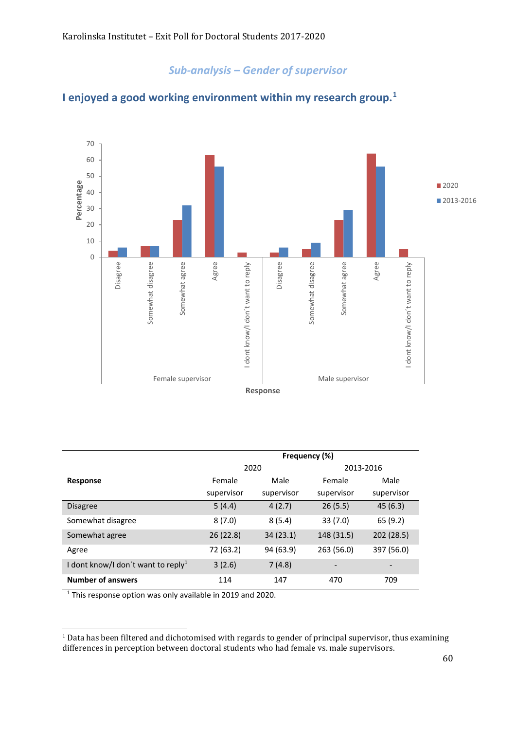## *Sub-analysis – Gender of supervisor*

## I enjoyed a good working environment within my research group.[1]

| Response | Frequency (%) | | | |
|---|---|---|---|---|
| | 2020 | | 2013-2016 | |
| | Female supervisor | Male supervisor | Female supervisor | Male supervisor |
| Disagree | 5 (4.4) | 4 (2.7) | 26 (5.5) | 45 (6.3) |
| Somewhat disagree | 8 (7.0) | 8 (5.4) | 33 (7.0) | 65 (9.2) |
| Somewhat agree | 26 (22.8) | 34 (23.1) | 148 (31.5) | 202 (28.5) |
| Agree | 72 (63.2) | 94 (63.9) | 263 (56.0) | 397 (56.0) |
| I dont know/I don´t want to reply[1] | 3 (2.6) | 7 (4.8) | - | - |
| **Number of answers** | 114 | 147 | 470 | 709 |

[1] This response option was only available in 2019 and 2020.

[1] Data has been filtered and dichotomised with regards to gender of principal supervisor, thus examining differences in perception between doctoral students who had female vs. male supervisors.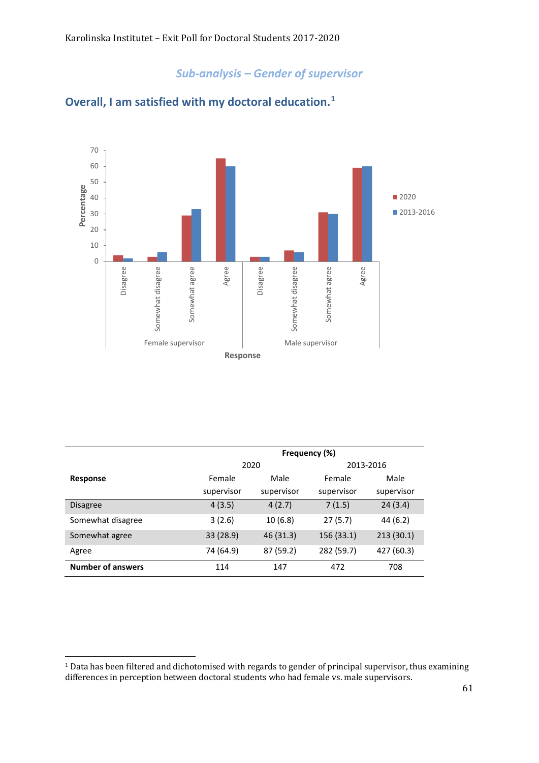## *Sub-analysis – Gender of supervisor*

### Overall, I am satisfied with my doctoral education.[1]

| Response | Frequency (%) | | | |
|---|---|---|---|---|
| | 2020 | | 2013-2016 | |
| | Female supervisor | Male supervisor | Female supervisor | Male supervisor |
| Disagree | 4 (3.5) | 4 (2.7) | 7 (1.5) | 24 (3.4) |
| Somewhat disagree | 3 (2.6) | 10 (6.8) | 27 (5.7) | 44 (6.2) |
| Somewhat agree | 33 (28.9) | 46 (31.3) | 156 (33.1) | 213 (30.1) |
| Agree | 74 (64.9) | 87 (59.2) | 282 (59.7) | 427 (60.3) |
| **Number of answers** | 114 | 147 | 472 | 708 |

[1] Data has been filtered and dichotomised with regards to gender of principal supervisor, thus examining differences in perception between doctoral students who had female vs. male supervisors.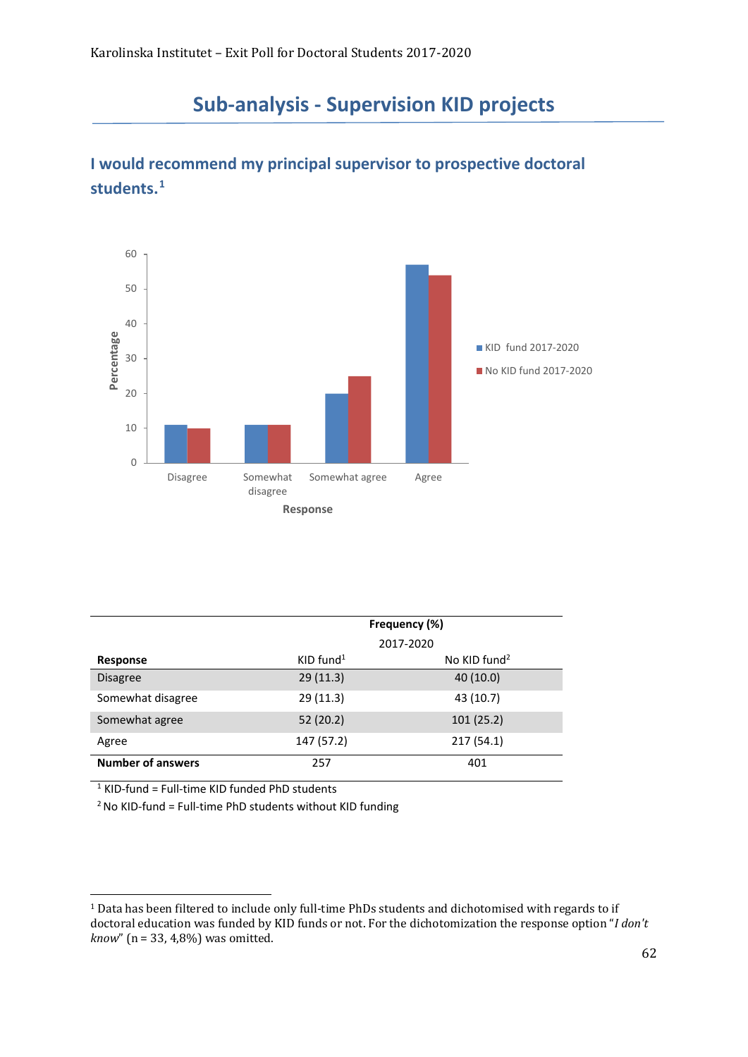## Sub-analysis - Supervision KID projects

### I would recommend my principal supervisor to prospective doctoral students.[1]

| | Frequency (%) | |
|---|---|---|
| | 2017-2020 | |
| **Response** | KID fund[1] | No KID fund[2] |
| Disagree | 29 (11.3) | 40 (10.0) |
| Somewhat disagree | 29 (11.3) | 43 (10.7) |
| Somewhat agree | 52 (20.2) | 101 (25.2) |
| Agree | 147 (57.2) | 217 (54.1) |
| **Number of answers** | 257 | 401 |

[1] KID-fund = Full-time KID funded PhD students

[2] No KID-fund = Full-time PhD students without KID funding

---

[1] Data has been filtered to include only full-time PhDs students and dichotomised with regards to if doctoral education was funded by KID funds or not. For the dichotomization the response option "*I don't know*" (n = 33, 4,8%) was omitted.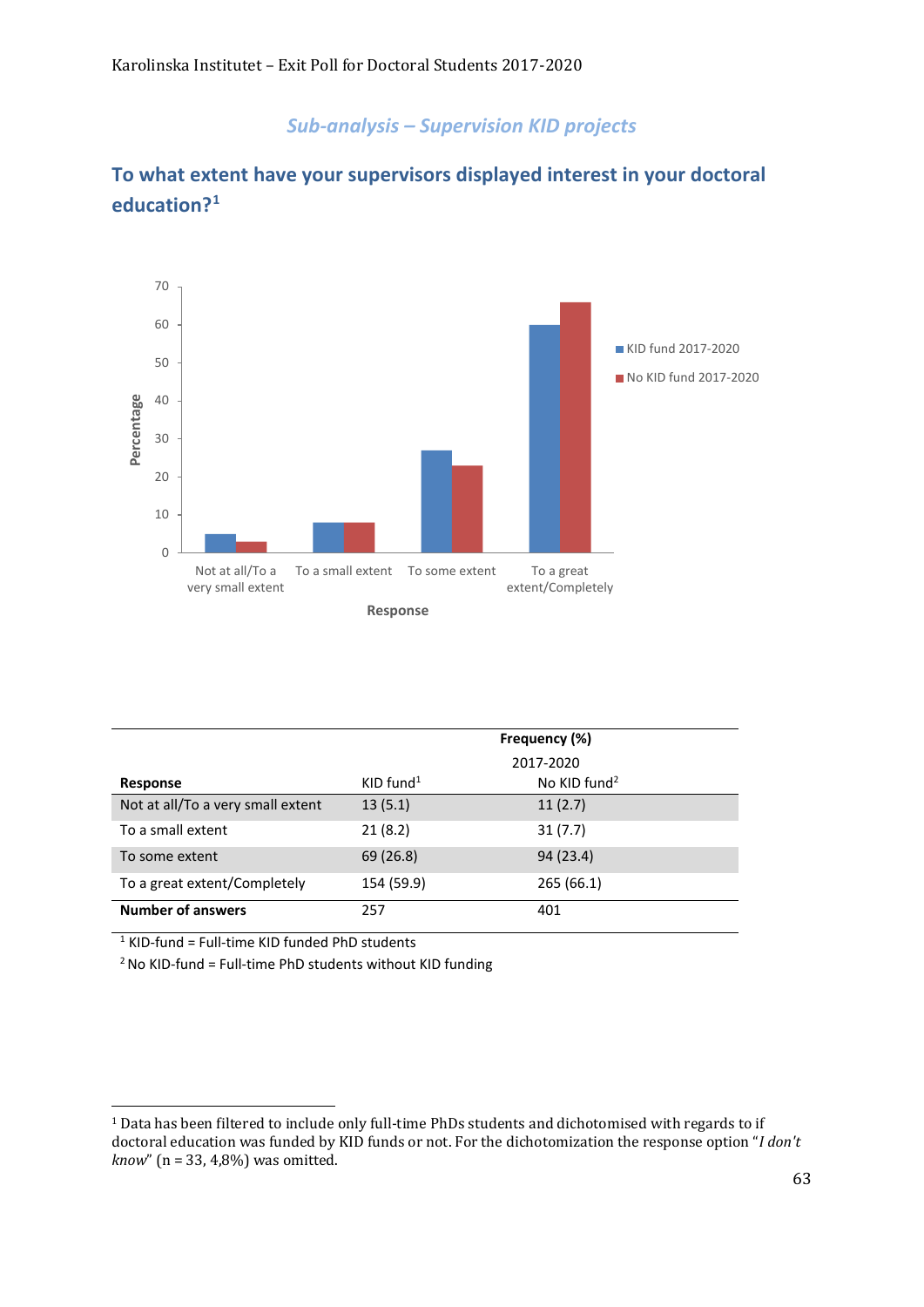*Sub-analysis – Supervision KID projects*

## To what extent have your supervisors displayed interest in your doctoral education?[1]

| Response | Frequency (%) 2017-2020 KID fund[1] | No KID fund[2] |
|---|---|---|
| Not at all/To a very small extent | 13 (5.1) | 11 (2.7) |
| To a small extent | 21 (8.2) | 31 (7.7) |
| To some extent | 69 (26.8) | 94 (23.4) |
| To a great extent/Completely | 154 (59.9) | 265 (66.1) |
| **Number of answers** | 257 | 401 |

[1] KID-fund = Full-time KID funded PhD students

[2] No KID-fund = Full-time PhD students without KID funding

---

[1] Data has been filtered to include only full-time PhDs students and dichotomised with regards to if doctoral education was funded by KID funds or not. For the dichotomization the response option "*I don't know*" (n = 33, 4,8%) was omitted.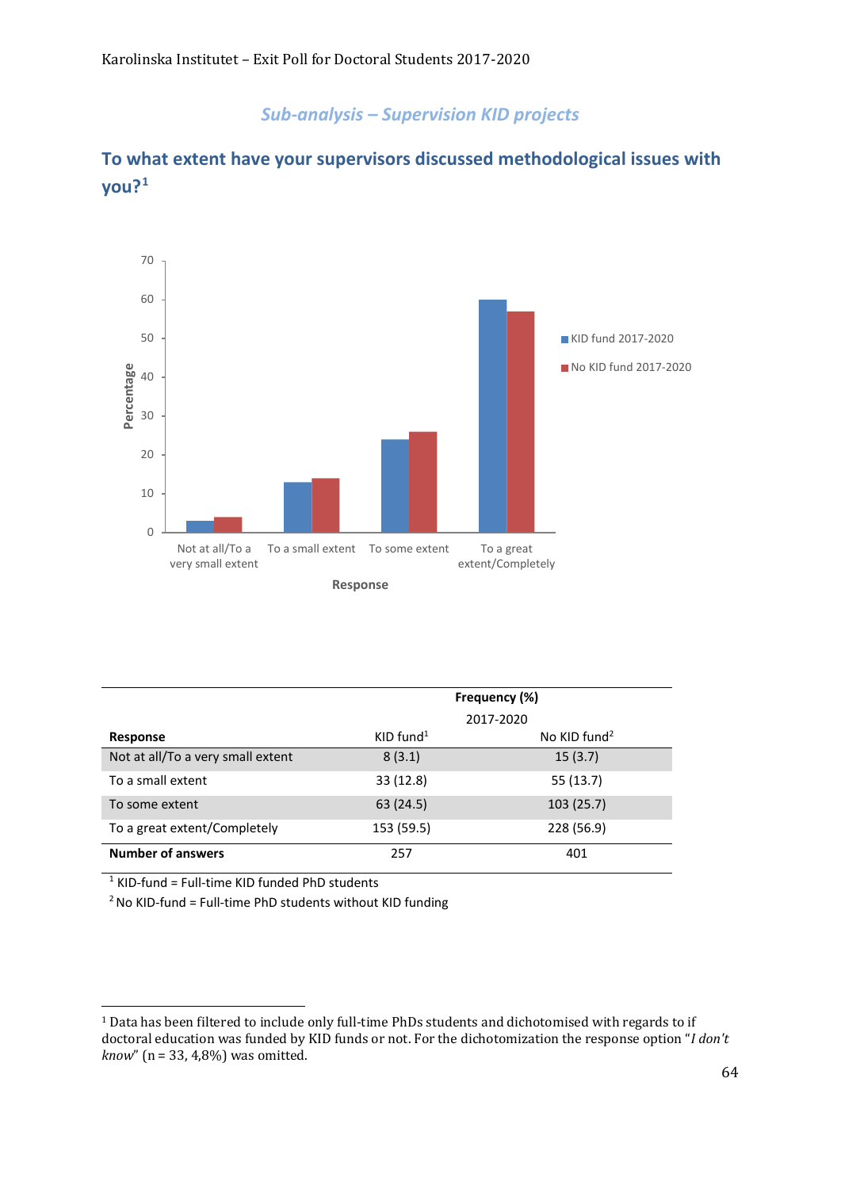*Sub-analysis – Supervision KID projects*

## To what extent have your supervisors discussed methodological issues with you?[1]

| Response | Frequency (%) 2017-2020 KID fund[1] | No KID fund[2] |
|---|---|---|
| Not at all/To a very small extent | 8 (3.1) | 15 (3.7) |
| To a small extent | 33 (12.8) | 55 (13.7) |
| To some extent | 63 (24.5) | 103 (25.7) |
| To a great extent/Completely | 153 (59.5) | 228 (56.9) |
| **Number of answers** | 257 | 401 |

[1] KID-fund = Full-time KID funded PhD students

[2] No KID-fund = Full-time PhD students without KID funding

[1] Data has been filtered to include only full-time PhDs students and dichotomised with regards to if doctoral education was funded by KID funds or not. For the dichotomization the response option "*I don't know*" (n = 33, 4,8%) was omitted.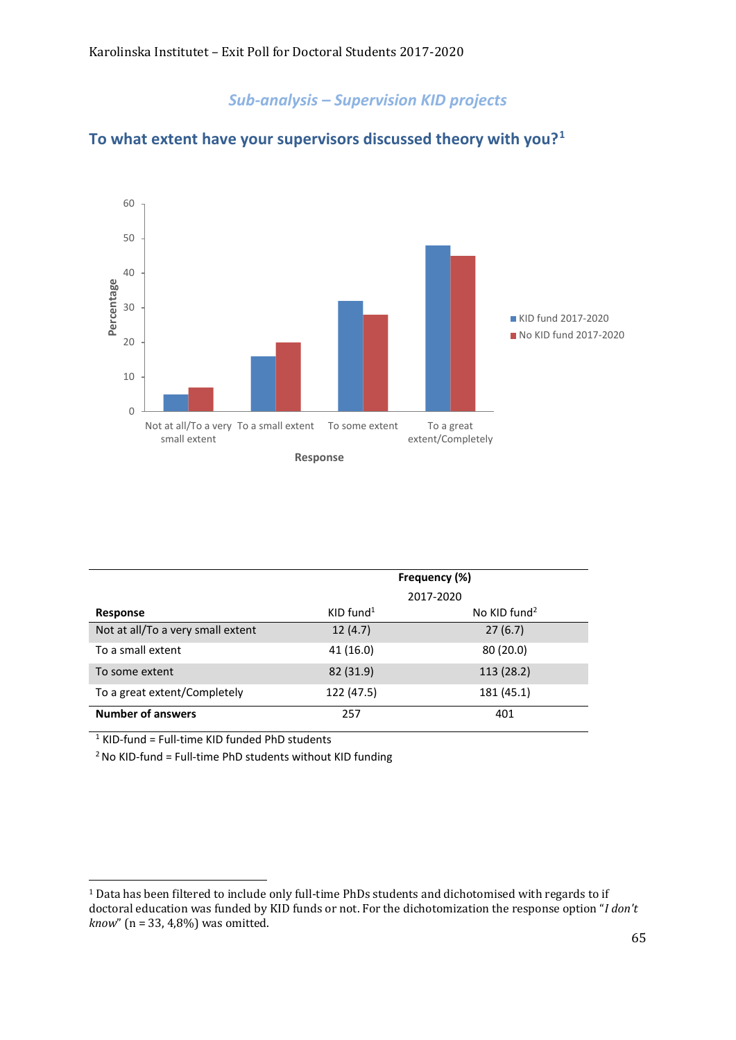## *Sub-analysis – Supervision KID projects*

## To what extent have your supervisors discussed theory with you?[1]

| | Frequency (%) | |
|---|---|---|
| | 2017-2020 | |
| **Response** | KID fund[1] | No KID fund[2] |
| Not at all/To a very small extent | 12 (4.7) | 27 (6.7) |
| To a small extent | 41 (16.0) | 80 (20.0) |
| To some extent | 82 (31.9) | 113 (28.2) |
| To a great extent/Completely | 122 (47.5) | 181 (45.1) |
| **Number of answers** | 257 | 401 |

[1] KID-fund = Full-time KID funded PhD students

[2] No KID-fund = Full-time PhD students without KID funding

[1] Data has been filtered to include only full-time PhDs students and dichotomised with regards to if doctoral education was funded by KID funds or not. For the dichotomization the response option "*I don't know*" (n = 33, 4,8%) was omitted.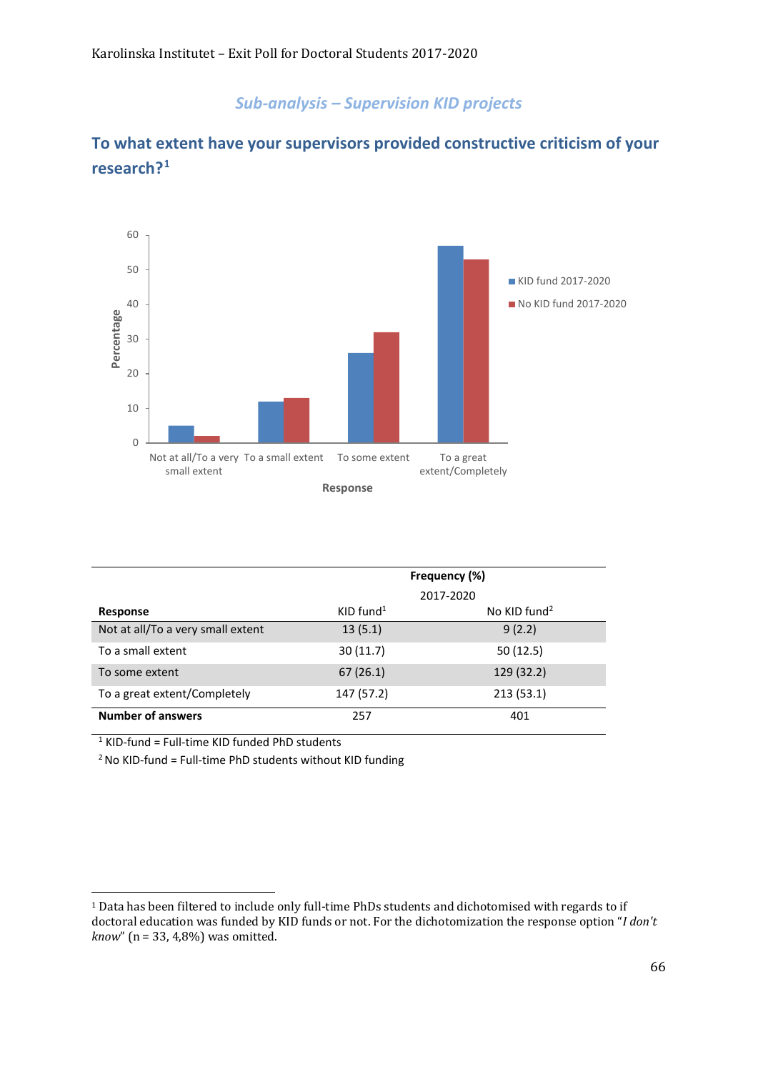*Sub-analysis – Supervision KID projects*

## To what extent have your supervisors provided constructive criticism of your research?[1]

| Response | Frequency (%) 2017-2020 | |
|---|---|---|
| | KID fund[1] | No KID fund[2] |
| Not at all/To a very small extent | 13 (5.1) | 9 (2.2) |
| To a small extent | 30 (11.7) | 50 (12.5) |
| To some extent | 67 (26.1) | 129 (32.2) |
| To a great extent/Completely | 147 (57.2) | 213 (53.1) |
| **Number of answers** | 257 | 401 |

[1] KID-fund = Full-time KID funded PhD students

[2] No KID-fund = Full-time PhD students without KID funding

---

[1] Data has been filtered to include only full-time PhDs students and dichotomised with regards to if doctoral education was funded by KID funds or not. For the dichotomization the response option "*I don't know*" (n = 33, 4,8%) was omitted.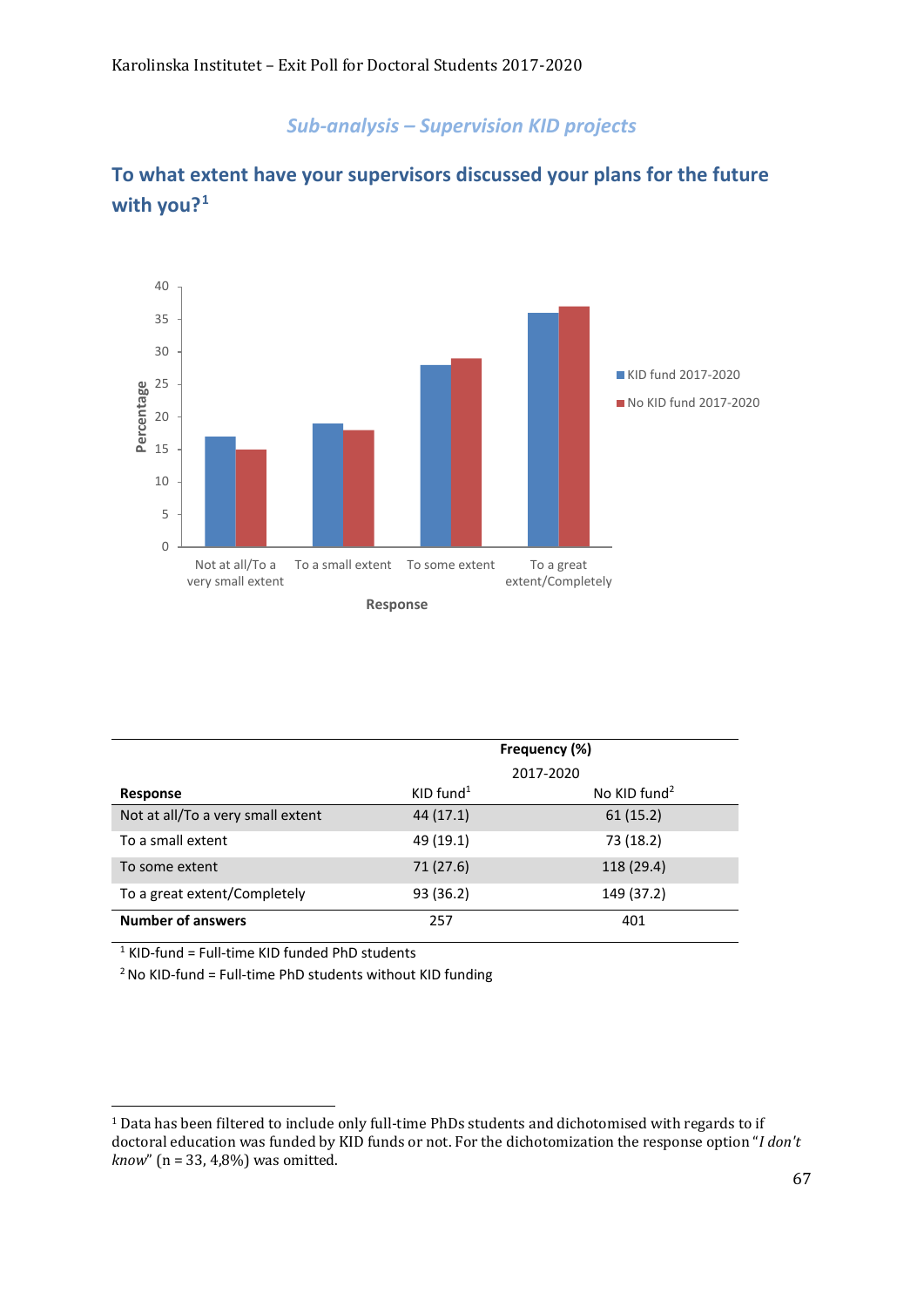*Sub-analysis – Supervision KID projects*

## To what extent have your supervisors discussed your plans for the future with you?[1]

| | Frequency (%) | |
|---|---|---|
| | 2017-2020 | |
| **Response** | KID fund[1] | No KID fund[2] |
| Not at all/To a very small extent | 44 (17.1) | 61 (15.2) |
| To a small extent | 49 (19.1) | 73 (18.2) |
| To some extent | 71 (27.6) | 118 (29.4) |
| To a great extent/Completely | 93 (36.2) | 149 (37.2) |
| **Number of answers** | 257 | 401 |

[1] KID-fund = Full-time KID funded PhD students

[2] No KID-fund = Full-time PhD students without KID funding

---

[1] Data has been filtered to include only full-time PhDs students and dichotomised with regards to if doctoral education was funded by KID funds or not. For the dichotomization the response option "*I don't know*" (n = 33, 4,8%) was omitted.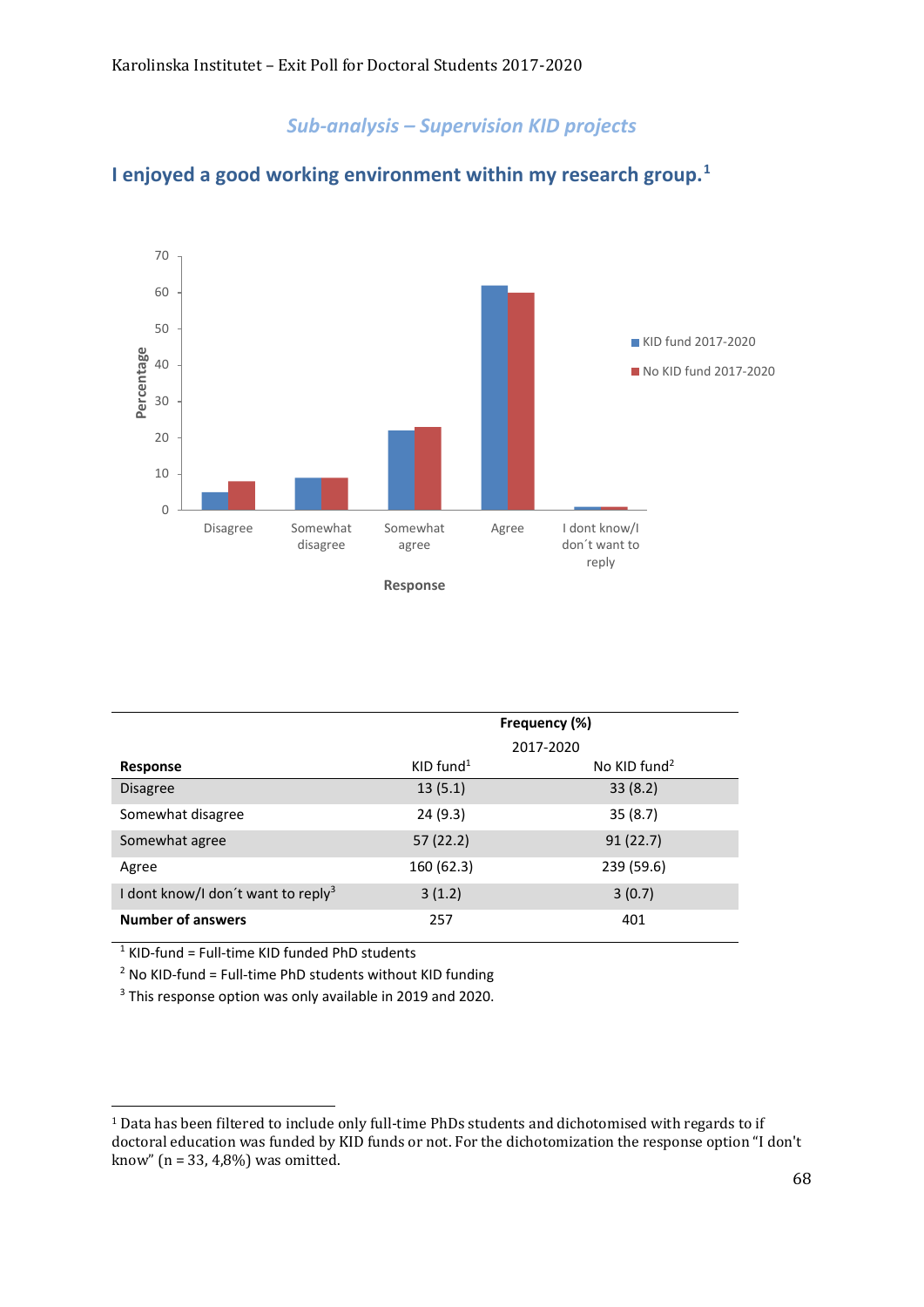## *Sub-analysis – Supervision KID projects*

### I enjoyed a good working environment within my research group.[1]

| Response | Frequency (%) 2017-2020 | |
|---|---|---|
| | KID fund[1] | No KID fund[2] |
| Disagree | 13 (5.1) | 33 (8.2) |
| Somewhat disagree | 24 (9.3) | 35 (8.7) |
| Somewhat agree | 57 (22.2) | 91 (22.7) |
| Agree | 160 (62.3) | 239 (59.6) |
| I dont know/I don´t want to reply[3] | 3 (1.2) | 3 (0.7) |
| **Number of answers** | 257 | 401 |

[1] KID-fund = Full-time KID funded PhD students

[2] No KID-fund = Full-time PhD students without KID funding

[3] This response option was only available in 2019 and 2020.

---

[1] Data has been filtered to include only full-time PhDs students and dichotomised with regards to if doctoral education was funded by KID funds or not. For the dichotomization the response option "I don't know" (n = 33, 4,8%) was omitted.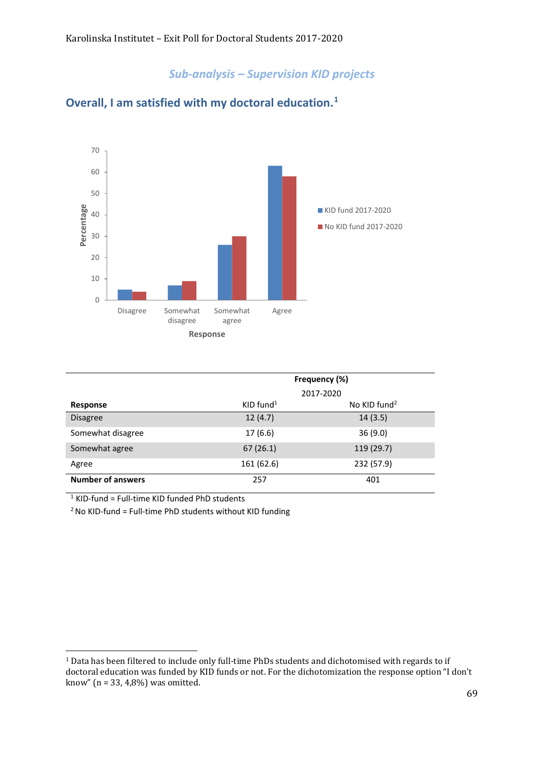*Sub-analysis – Supervision KID projects*

## Overall, I am satisfied with my doctoral education.[1]

| Response | Frequency (%) 2017-2020 KID fund[1] | No KID fund[2] |
|---|---|---|
| Disagree | 12 (4.7) | 14 (3.5) |
| Somewhat disagree | 17 (6.6) | 36 (9.0) |
| Somewhat agree | 67 (26.1) | 119 (29.7) |
| Agree | 161 (62.6) | 232 (57.9) |
| **Number of answers** | 257 | 401 |

[1] KID-fund = Full-time KID funded PhD students

[2] No KID-fund = Full-time PhD students without KID funding

---

[1] Data has been filtered to include only full-time PhDs students and dichotomised with regards to if doctoral education was funded by KID funds or not. For the dichotomization the response option "I don't know" (n = 33, 4,8%) was omitted.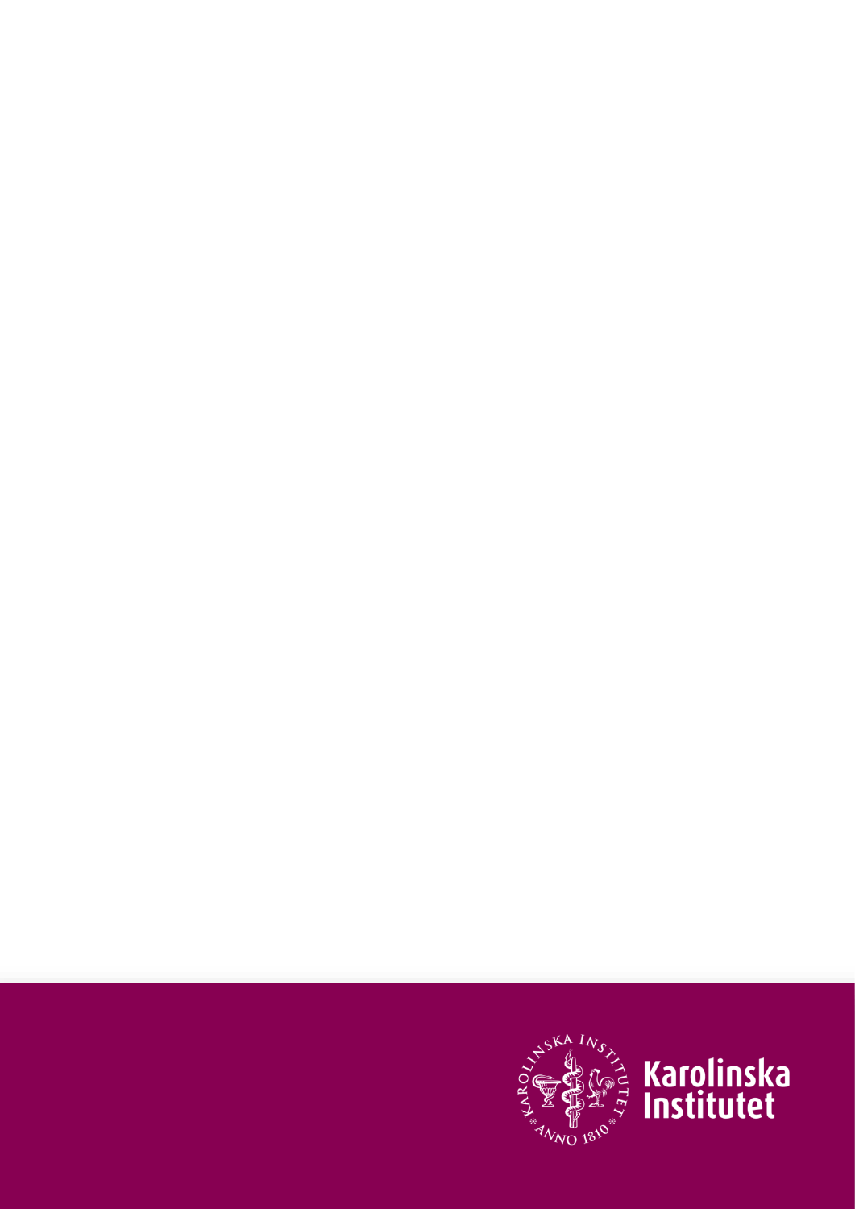Karolinska Institutet